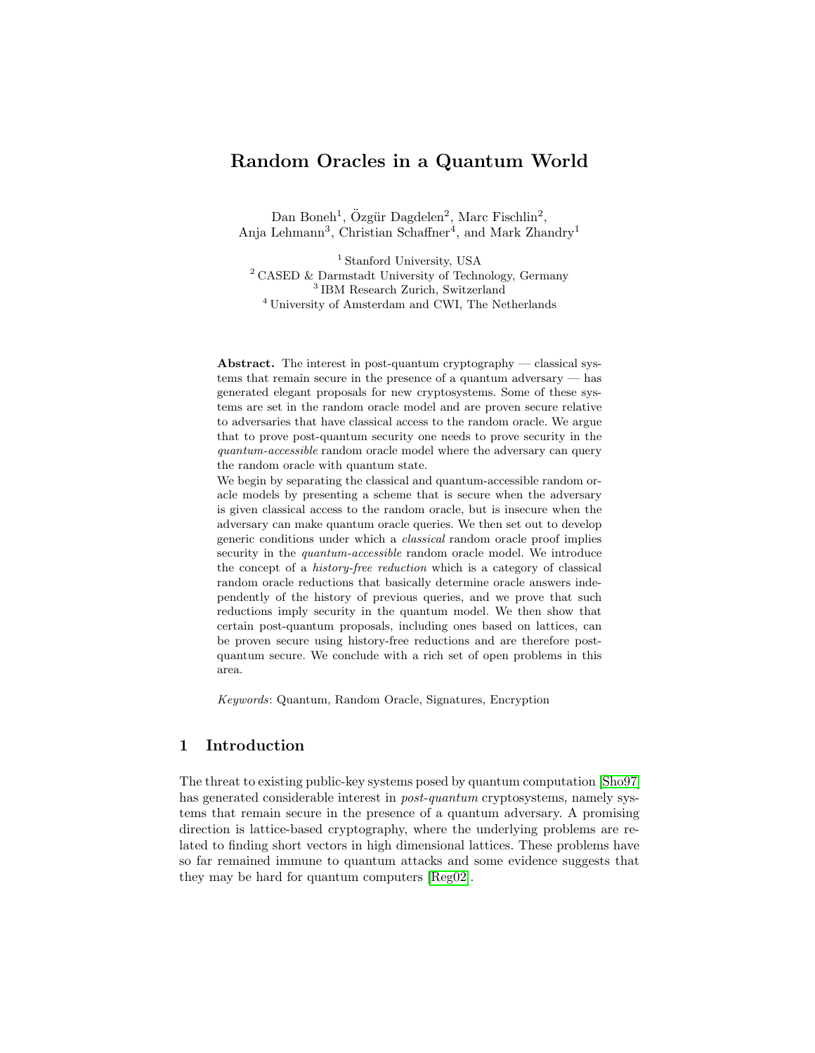# Random Oracles in a Quantum World

Dan Boneh[1], Özgür Dagdelen[2], Marc Fischlin[2], Anja Lehmann[3], Christian Schaffner[4], and Mark Zhandry[1]

[1] Stanford University, USA
[2] CASED & Darmstadt University of Technology, Germany
[3] IBM Research Zurich, Switzerland
[4] University of Amsterdam and CWI, The Netherlands

**Abstract.** The interest in post-quantum cryptography — classical systems that remain secure in the presence of a quantum adversary — has generated elegant proposals for new cryptosystems. Some of these systems are set in the random oracle model and are proven secure relative to adversaries that have classical access to the random oracle. We argue that to prove post-quantum security one needs to prove security in the *quantum-accessible* random oracle model where the adversary can query the random oracle with quantum state.

We begin by separating the classical and quantum-accessible random oracle models by presenting a scheme that is secure when the adversary is given classical access to the random oracle, but is insecure when the adversary can make quantum oracle queries. We then set out to develop generic conditions under which a *classical* random oracle proof implies security in the *quantum-accessible* random oracle model. We introduce the concept of a *history-free reduction* which is a category of classical random oracle reductions that basically determine oracle answers independently of the history of previous queries, and we prove that such reductions imply security in the quantum model. We then show that certain post-quantum proposals, including ones based on lattices, can be proven secure using history-free reductions and are therefore post-quantum secure. We conclude with a rich set of open problems in this area.

*Keywords*: Quantum, Random Oracle, Signatures, Encryption

## 1 Introduction

The threat to existing public-key systems posed by quantum computation [Sho97] has generated considerable interest in *post-quantum* cryptosystems, namely systems that remain secure in the presence of a quantum adversary. A promising direction is lattice-based cryptography, where the underlying problems are related to finding short vectors in high dimensional lattices. These problems have so far remained immune to quantum attacks and some evidence suggests that they may be hard for quantum computers [Reg02].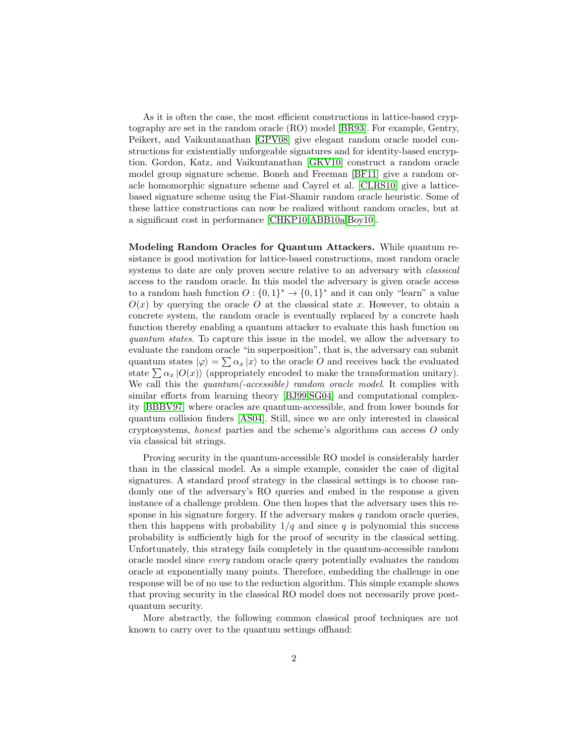As it is often the case, the most efficient constructions in lattice-based cryptography are set in the random oracle (RO) model [BR93]. For example, Gentry, Peikert, and Vaikuntanathan [GPV08] give elegant random oracle model constructions for existentially unforgeable signatures and for identity-based encryption. Gordon, Katz, and Vaikuntanathan [GKV10] construct a random oracle model group signature scheme. Boneh and Freeman [BF11] give a random oracle homomorphic signature scheme and Cayrel et al. [CLRS10] give a lattice-based signature scheme using the Fiat-Shamir random oracle heuristic. Some of these lattice constructions can now be realized without random oracles, but at a significant cost in performance [CHKP10,ABB10a,Boy10].

**Modeling Random Oracles for Quantum Attackers.** While quantum resistance is good motivation for lattice-based constructions, most random oracle systems to date are only proven secure relative to an adversary with *classical* access to the random oracle. In this model the adversary is given oracle access to a random hash function $O : \{0,1\}^* \to \{0,1\}^*$ and it can only "learn" a value $O(x)$ by querying the oracle $O$ at the classical state $x$. However, to obtain a concrete system, the random oracle is eventually replaced by a concrete hash function thereby enabling a quantum attacker to evaluate this hash function on *quantum states*. To capture this issue in the model, we allow the adversary to evaluate the random oracle "in superposition", that is, the adversary can submit quantum states $|\varphi\rangle = \sum \alpha_x |x\rangle$ to the oracle $O$ and receives back the evaluated state $\sum \alpha_x |O(x)\rangle$ (appropriately encoded to make the transformation unitary). We call this the *quantum(-accessible) random oracle model*. It complies with similar efforts from learning theory [BJ99,SG04] and computational complexity [BBBV97] where oracles are quantum-accessible, and from lower bounds for quantum collision finders [AS04]. Still, since we are only interested in classical cryptosystems, *honest* parties and the scheme's algorithms can access $O$ only via classical bit strings.

Proving security in the quantum-accessible RO model is considerably harder than in the classical model. As a simple example, consider the case of digital signatures. A standard proof strategy in the classical settings is to choose randomly one of the adversary's RO queries and embed in the response a given instance of a challenge problem. One then hopes that the adversary uses this response in his signature forgery. If the adversary makes $q$ random oracle queries, then this happens with probability $1/q$ and since $q$ is polynomial this success probability is sufficiently high for the proof of security in the classical setting. Unfortunately, this strategy fails completely in the quantum-accessible random oracle model since *every* random oracle query potentially evaluates the random oracle at exponentially many points. Therefore, embedding the challenge in one response will be of no use to the reduction algorithm. This simple example shows that proving security in the classical RO model does not necessarily prove post-quantum security.

More abstractly, the following common classical proof techniques are not known to carry over to the quantum settings offhand: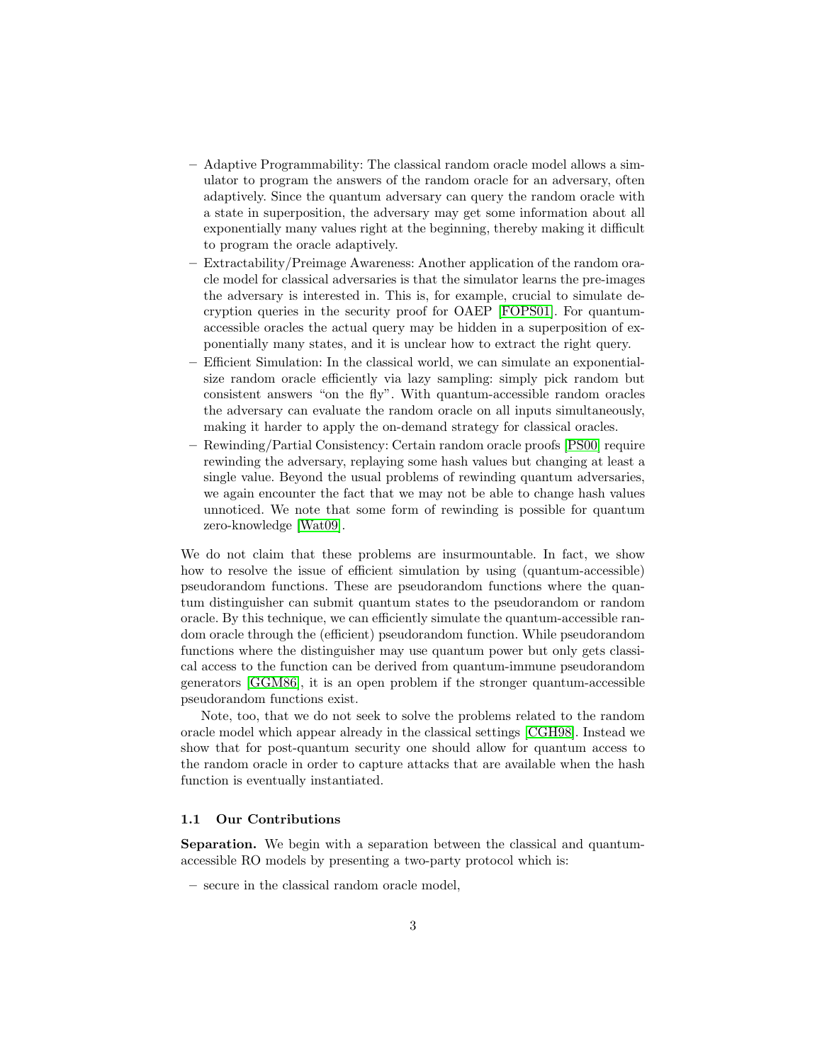- Adaptive Programmability: The classical random oracle model allows a simulator to program the answers of the random oracle for an adversary, often adaptively. Since the quantum adversary can query the random oracle with a state in superposition, the adversary may get some information about all exponentially many values right at the beginning, thereby making it difficult to program the oracle adaptively.
- Extractability/Preimage Awareness: Another application of the random oracle model for classical adversaries is that the simulator learns the pre-images the adversary is interested in. This is, for example, crucial to simulate decryption queries in the security proof for OAEP [FOPS01]. For quantum-accessible oracles the actual query may be hidden in a superposition of exponentially many states, and it is unclear how to extract the right query.
- Efficient Simulation: In the classical world, we can simulate an exponential-size random oracle efficiently via lazy sampling: simply pick random but consistent answers "on the fly". With quantum-accessible random oracles the adversary can evaluate the random oracle on all inputs simultaneously, making it harder to apply the on-demand strategy for classical oracles.
- Rewinding/Partial Consistency: Certain random oracle proofs [PS00] require rewinding the adversary, replaying some hash values but changing at least a single value. Beyond the usual problems of rewinding quantum adversaries, we again encounter the fact that we may not be able to change hash values unnoticed. We note that some form of rewinding is possible for quantum zero-knowledge [Wat09].

We do not claim that these problems are insurmountable. In fact, we show how to resolve the issue of efficient simulation by using (quantum-accessible) pseudorandom functions. These are pseudorandom functions where the quantum distinguisher can submit quantum states to the pseudorandom or random oracle. By this technique, we can efficiently simulate the quantum-accessible random oracle through the (efficient) pseudorandom function. While pseudorandom functions where the distinguisher may use quantum power but only gets classical access to the function can be derived from quantum-immune pseudorandom generators [GGM86], it is an open problem if the stronger quantum-accessible pseudorandom functions exist.

Note, too, that we do not seek to solve the problems related to the random oracle model which appear already in the classical settings [CGH98]. Instead we show that for post-quantum security one should allow for quantum access to the random oracle in order to capture attacks that are available when the hash function is eventually instantiated.

### 1.1 Our Contributions

**Separation.** We begin with a separation between the classical and quantum-accessible RO models by presenting a two-party protocol which is:

- secure in the classical random oracle model,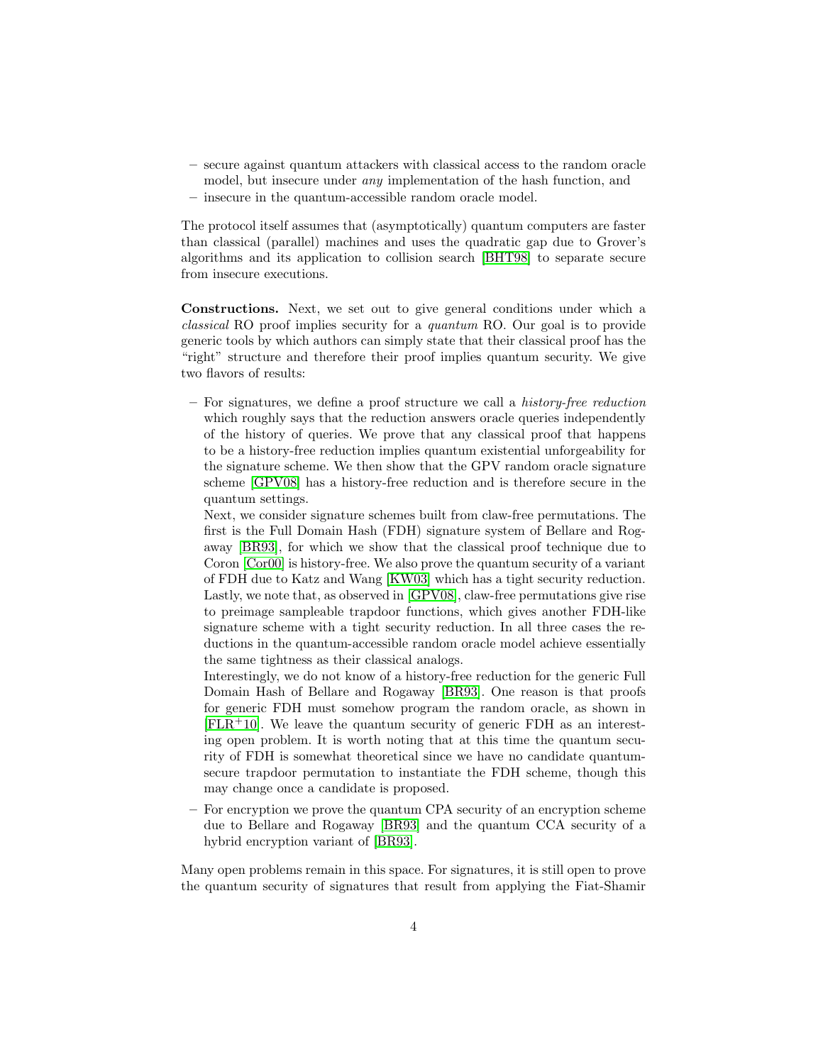- secure against quantum attackers with classical access to the random oracle model, but insecure under *any* implementation of the hash function, and
- insecure in the quantum-accessible random oracle model.

The protocol itself assumes that (asymptotically) quantum computers are faster than classical (parallel) machines and uses the quadratic gap due to Grover's algorithms and its application to collision search [BHT98] to separate secure from insecure executions.

**Constructions.** Next, we set out to give general conditions under which a *classical* RO proof implies security for a *quantum* RO. Our goal is to provide generic tools by which authors can simply state that their classical proof has the "right" structure and therefore their proof implies quantum security. We give two flavors of results:

- For signatures, we define a proof structure we call a *history-free reduction* which roughly says that the reduction answers oracle queries independently of the history of queries. We prove that any classical proof that happens to be a history-free reduction implies quantum existential unforgeability for the signature scheme. We then show that the GPV random oracle signature scheme [GPV08] has a history-free reduction and is therefore secure in the quantum settings.
  Next, we consider signature schemes built from claw-free permutations. The first is the Full Domain Hash (FDH) signature system of Bellare and Rogaway [BR93], for which we show that the classical proof technique due to Coron [Cor00] is history-free. We also prove the quantum security of a variant of FDH due to Katz and Wang [KW03] which has a tight security reduction. Lastly, we note that, as observed in [GPV08], claw-free permutations give rise to preimage sampleable trapdoor functions, which gives another FDH-like signature scheme with a tight security reduction. In all three cases the reductions in the quantum-accessible random oracle model achieve essentially the same tightness as their classical analogs.
  Interestingly, we do not know of a history-free reduction for the generic Full Domain Hash of Bellare and Rogaway [BR93]. One reason is that proofs for generic FDH must somehow program the random oracle, as shown in [FLR+10]. We leave the quantum security of generic FDH as an interesting open problem. It is worth noting that at this time the quantum security of FDH is somewhat theoretical since we have no candidate quantum-secure trapdoor permutation to instantiate the FDH scheme, though this may change once a candidate is proposed.
- For encryption we prove the quantum CPA security of an encryption scheme due to Bellare and Rogaway [BR93] and the quantum CCA security of a hybrid encryption variant of [BR93].

Many open problems remain in this space. For signatures, it is still open to prove the quantum security of signatures that result from applying the Fiat-Shamir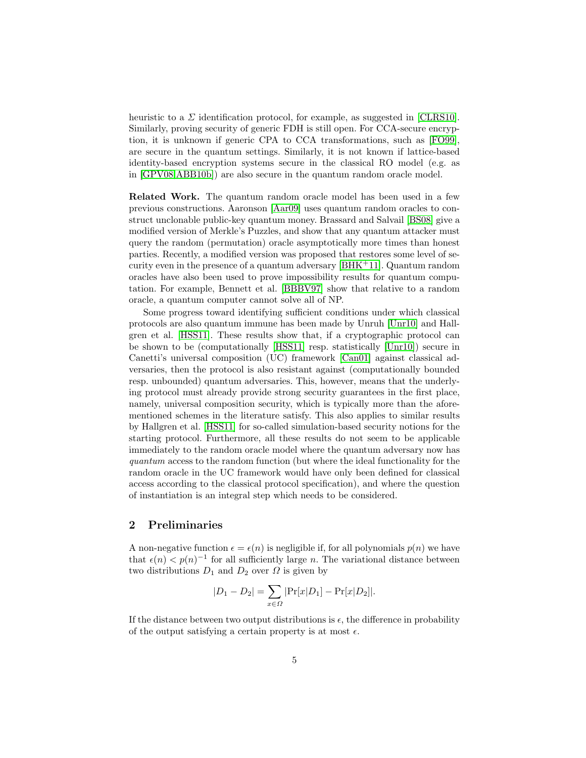heuristic to a $\Sigma$ identification protocol, for example, as suggested in [CLRS10]. Similarly, proving security of generic FDH is still open. For CCA-secure encryption, it is unknown if generic CPA to CCA transformations, such as [FO99], are secure in the quantum settings. Similarly, it is not known if lattice-based identity-based encryption systems secure in the classical RO model (e.g. as in [GPV08,ABB10b]) are also secure in the quantum random oracle model.

**Related Work.** The quantum random oracle model has been used in a few previous constructions. Aaronson [Aar09] uses quantum random oracles to construct unclonable public-key quantum money. Brassard and Salvail [BS08] give a modified version of Merkle's Puzzles, and show that any quantum attacker must query the random (permutation) oracle asymptotically more times than honest parties. Recently, a modified version was proposed that restores some level of security even in the presence of a quantum adversary [BHK+11]. Quantum random oracles have also been used to prove impossibility results for quantum computation. For example, Bennett et al. [BBBV97] show that relative to a random oracle, a quantum computer cannot solve all of NP.

Some progress toward identifying sufficient conditions under which classical protocols are also quantum immune has been made by Unruh [Unr10] and Hallgren et al. [HSS11]. These results show that, if a cryptographic protocol can be shown to be (computationally [HSS11] resp. statistically [Unr10]) secure in Canetti's universal composition (UC) framework [Can01] against classical adversaries, then the protocol is also resistant against (computationally bounded resp. unbounded) quantum adversaries. This, however, means that the underlying protocol must already provide strong security guarantees in the first place, namely, universal composition security, which is typically more than the aforementioned schemes in the literature satisfy. This also applies to similar results by Hallgren et al. [HSS11] for so-called simulation-based security notions for the starting protocol. Furthermore, all these results do not seem to be applicable immediately to the random oracle model where the quantum adversary now has *quantum* access to the random function (but where the ideal functionality for the random oracle in the UC framework would have only been defined for classical access according to the classical protocol specification), and where the question of instantiation is an integral step which needs to be considered.

## 2 Preliminaries

A non-negative function $\epsilon = \epsilon(n)$ is negligible if, for all polynomials $p(n)$ we have that $\epsilon(n) < p(n)^{-1}$ for all sufficiently large $n$. The variational distance between two distributions $D_1$ and $D_2$ over $\Omega$ is given by

$$|D_1 - D_2| = \sum_{x \in \Omega} |\Pr[x|D_1] - \Pr[x|D_2]|.$$

If the distance between two output distributions is $\epsilon$, the difference in probability of the output satisfying a certain property is at most $\epsilon$.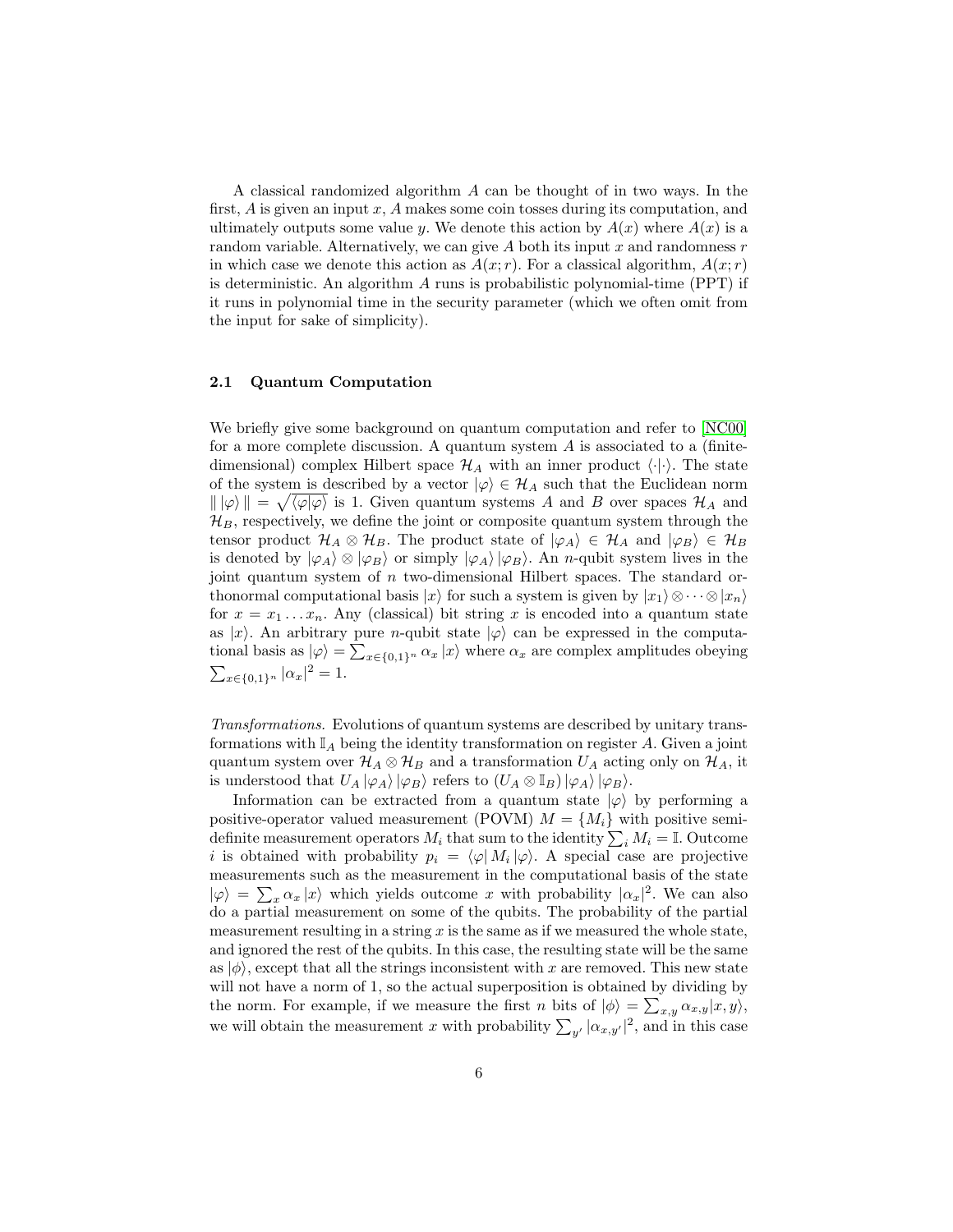A classical randomized algorithm $A$ can be thought of in two ways. In the first, $A$ is given an input $x$, $A$ makes some coin tosses during its computation, and ultimately outputs some value $y$. We denote this action by $A(x)$ where $A(x)$ is a random variable. Alternatively, we can give $A$ both its input $x$ and randomness $r$ in which case we denote this action as $A(x; r)$. For a classical algorithm, $A(x; r)$ is deterministic. An algorithm $A$ runs is probabilistic polynomial-time (PPT) if it runs in polynomial time in the security parameter (which we often omit from the input for sake of simplicity).

### 2.1 Quantum Computation

We briefly give some background on quantum computation and refer to [NC00] for a more complete discussion. A quantum system $A$ is associated to a (finite-dimensional) complex Hilbert space $\mathcal{H}_A$ with an inner product $\langle \cdot | \cdot \rangle$. The state of the system is described by a vector $|\varphi\rangle \in \mathcal{H}_A$ such that the Euclidean norm $\| \, |\varphi\rangle \, \| = \sqrt{\langle \varphi | \varphi \rangle}$ is 1. Given quantum systems $A$ and $B$ over spaces $\mathcal{H}_A$ and $\mathcal{H}_B$, respectively, we define the joint or composite quantum system through the tensor product $\mathcal{H}_A \otimes \mathcal{H}_B$. The product state of $|\varphi_A\rangle \in \mathcal{H}_A$ and $|\varphi_B\rangle \in \mathcal{H}_B$ is denoted by $|\varphi_A\rangle \otimes |\varphi_B\rangle$ or simply $|\varphi_A\rangle |\varphi_B\rangle$. An $n$-qubit system lives in the joint quantum system of $n$ two-dimensional Hilbert spaces. The standard orthonormal computational basis $|x\rangle$ for such a system is given by $|x_1\rangle \otimes \cdots \otimes |x_n\rangle$ for $x = x_1 \ldots x_n$. Any (classical) bit string $x$ is encoded into a quantum state as $|x\rangle$. An arbitrary pure $n$-qubit state $|\varphi\rangle$ can be expressed in the computational basis as $|\varphi\rangle = \sum_{x \in \{0,1\}^n} \alpha_x |x\rangle$ where $\alpha_x$ are complex amplitudes obeying $\sum_{x \in \{0,1\}^n} |\alpha_x|^2 = 1$.

*Transformations.* Evolutions of quantum systems are described by unitary transformations with $\mathbb{I}_A$ being the identity transformation on register $A$. Given a joint quantum system over $\mathcal{H}_A \otimes \mathcal{H}_B$ and a transformation $U_A$ acting only on $\mathcal{H}_A$, it is understood that $U_A |\varphi_A\rangle |\varphi_B\rangle$ refers to $(U_A \otimes \mathbb{I}_B) |\varphi_A\rangle |\varphi_B\rangle$.

Information can be extracted from a quantum state $|\varphi\rangle$ by performing a positive-operator valued measurement (POVM) $M = \{M_i\}$ with positive semi-definite measurement operators $M_i$ that sum to the identity $\sum_i M_i = \mathbb{I}$. Outcome $i$ is obtained with probability $p_i = \langle \varphi | M_i | \varphi \rangle$. A special case are projective measurements such as the measurement in the computational basis of the state $|\varphi\rangle = \sum_x \alpha_x |x\rangle$ which yields outcome $x$ with probability $|\alpha_x|^2$. We can also do a partial measurement on some of the qubits. The probability of the partial measurement resulting in a string $x$ is the same as if we measured the whole state, and ignored the rest of the qubits. In this case, the resulting state will be the same as $|\phi\rangle$, except that all the strings inconsistent with $x$ are removed. This new state will not have a norm of 1, so the actual superposition is obtained by dividing by the norm. For example, if we measure the first $n$ bits of $|\phi\rangle = \sum_{x,y} \alpha_{x,y} |x, y\rangle$, we will obtain the measurement $x$ with probability $\sum_{y'} |\alpha_{x,y'}|^2$, and in this case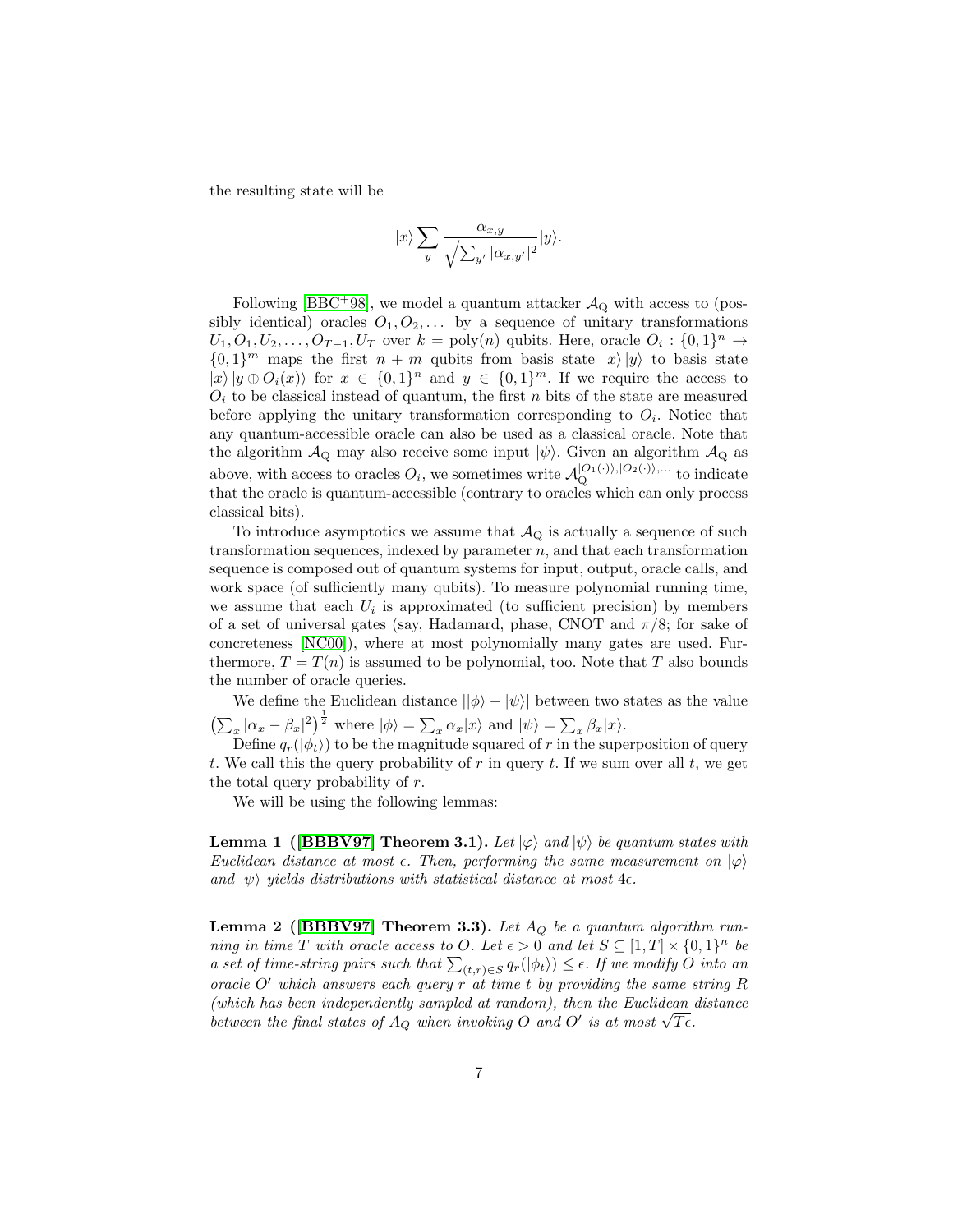the resulting state will be

$$|x\rangle \sum_y \frac{\alpha_{x,y}}{\sqrt{\sum_{y'} |\alpha_{x,y'}|^2}} |y\rangle.$$

Following [BBC+98], we model a quantum attacker $\mathcal{A}_\text{Q}$ with access to (possibly identical) oracles $O_1, O_2, \ldots$ by a sequence of unitary transformations $U_1, O_1, U_2, \ldots, O_{T-1}, U_T$ over $k = \text{poly}(n)$ qubits. Here, oracle $O_i : \{0,1\}^n \to \{0,1\}^m$ maps the first $n+m$ qubits from basis state $|x\rangle\,|y\rangle$ to basis state $|x\rangle\,|y \oplus O_i(x)\rangle$ for $x \in \{0,1\}^n$ and $y \in \{0,1\}^m$. If we require the access to $O_i$ to be classical instead of quantum, the first $n$ bits of the state are measured before applying the unitary transformation corresponding to $O_i$. Notice that any quantum-accessible oracle can also be used as a classical oracle. Note that the algorithm $\mathcal{A}_\text{Q}$ may also receive some input $|\psi\rangle$. Given an algorithm $\mathcal{A}_\text{Q}$ as above, with access to oracles $O_i$, we sometimes write $\mathcal{A}_\text{Q}^{|O_1(\cdot)\rangle, |O_2(\cdot)\rangle, \ldots}$ to indicate that the oracle is quantum-accessible (contrary to oracles which can only process classical bits).

To introduce asymptotics we assume that $\mathcal{A}_\text{Q}$ is actually a sequence of such transformation sequences, indexed by parameter $n$, and that each transformation sequence is composed out of quantum systems for input, output, oracle calls, and work space (of sufficiently many qubits). To measure polynomial running time, we assume that each $U_i$ is approximated (to sufficient precision) by members of a set of universal gates (say, Hadamard, phase, CNOT and $\pi/8$; for sake of concreteness [NC00]), where at most polynomially many gates are used. Furthermore, $T = T(n)$ is assumed to be polynomial, too. Note that $T$ also bounds the number of oracle queries.

We define the Euclidean distance $||\phi\rangle - |\psi\rangle|$ between two states as the value $\left(\sum_x |\alpha_x - \beta_x|^2\right)^{\frac{1}{2}}$ where $|\phi\rangle = \sum_x \alpha_x |x\rangle$ and $|\psi\rangle = \sum_x \beta_x |x\rangle$.

Define $q_r(|\phi_t\rangle)$ to be the magnitude squared of $r$ in the superposition of query $t$. We call this the query probability of $r$ in query $t$. If we sum over all $t$, we get the total query probability of $r$.

We will be using the following lemmas:

**Lemma 1 ([BBBV97] Theorem 3.1).** *Let $|\varphi\rangle$ and $|\psi\rangle$ be quantum states with Euclidean distance at most $\epsilon$. Then, performing the same measurement on $|\varphi\rangle$ and $|\psi\rangle$ yields distributions with statistical distance at most $4\epsilon$.*

**Lemma 2 ([BBBV97] Theorem 3.3).** *Let $A_Q$ be a quantum algorithm running in time $T$ with oracle access to $O$. Let $\epsilon > 0$ and let $S \subseteq [1,T] \times \{0,1\}^n$ be a set of time-string pairs such that $\sum_{(t,r) \in S} q_r(|\phi_t\rangle) \leq \epsilon$. If we modify $O$ into an oracle $O'$ which answers each query $r$ at time $t$ by providing the same string $R$ (which has been independently sampled at random), then the Euclidean distance between the final states of $A_Q$ when invoking $O$ and $O'$ is at most $\sqrt{T\epsilon}$.*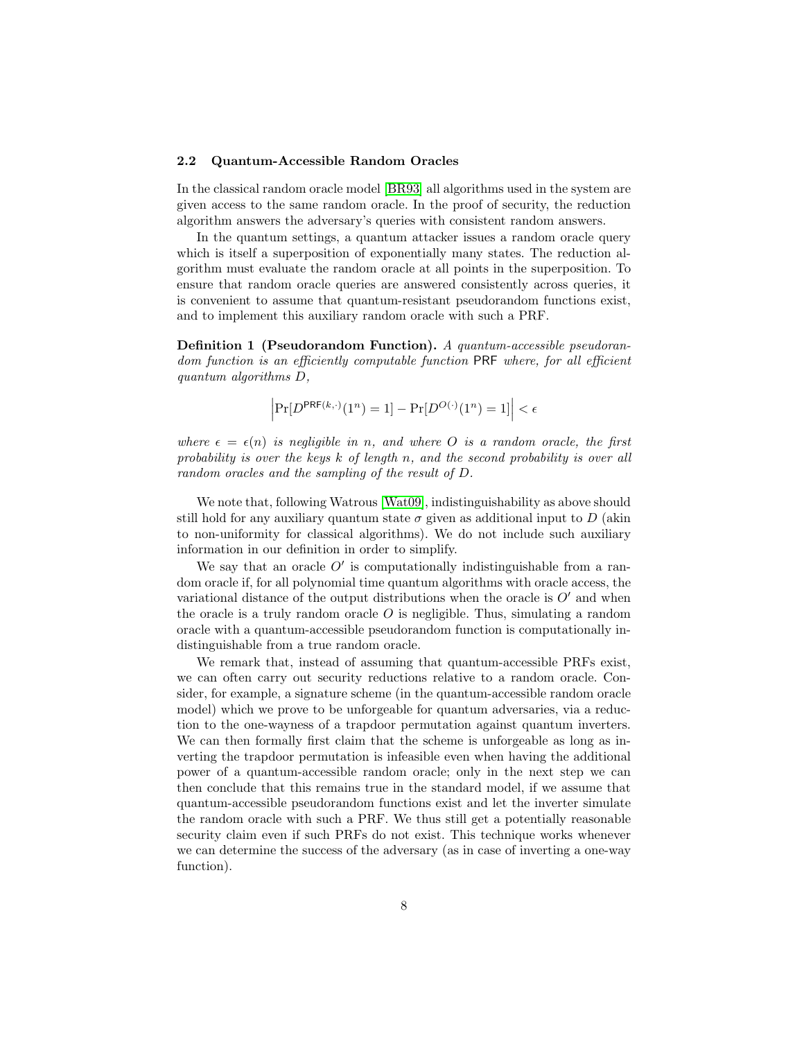### 2.2 Quantum-Accessible Random Oracles

In the classical random oracle model [BR93] all algorithms used in the system are given access to the same random oracle. In the proof of security, the reduction algorithm answers the adversary's queries with consistent random answers.

In the quantum settings, a quantum attacker issues a random oracle query which is itself a superposition of exponentially many states. The reduction algorithm must evaluate the random oracle at all points in the superposition. To ensure that random oracle queries are answered consistently across queries, it is convenient to assume that quantum-resistant pseudorandom functions exist, and to implement this auxiliary random oracle with such a PRF.

**Definition 1 (Pseudorandom Function).** *A quantum-accessible pseudorandom function is an efficiently computable function* $\mathsf{PRF}$ *where, for all efficient quantum algorithms* $D$*,*

$$\left|\Pr[D^{\mathsf{PRF}(k,\cdot)}(1^n) = 1] - \Pr[D^{O(\cdot)}(1^n) = 1]\right| < \epsilon$$

*where* $\epsilon = \epsilon(n)$ *is negligible in* $n$*, and where* $O$ *is a random oracle, the first probability is over the keys* $k$ *of length* $n$*, and the second probability is over all random oracles and the sampling of the result of* $D$*.*

We note that, following Watrous [Wat09], indistinguishability as above should still hold for any auxiliary quantum state $\sigma$ given as additional input to $D$ (akin to non-uniformity for classical algorithms). We do not include such auxiliary information in our definition in order to simplify.

We say that an oracle $O'$ is computationally indistinguishable from a random oracle if, for all polynomial time quantum algorithms with oracle access, the variational distance of the output distributions when the oracle is $O'$ and when the oracle is a truly random oracle $O$ is negligible. Thus, simulating a random oracle with a quantum-accessible pseudorandom function is computationally indistinguishable from a true random oracle.

We remark that, instead of assuming that quantum-accessible PRFs exist, we can often carry out security reductions relative to a random oracle. Consider, for example, a signature scheme (in the quantum-accessible random oracle model) which we prove to be unforgeable for quantum adversaries, via a reduction to the one-wayness of a trapdoor permutation against quantum inverters. We can then formally first claim that the scheme is unforgeable as long as inverting the trapdoor permutation is infeasible even when having the additional power of a quantum-accessible random oracle; only in the next step we can then conclude that this remains true in the standard model, if we assume that quantum-accessible pseudorandom functions exist and let the inverter simulate the random oracle with such a PRF. We thus still get a potentially reasonable security claim even if such PRFs do not exist. This technique works whenever we can determine the success of the adversary (as in case of inverting a one-way function).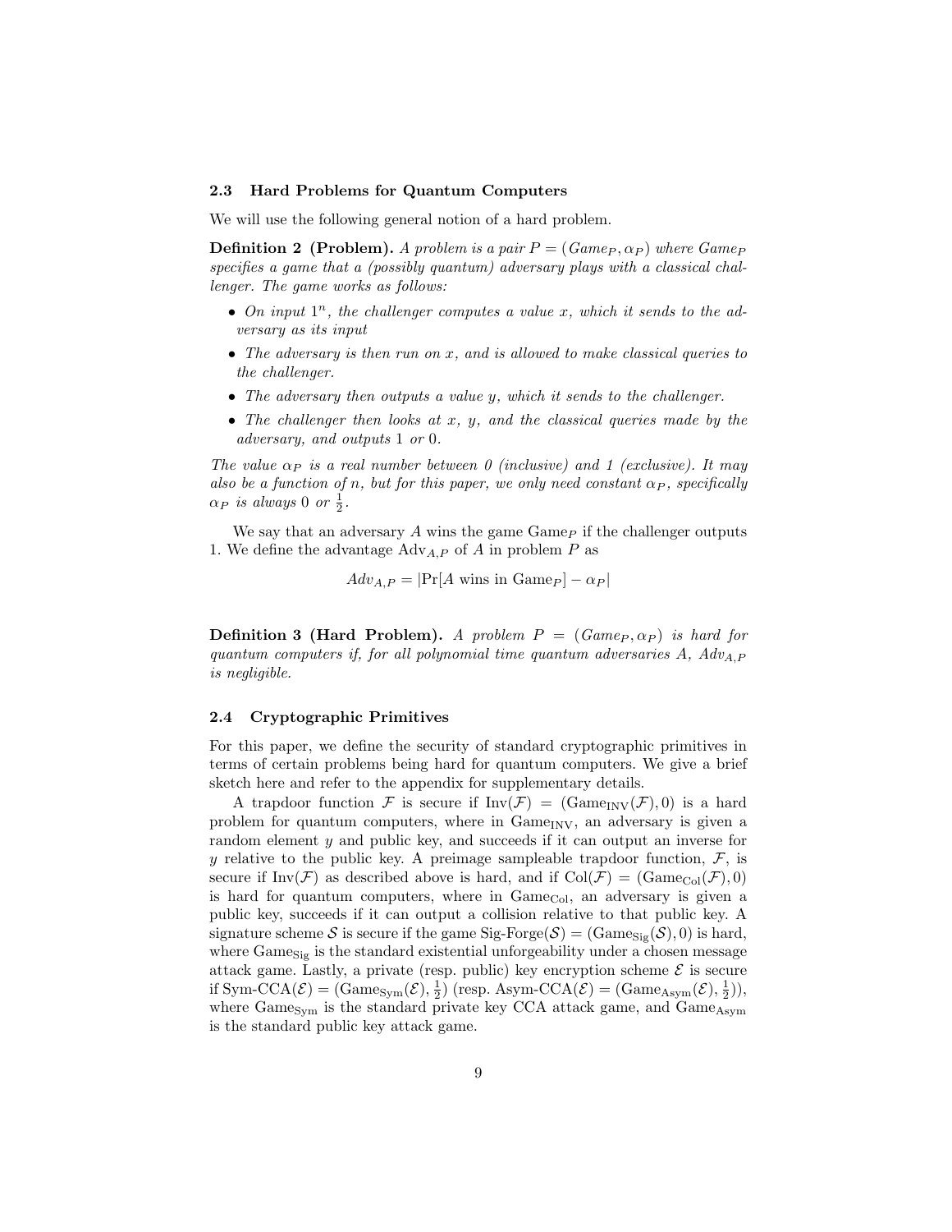### 2.3 Hard Problems for Quantum Computers

We will use the following general notion of a hard problem.

**Definition 2 (Problem).** *A problem is a pair $P = (Game_P, \alpha_P)$ where $Game_P$ specifies a game that a (possibly quantum) adversary plays with a classical challenger. The game works as follows:*

- *On input $1^n$, the challenger computes a value $x$, which it sends to the adversary as its input*
- *The adversary is then run on $x$, and is allowed to make classical queries to the challenger.*
- *The adversary then outputs a value $y$, which it sends to the challenger.*
- *The challenger then looks at $x$, $y$, and the classical queries made by the adversary, and outputs 1 or 0.*

*The value $\alpha_P$ is a real number between 0 (inclusive) and 1 (exclusive). It may also be a function of $n$, but for this paper, we only need constant $\alpha_P$, specifically $\alpha_P$ is always 0 or $\frac{1}{2}$.*

We say that an adversary $A$ wins the game $\text{Game}_P$ if the challenger outputs 1. We define the advantage $\text{Adv}_{A,P}$ of $A$ in problem $P$ as

$$Adv_{A,P} = |\Pr[A \text{ wins in } \text{Game}_P] - \alpha_P|$$

**Definition 3 (Hard Problem).** *A problem $P = (Game_P, \alpha_P)$ is hard for quantum computers if, for all polynomial time quantum adversaries $A$, $Adv_{A,P}$ is negligible.*

### 2.4 Cryptographic Primitives

For this paper, we define the security of standard cryptographic primitives in terms of certain problems being hard for quantum computers. We give a brief sketch here and refer to the appendix for supplementary details.

A trapdoor function $\mathcal{F}$ is secure if $\text{Inv}(\mathcal{F}) = (\text{Game}_{\text{INV}}(\mathcal{F}), 0)$ is a hard problem for quantum computers, where in $\text{Game}_{\text{INV}}$, an adversary is given a random element $y$ and public key, and succeeds if it can output an inverse for $y$ relative to the public key. A preimage sampleable trapdoor function, $\mathcal{F}$, is secure if $\text{Inv}(\mathcal{F})$ as described above is hard, and if $\text{Col}(\mathcal{F}) = (\text{Game}_{\text{Col}}(\mathcal{F}), 0)$ is hard for quantum computers, where in $\text{Game}_{\text{Col}}$, an adversary is given a public key, succeeds if it can output a collision relative to that public key. A signature scheme $\mathcal{S}$ is secure if the game $\text{Sig-Forge}(\mathcal{S}) = (\text{Game}_{\text{Sig}}(\mathcal{S}), 0)$ is hard, where $\text{Game}_{\text{Sig}}$ is the standard existential unforgeability under a chosen message attack game. Lastly, a private (resp. public) key encryption scheme $\mathcal{E}$ is secure if $\text{Sym-CCA}(\mathcal{E}) = (\text{Game}_{\text{Sym}}(\mathcal{E}), \frac{1}{2})$ (resp. $\text{Asym-CCA}(\mathcal{E}) = (\text{Game}_{\text{Asym}}(\mathcal{E}), \frac{1}{2})$), where $\text{Game}_{\text{Sym}}$ is the standard private key CCA attack game, and $\text{Game}_{\text{Asym}}$ is the standard public key attack game.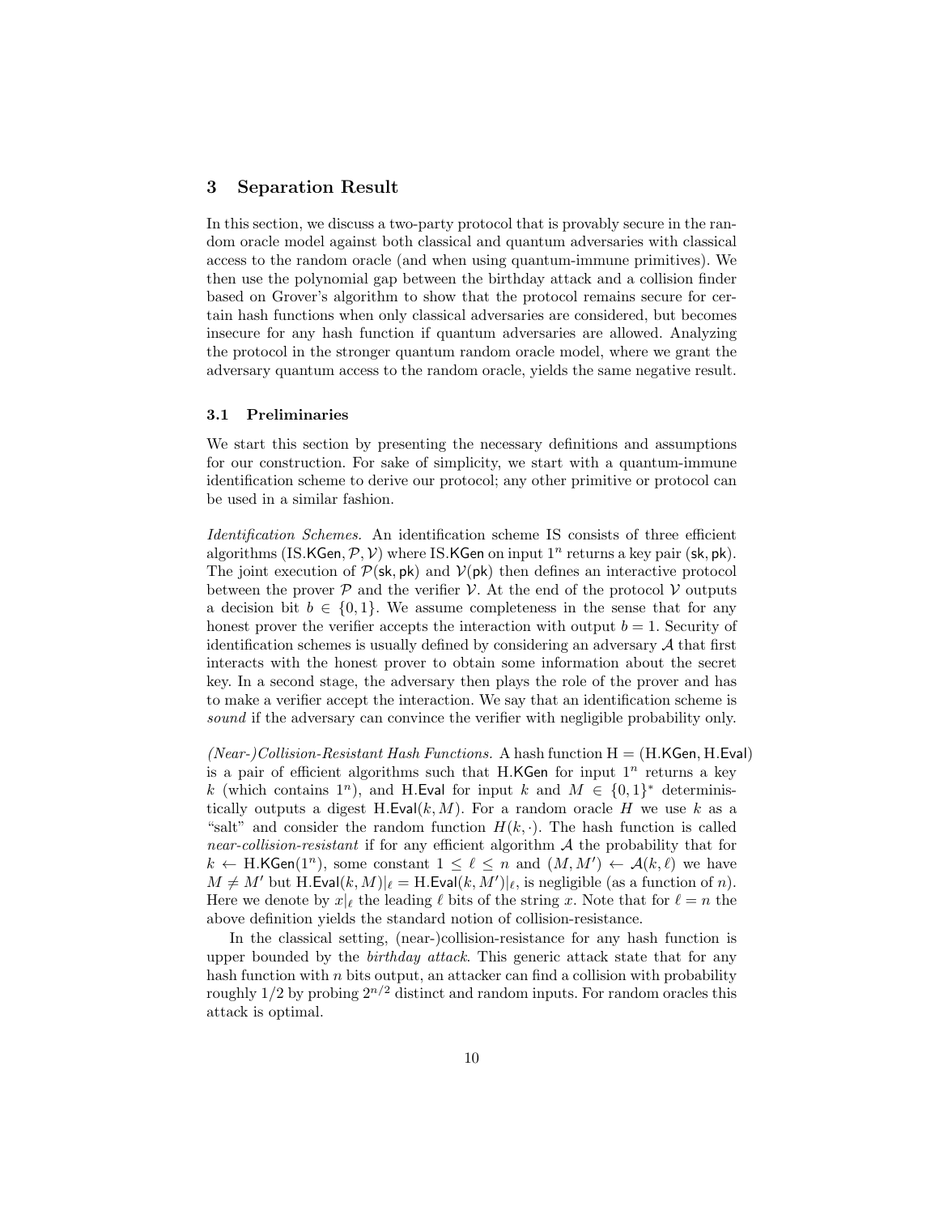## 3 Separation Result

In this section, we discuss a two-party protocol that is provably secure in the random oracle model against both classical and quantum adversaries with classical access to the random oracle (and when using quantum-immune primitives). We then use the polynomial gap between the birthday attack and a collision finder based on Grover's algorithm to show that the protocol remains secure for certain hash functions when only classical adversaries are considered, but becomes insecure for any hash function if quantum adversaries are allowed. Analyzing the protocol in the stronger quantum random oracle model, where we grant the adversary quantum access to the random oracle, yields the same negative result.

### 3.1 Preliminaries

We start this section by presenting the necessary definitions and assumptions for our construction. For sake of simplicity, we start with a quantum-immune identification scheme to derive our protocol; any other primitive or protocol can be used in a similar fashion.

*Identification Schemes.* An identification scheme IS consists of three efficient algorithms $(\mathsf{IS.KGen}, \mathcal{P}, \mathcal{V})$ where $\mathsf{IS.KGen}$ on input $1^n$ returns a key pair $(\mathsf{sk}, \mathsf{pk})$. The joint execution of $\mathcal{P}(\mathsf{sk}, \mathsf{pk})$ and $\mathcal{V}(\mathsf{pk})$ then defines an interactive protocol between the prover $\mathcal{P}$ and the verifier $\mathcal{V}$. At the end of the protocol $\mathcal{V}$ outputs a decision bit $b \in \{0, 1\}$. We assume completeness in the sense that for any honest prover the verifier accepts the interaction with output $b = 1$. Security of identification schemes is usually defined by considering an adversary $\mathcal{A}$ that first interacts with the honest prover to obtain some information about the secret key. In a second stage, the adversary then plays the role of the prover and has to make a verifier accept the interaction. We say that an identification scheme is *sound* if the adversary can convince the verifier with negligible probability only.

*(Near-)Collision-Resistant Hash Functions.* A hash function $\mathrm{H} = (\mathsf{H.KGen}, \mathsf{H.Eval})$ is a pair of efficient algorithms such that $\mathsf{H.KGen}$ for input $1^n$ returns a key $k$ (which contains $1^n$), and $\mathsf{H.Eval}$ for input $k$ and $M \in \{0, 1\}^*$ deterministically outputs a digest $\mathsf{H.Eval}(k, M)$. For a random oracle $H$ we use $k$ as a "salt" and consider the random function $H(k, \cdot)$. The hash function is called *near-collision-resistant* if for any efficient algorithm $\mathcal{A}$ the probability that for $k \leftarrow \mathsf{H.KGen}(1^n)$, some constant $1 \leq \ell \leq n$ and $(M, M') \leftarrow \mathcal{A}(k, \ell)$ we have $M \neq M'$ but $\mathsf{H.Eval}(k, M)|_\ell = \mathsf{H.Eval}(k, M')|_\ell$, is negligible (as a function of $n$). Here we denote by $x|_\ell$ the leading $\ell$ bits of the string $x$. Note that for $\ell = n$ the above definition yields the standard notion of collision-resistance.

In the classical setting, (near-)collision-resistance for any hash function is upper bounded by the *birthday attack*. This generic attack state that for any hash function with $n$ bits output, an attacker can find a collision with probability roughly $1/2$ by probing $2^{n/2}$ distinct and random inputs. For random oracles this attack is optimal.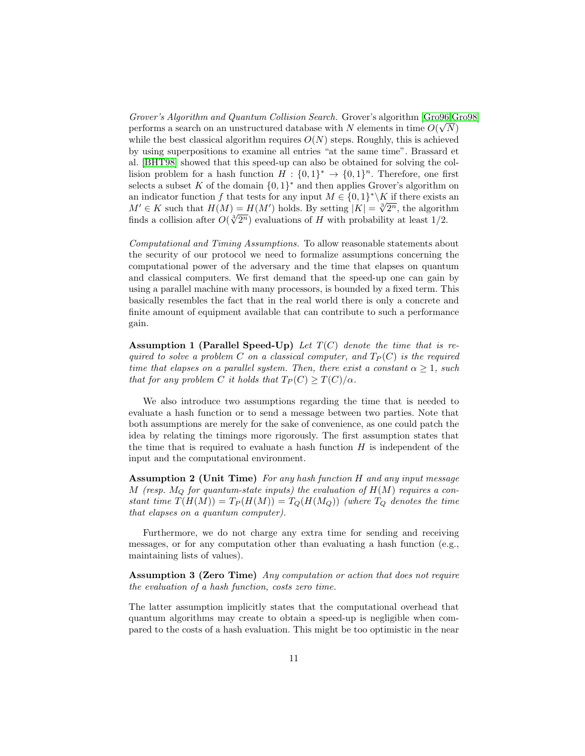*Grover's Algorithm and Quantum Collision Search.* Grover's algorithm [Gro96,Gro98] performs a search on an unstructured database with $N$ elements in time $O(\sqrt{N})$ while the best classical algorithm requires $O(N)$ steps. Roughly, this is achieved by using superpositions to examine all entries "at the same time". Brassard et al. [BHT98] showed that this speed-up can also be obtained for solving the collision problem for a hash function $H : \{0,1\}^* \to \{0,1\}^n$. Therefore, one first selects a subset $K$ of the domain $\{0,1\}^*$ and then applies Grover's algorithm on an indicator function $f$ that tests for any input $M \in \{0,1\}^* \backslash K$ if there exists an $M' \in K$ such that $H(M) = H(M')$ holds. By setting $|K| = \sqrt[3]{2^n}$, the algorithm finds a collision after $O(\sqrt[3]{2^n})$ evaluations of $H$ with probability at least 1/2.

*Computational and Timing Assumptions.* To allow reasonable statements about the security of our protocol we need to formalize assumptions concerning the computational power of the adversary and the time that elapses on quantum and classical computers. We first demand that the speed-up one can gain by using a parallel machine with many processors, is bounded by a fixed term. This basically resembles the fact that in the real world there is only a concrete and finite amount of equipment available that can contribute to such a performance gain.

**Assumption 1 (Parallel Speed-Up)** *Let $T(C)$ denote the time that is required to solve a problem $C$ on a classical computer, and $T_P(C)$ is the required time that elapses on a parallel system. Then, there exist a constant $\alpha \geq 1$, such that for any problem $C$ it holds that $T_P(C) \geq T(C)/\alpha$.*

We also introduce two assumptions regarding the time that is needed to evaluate a hash function or to send a message between two parties. Note that both assumptions are merely for the sake of convenience, as one could patch the idea by relating the timings more rigorously. The first assumption states that the time that is required to evaluate a hash function $H$ is independent of the input and the computational environment.

**Assumption 2 (Unit Time)** *For any hash function $H$ and any input message $M$ (resp. $M_Q$ for quantum-state inputs) the evaluation of $H(M)$ requires a constant time $T(H(M)) = T_P(H(M)) = T_Q(H(M_Q))$ (where $T_Q$ denotes the time that elapses on a quantum computer).*

Furthermore, we do not charge any extra time for sending and receiving messages, or for any computation other than evaluating a hash function (e.g., maintaining lists of values).

**Assumption 3 (Zero Time)** *Any computation or action that does not require the evaluation of a hash function, costs zero time.*

The latter assumption implicitly states that the computational overhead that quantum algorithms may create to obtain a speed-up is negligible when compared to the costs of a hash evaluation. This might be too optimistic in the near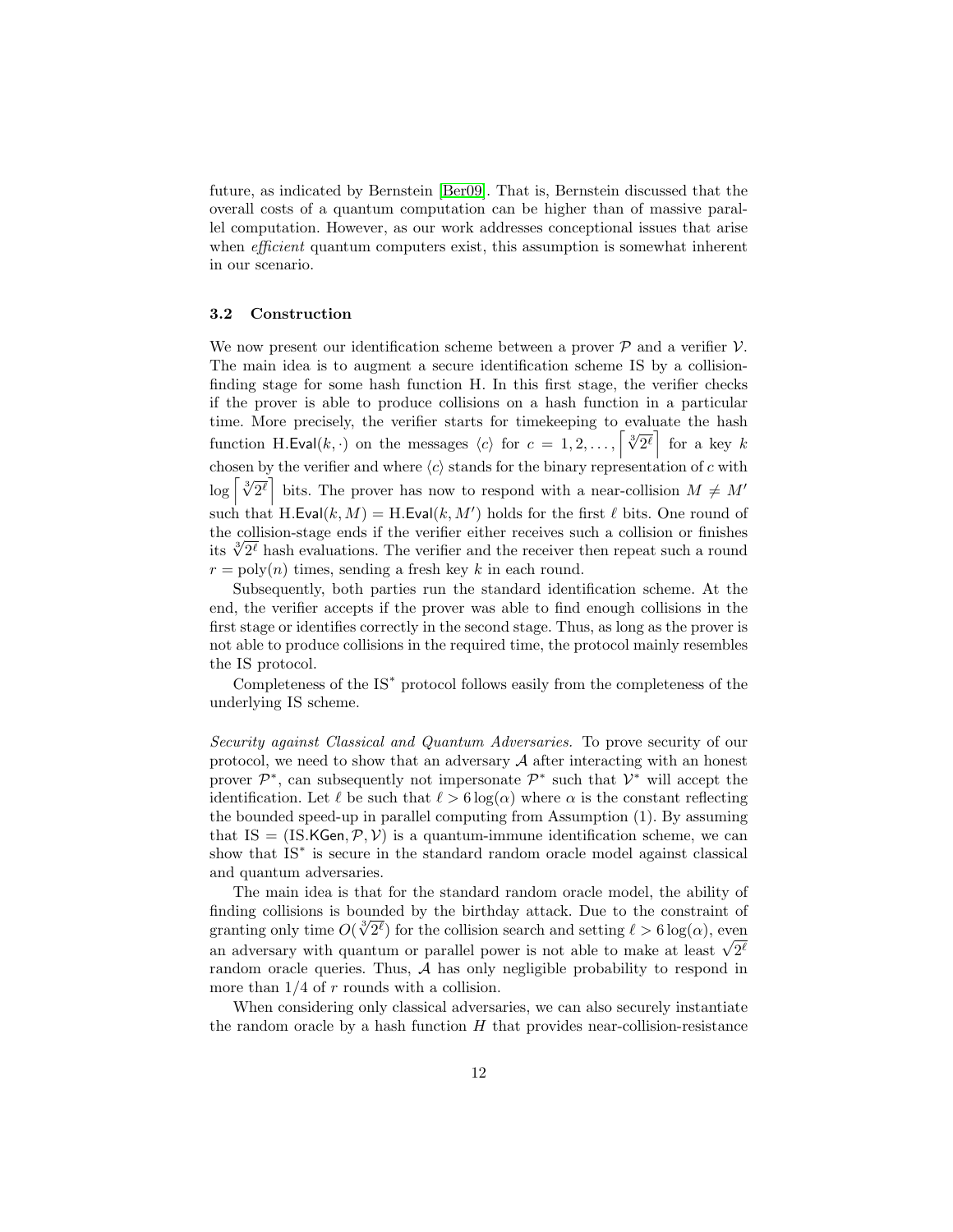future, as indicated by Bernstein [Ber09]. That is, Bernstein discussed that the overall costs of a quantum computation can be higher than of massive parallel computation. However, as our work addresses conceptional issues that arise when *efficient* quantum computers exist, this assumption is somewhat inherent in our scenario.

### 3.2 Construction

We now present our identification scheme between a prover $\mathcal{P}$ and a verifier $\mathcal{V}$. The main idea is to augment a secure identification scheme IS by a collision-finding stage for some hash function H. In this first stage, the verifier checks if the prover is able to produce collisions on a hash function in a particular time. More precisely, the verifier starts for timekeeping to evaluate the hash function $\mathsf{H.Eval}(k, \cdot)$ on the messages $\langle c \rangle$ for $c = 1, 2, \ldots, \left\lceil \sqrt[3]{2^\ell} \right\rceil$ for a key $k$ chosen by the verifier and where $\langle c \rangle$ stands for the binary representation of $c$ with $\log \left\lceil \sqrt[3]{2^\ell} \right\rceil$ bits. The prover has now to respond with a near-collision $M \neq M'$ such that $\mathsf{H.Eval}(k, M) = \mathsf{H.Eval}(k, M')$ holds for the first $\ell$ bits. One round of the collision-stage ends if the verifier either receives such a collision or finishes its $\sqrt[3]{2^\ell}$ hash evaluations. The verifier and the receiver then repeat such a round $r = \mathrm{poly}(n)$ times, sending a fresh key $k$ in each round.

Subsequently, both parties run the standard identification scheme. At the end, the verifier accepts if the prover was able to find enough collisions in the first stage or identifies correctly in the second stage. Thus, as long as the prover is not able to produce collisions in the required time, the protocol mainly resembles the IS protocol.

Completeness of the IS$^*$ protocol follows easily from the completeness of the underlying IS scheme.

*Security against Classical and Quantum Adversaries.* To prove security of our protocol, we need to show that an adversary $\mathcal{A}$ after interacting with an honest prover $\mathcal{P}^*$, can subsequently not impersonate $\mathcal{P}^*$ such that $\mathcal{V}^*$ will accept the identification. Let $\ell$ be such that $\ell > 6 \log(\alpha)$ where $\alpha$ is the constant reflecting the bounded speed-up in parallel computing from Assumption (1). By assuming that $\mathrm{IS} = (\mathsf{IS.KGen}, \mathcal{P}, \mathcal{V})$ is a quantum-immune identification scheme, we can show that IS$^*$ is secure in the standard random oracle model against classical and quantum adversaries.

The main idea is that for the standard random oracle model, the ability of finding collisions is bounded by the birthday attack. Due to the constraint of granting only time $O(\sqrt[3]{2^\ell})$ for the collision search and setting $\ell > 6 \log(\alpha)$, even an adversary with quantum or parallel power is not able to make at least $\sqrt{2^\ell}$ random oracle queries. Thus, $\mathcal{A}$ has only negligible probability to respond in more than $1/4$ of $r$ rounds with a collision.

When considering only classical adversaries, we can also securely instantiate the random oracle by a hash function $H$ that provides near-collision-resistance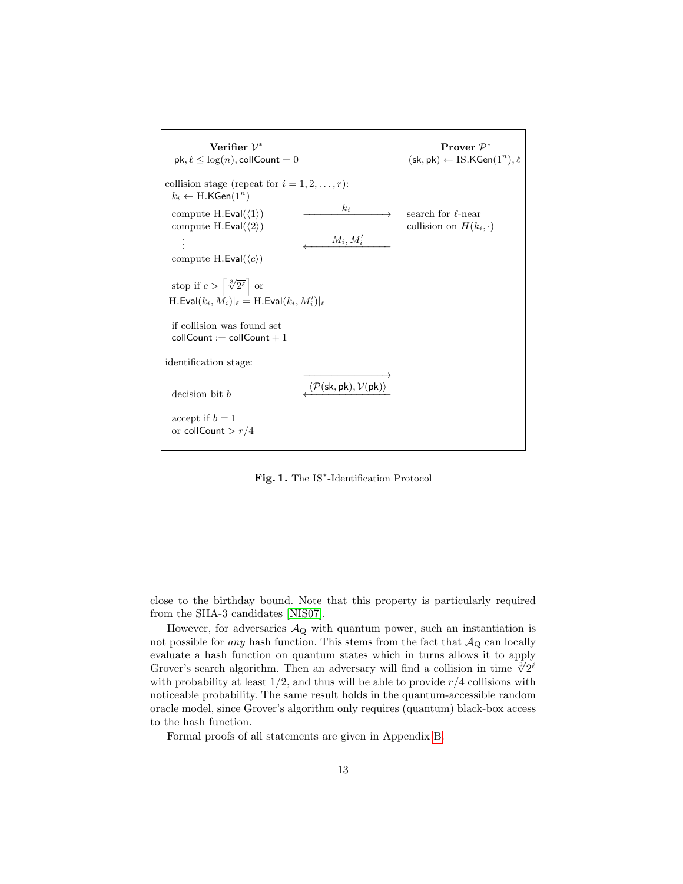| **Verifier** $\mathcal{V}^*$ | | **Prover** $\mathcal{P}^*$ |
|---|---|---|
| $\mathsf{pk}, \ell \leq \log(n), \mathsf{collCount} = 0$ | | $(\mathsf{sk}, \mathsf{pk}) \leftarrow \text{IS.KGen}(1^n), \ell$ |
| collision stage (repeat for $i = 1, 2, \ldots, r$): | | |
| $k_i \leftarrow \text{H.KGen}(1^n)$ | | |
| compute $\text{H.Eval}(\langle 1 \rangle)$ | $\xrightarrow{\quad k_i \quad}$ | search for $\ell$-near |
| compute $\text{H.Eval}(\langle 2 \rangle)$ | | collision on $H(k_i, \cdot)$ |
| $\vdots$ | $\xleftarrow{\quad M_i, M_i' \quad}$ | |
| compute $\text{H.Eval}(\langle c \rangle)$ | | |
| stop if $c > \left\lceil \sqrt[3]{2^\ell} \right\rceil$ or $\text{H.Eval}(k_i, M_i)\vert_\ell = \text{H.Eval}(k_i, M_i')\vert_\ell$ | | |
| if collision was found set $\mathsf{collCount} := \mathsf{collCount} + 1$ | | |
| identification stage: | | |
| | $\longrightarrow$ | |
| decision bit $b$ | $\xleftarrow{\langle \mathcal{P}(\mathsf{sk}, \mathsf{pk}), \mathcal{V}(\mathsf{pk}) \rangle}$ | |
| accept if $b = 1$ or $\mathsf{collCount} > r/4$ | | |

**Fig. 1.** The IS$^*$-Identification Protocol

close to the birthday bound. Note that this property is particularly required from the SHA-3 candidates [NIS07].

However, for adversaries $\mathcal{A}_\text{Q}$ with quantum power, such an instantiation is not possible for *any* hash function. This stems from the fact that $\mathcal{A}_\text{Q}$ can locally evaluate a hash function on quantum states which in turns allows it to apply Grover's search algorithm. Then an adversary will find a collision in time $\sqrt[3]{2^\ell}$ with probability at least $1/2$, and thus will be able to provide $r/4$ collisions with noticeable probability. The same result holds in the quantum-accessible random oracle model, since Grover's algorithm only requires (quantum) black-box access to the hash function.

Formal proofs of all statements are given in Appendix B.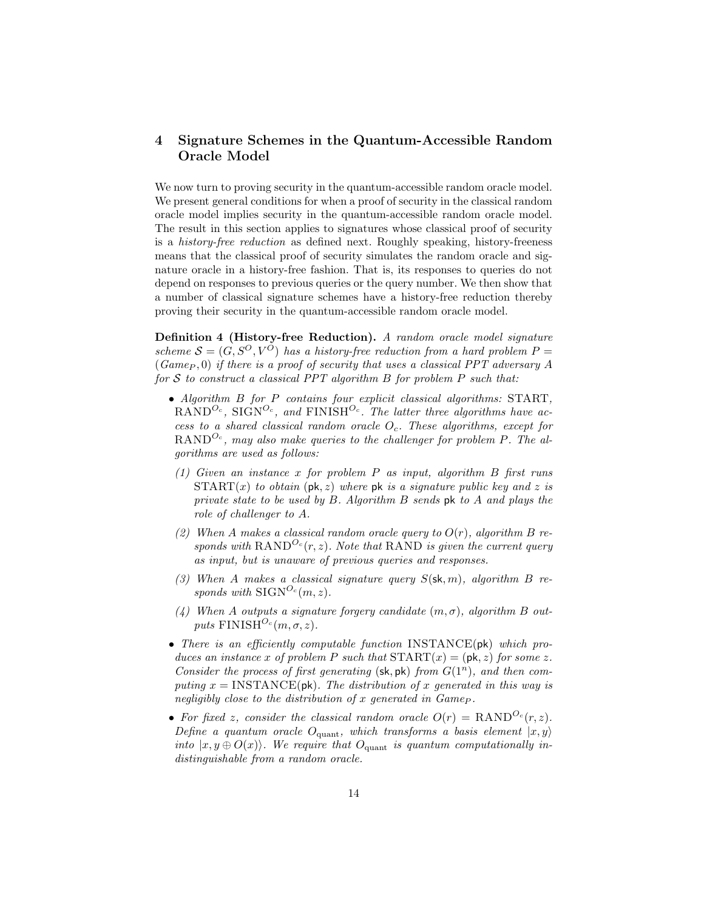## 4 Signature Schemes in the Quantum-Accessible Random Oracle Model

We now turn to proving security in the quantum-accessible random oracle model. We present general conditions for when a proof of security in the classical random oracle model implies security in the quantum-accessible random oracle model. The result in this section applies to signatures whose classical proof of security is a *history-free reduction* as defined next. Roughly speaking, history-freeness means that the classical proof of security simulates the random oracle and signature oracle in a history-free fashion. That is, its responses to queries do not depend on responses to previous queries or the query number. We then show that a number of classical signature schemes have a history-free reduction thereby proving their security in the quantum-accessible random oracle model.

**Definition 4 (History-free Reduction).** *A random oracle model signature scheme $\mathcal{S} = (G, S^O, V^O)$ has a history-free reduction from a hard problem $P = (Game_P, 0)$ if there is a proof of security that uses a classical PPT adversary $A$ for $\mathcal{S}$ to construct a classical PPT algorithm $B$ for problem $P$ such that:*

- *Algorithm $B$ for $P$ contains four explicit classical algorithms: $\text{START}$, $\text{RAND}^{O_c}$, $\text{SIGN}^{O_c}$, and $\text{FINISH}^{O_c}$. The latter three algorithms have access to a shared classical random oracle $O_c$. These algorithms, except for $\text{RAND}^{O_c}$, may also make queries to the challenger for problem $P$. The algorithms are used as follows:*
  - *(1) Given an instance $x$ for problem $P$ as input, algorithm $B$ first runs $\text{START}(x)$ to obtain $(\mathsf{pk}, z)$ where $\mathsf{pk}$ is a signature public key and $z$ is private state to be used by $B$. Algorithm $B$ sends $\mathsf{pk}$ to $A$ and plays the role of challenger to $A$.*
  - *(2) When $A$ makes a classical random oracle query to $O(r)$, algorithm $B$ responds with $\text{RAND}^{O_c}(r, z)$. Note that $\text{RAND}$ is given the current query as input, but is unaware of previous queries and responses.*
  - *(3) When $A$ makes a classical signature query $S(\mathsf{sk}, m)$, algorithm $B$ responds with $\text{SIGN}^{O_c}(m, z)$.*
  - *(4) When $A$ outputs a signature forgery candidate $(m, \sigma)$, algorithm $B$ outputs $\text{FINISH}^{O_c}(m, \sigma, z)$.*
- *There is an efficiently computable function $\text{INSTANCE}(\mathsf{pk})$ which produces an instance $x$ of problem $P$ such that $\text{START}(x) = (\mathsf{pk}, z)$ for some $z$. Consider the process of first generating $(\mathsf{sk}, \mathsf{pk})$ from $G(1^n)$, and then computing $x = \text{INSTANCE}(\mathsf{pk})$. The distribution of $x$ generated in this way is negligibly close to the distribution of $x$ generated in $Game_P$.*
- *For fixed $z$, consider the classical random oracle $O(r) = \text{RAND}^{O_c}(r, z)$. Define a quantum oracle $O_{\text{quant}}$, which transforms a basis element $|x, y\rangle$ into $|x, y \oplus O(x)\rangle$. We require that $O_{\text{quant}}$ is quantum computationally indistinguishable from a random oracle.*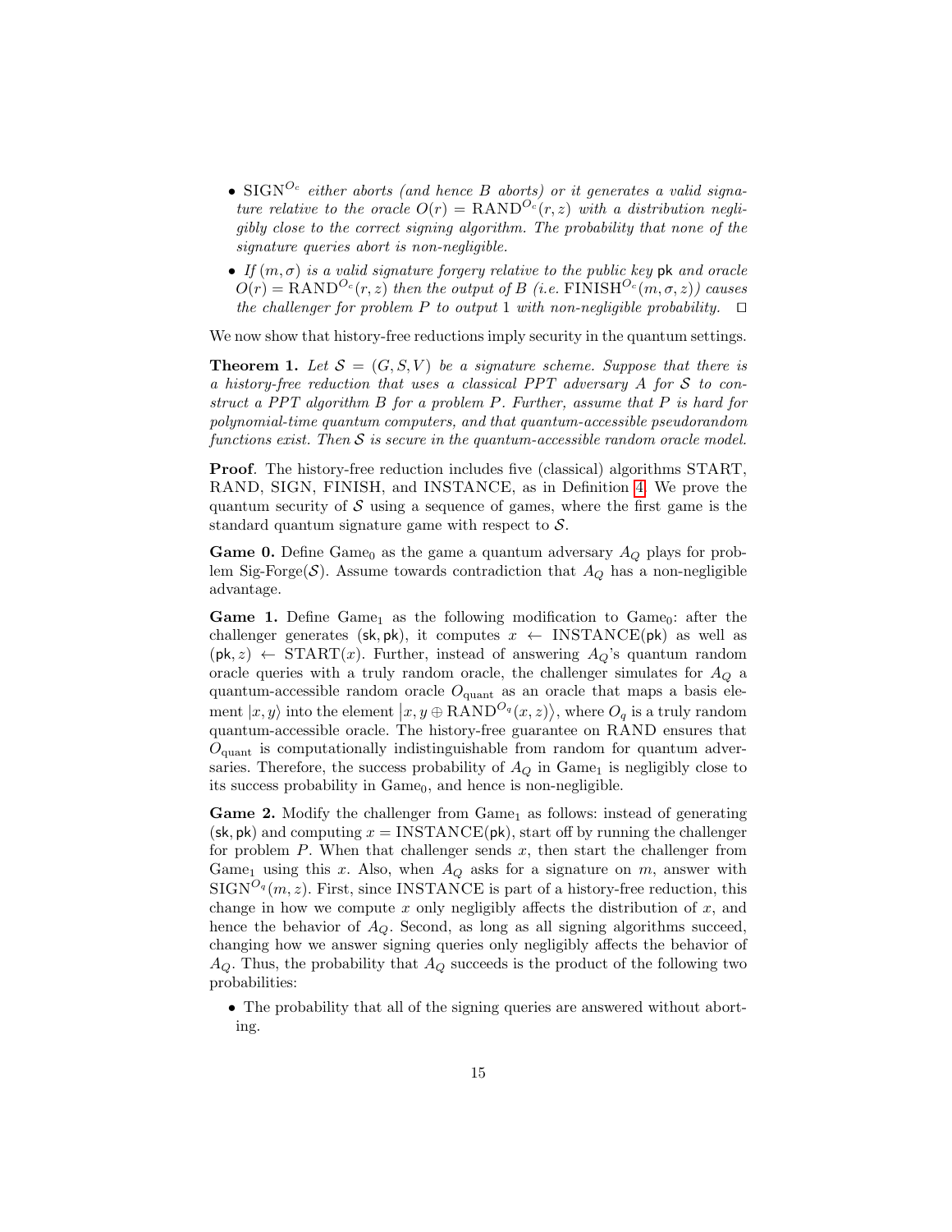- $\text{SIGN}^{O_c}$ *either aborts (and hence B aborts) or it generates a valid signature relative to the oracle* $O(r) = \text{RAND}^{O_c}(r, z)$ *with a distribution negligibly close to the correct signing algorithm. The probability that none of the signature queries abort is non-negligible.*
- *If* $(m, \sigma)$ *is a valid signature forgery relative to the public key* pk *and oracle* $O(r) = \text{RAND}^{O_c}(r, z)$ *then the output of B (i.e.* $\text{FINISH}^{O_c}(m, \sigma, z)$*) causes the challenger for problem P to output 1 with non-negligible probability.* □

We now show that history-free reductions imply security in the quantum settings.

**Theorem 1.** *Let* $\mathcal{S} = (G, S, V)$ *be a signature scheme. Suppose that there is a history-free reduction that uses a classical PPT adversary A for* $\mathcal{S}$ *to construct a PPT algorithm B for a problem P. Further, assume that P is hard for polynomial-time quantum computers, and that quantum-accessible pseudorandom functions exist. Then* $\mathcal{S}$ *is secure in the quantum-accessible random oracle model.*

**Proof**. The history-free reduction includes five (classical) algorithms START, RAND, SIGN, FINISH, and INSTANCE, as in Definition 4. We prove the quantum security of $\mathcal{S}$ using a sequence of games, where the first game is the standard quantum signature game with respect to $\mathcal{S}$.

**Game 0.** Define $\text{Game}_0$ as the game a quantum adversary $A_Q$ plays for problem Sig-Forge($\mathcal{S}$). Assume towards contradiction that $A_Q$ has a non-negligible advantage.

**Game 1.** Define $\text{Game}_1$ as the following modification to $\text{Game}_0$: after the challenger generates (sk, pk), it computes $x \leftarrow \text{INSTANCE}(\mathsf{pk})$ as well as $(\mathsf{pk}, z) \leftarrow \text{START}(x)$. Further, instead of answering $A_Q$'s quantum random oracle queries with a truly random oracle, the challenger simulates for $A_Q$ a quantum-accessible random oracle $O_{\text{quant}}$ as an oracle that maps a basis element $|x, y\rangle$ into the element $\left|x, y \oplus \text{RAND}^{O_q}(x, z)\right\rangle$, where $O_q$ is a truly random quantum-accessible oracle. The history-free guarantee on RAND ensures that $O_{\text{quant}}$ is computationally indistinguishable from random for quantum adversaries. Therefore, the success probability of $A_Q$ in $\text{Game}_1$ is negligibly close to its success probability in $\text{Game}_0$, and hence is non-negligible.

**Game 2.** Modify the challenger from $\text{Game}_1$ as follows: instead of generating (sk, pk) and computing $x = \text{INSTANCE}(\mathsf{pk})$, start off by running the challenger for problem $P$. When that challenger sends $x$, then start the challenger from $\text{Game}_1$ using this $x$. Also, when $A_Q$ asks for a signature on $m$, answer with $\text{SIGN}^{O_q}(m, z)$. First, since INSTANCE is part of a history-free reduction, this change in how we compute $x$ only negligibly affects the distribution of $x$, and hence the behavior of $A_Q$. Second, as long as all signing algorithms succeed, changing how we answer signing queries only negligibly affects the behavior of $A_Q$. Thus, the probability that $A_Q$ succeeds is the product of the following two probabilities:

- The probability that all of the signing queries are answered without aborting.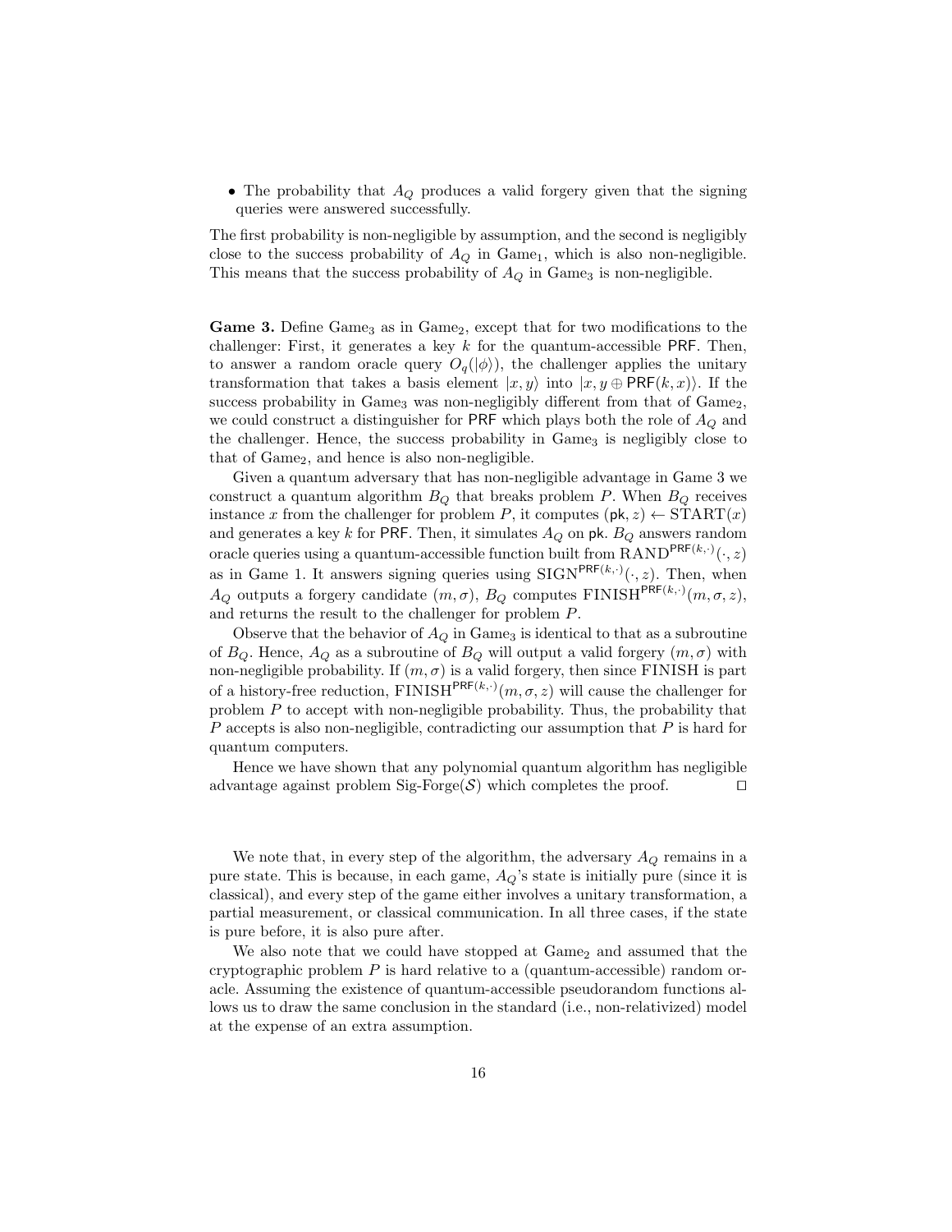- The probability that $A_Q$ produces a valid forgery given that the signing queries were answered successfully.

The first probability is non-negligible by assumption, and the second is negligibly close to the success probability of $A_Q$ in $\text{Game}_1$, which is also non-negligible. This means that the success probability of $A_Q$ in $\text{Game}_3$ is non-negligible.

**Game 3.** Define $\text{Game}_3$ as in $\text{Game}_2$, except that for two modifications to the challenger: First, it generates a key $k$ for the quantum-accessible $\mathsf{PRF}$. Then, to answer a random oracle query $O_q(|\phi\rangle)$, the challenger applies the unitary transformation that takes a basis element $|x, y\rangle$ into $|x, y \oplus \mathsf{PRF}(k, x)\rangle$. If the success probability in $\text{Game}_3$ was non-negligibly different from that of $\text{Game}_2$, we could construct a distinguisher for $\mathsf{PRF}$ which plays both the role of $A_Q$ and the challenger. Hence, the success probability in $\text{Game}_3$ is negligibly close to that of $\text{Game}_2$, and hence is also non-negligible.

Given a quantum adversary that has non-negligible advantage in Game 3 we construct a quantum algorithm $B_Q$ that breaks problem $P$. When $B_Q$ receives instance $x$ from the challenger for problem $P$, it computes $(\mathsf{pk}, z) \leftarrow \text{START}(x)$ and generates a key $k$ for $\mathsf{PRF}$. Then, it simulates $A_Q$ on $\mathsf{pk}$. $B_Q$ answers random oracle queries using a quantum-accessible function built from $\text{RAND}^{\mathsf{PRF}(k,\cdot)}(\cdot, z)$ as in Game 1. It answers signing queries using $\text{SIGN}^{\mathsf{PRF}(k,\cdot)}(\cdot, z)$. Then, when $A_Q$ outputs a forgery candidate $(m, \sigma)$, $B_Q$ computes $\text{FINISH}^{\mathsf{PRF}(k,\cdot)}(m, \sigma, z)$, and returns the result to the challenger for problem $P$.

Observe that the behavior of $A_Q$ in $\text{Game}_3$ is identical to that as a subroutine of $B_Q$. Hence, $A_Q$ as a subroutine of $B_Q$ will output a valid forgery $(m, \sigma)$ with non-negligible probability. If $(m, \sigma)$ is a valid forgery, then since FINISH is part of a history-free reduction, $\text{FINISH}^{\mathsf{PRF}(k,\cdot)}(m, \sigma, z)$ will cause the challenger for problem $P$ to accept with non-negligible probability. Thus, the probability that $P$ accepts is also non-negligible, contradicting our assumption that $P$ is hard for quantum computers.

Hence we have shown that any polynomial quantum algorithm has negligible advantage against problem Sig-Forge($\mathcal{S}$) which completes the proof. $\square$

We note that, in every step of the algorithm, the adversary $A_Q$ remains in a pure state. This is because, in each game, $A_Q$'s state is initially pure (since it is classical), and every step of the game either involves a unitary transformation, a partial measurement, or classical communication. In all three cases, if the state is pure before, it is also pure after.

We also note that we could have stopped at $\text{Game}_2$ and assumed that the cryptographic problem $P$ is hard relative to a (quantum-accessible) random oracle. Assuming the existence of quantum-accessible pseudorandom functions allows us to draw the same conclusion in the standard (i.e., non-relativized) model at the expense of an extra assumption.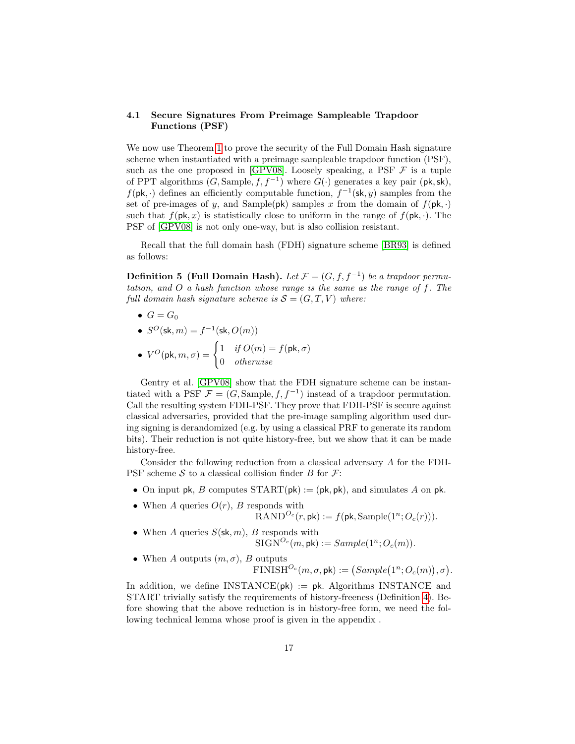### 4.1 Secure Signatures From Preimage Sampleable Trapdoor Functions (PSF)

We now use Theorem 1 to prove the security of the Full Domain Hash signature scheme when instantiated with a preimage sampleable trapdoor function (PSF), such as the one proposed in [GPV08]. Loosely speaking, a PSF $\mathcal{F}$ is a tuple of PPT algorithms $(G, \text{Sample}, f, f^{-1})$ where $G(\cdot)$ generates a key pair $(\mathsf{pk}, \mathsf{sk})$, $f(\mathsf{pk}, \cdot)$ defines an efficiently computable function, $f^{-1}(\mathsf{sk}, y)$ samples from the set of pre-images of $y$, and $\text{Sample}(\mathsf{pk})$ samples $x$ from the domain of $f(\mathsf{pk}, \cdot)$ such that $f(\mathsf{pk}, x)$ is statistically close to uniform in the range of $f(\mathsf{pk}, \cdot)$. The PSF of [GPV08] is not only one-way, but is also collision resistant.

Recall that the full domain hash (FDH) signature scheme [BR93] is defined as follows:

**Definition 5 (Full Domain Hash).** *Let $\mathcal{F} = (G, f, f^{-1})$ be a trapdoor permutation, and $O$ a hash function whose range is the same as the range of $f$. The full domain hash signature scheme is $\mathcal{S} = (G, T, V)$ where:*

- $G = G_0$
- $S^O(\mathsf{sk}, m) = f^{-1}(\mathsf{sk}, O(m))$
- $V^O(\mathsf{pk}, m, \sigma) = \begin{cases} 1 & \textit{if } O(m) = f(\mathsf{pk}, \sigma) \\ 0 & \textit{otherwise} \end{cases}$

Gentry et al. [GPV08] show that the FDH signature scheme can be instantiated with a PSF $\mathcal{F} = (G, \text{Sample}, f, f^{-1})$ instead of a trapdoor permutation. Call the resulting system FDH-PSF. They prove that FDH-PSF is secure against classical adversaries, provided that the pre-image sampling algorithm used during signing is derandomized (e.g. by using a classical PRF to generate its random bits). Their reduction is not quite history-free, but we show that it can be made history-free.

Consider the following reduction from a classical adversary $A$ for the FDH-PSF scheme $\mathcal{S}$ to a classical collision finder $B$ for $\mathcal{F}$:

- On input $\mathsf{pk}$, $B$ computes $\text{START}(\mathsf{pk}) := (\mathsf{pk}, \mathsf{pk})$, and simulates $A$ on $\mathsf{pk}$.
- When $A$ queries $O(r)$, $B$ responds with $\text{RAND}^{O_c}(r, \mathsf{pk}) := f(\mathsf{pk}, \text{Sample}(1^n; O_c(r)))$.
- When $A$ queries $S(\mathsf{sk}, m)$, $B$ responds with $\text{SIGN}^{O_c}(m, \mathsf{pk}) := \mathit{Sample}(1^n; O_c(m))$.
- When $A$ outputs $(m, \sigma)$, $B$ outputs $\text{FINISH}^{O_c}(m, \sigma, \mathsf{pk}) := \big(\mathit{Sample}\big(1^n; O_c(m)\big), \sigma\big)$.

In addition, we define $\text{INSTANCE}(\mathsf{pk}) := \mathsf{pk}$. Algorithms INSTANCE and START trivially satisfy the requirements of history-freeness (Definition 4). Before showing that the above reduction is in history-free form, we need the following technical lemma whose proof is given in the appendix .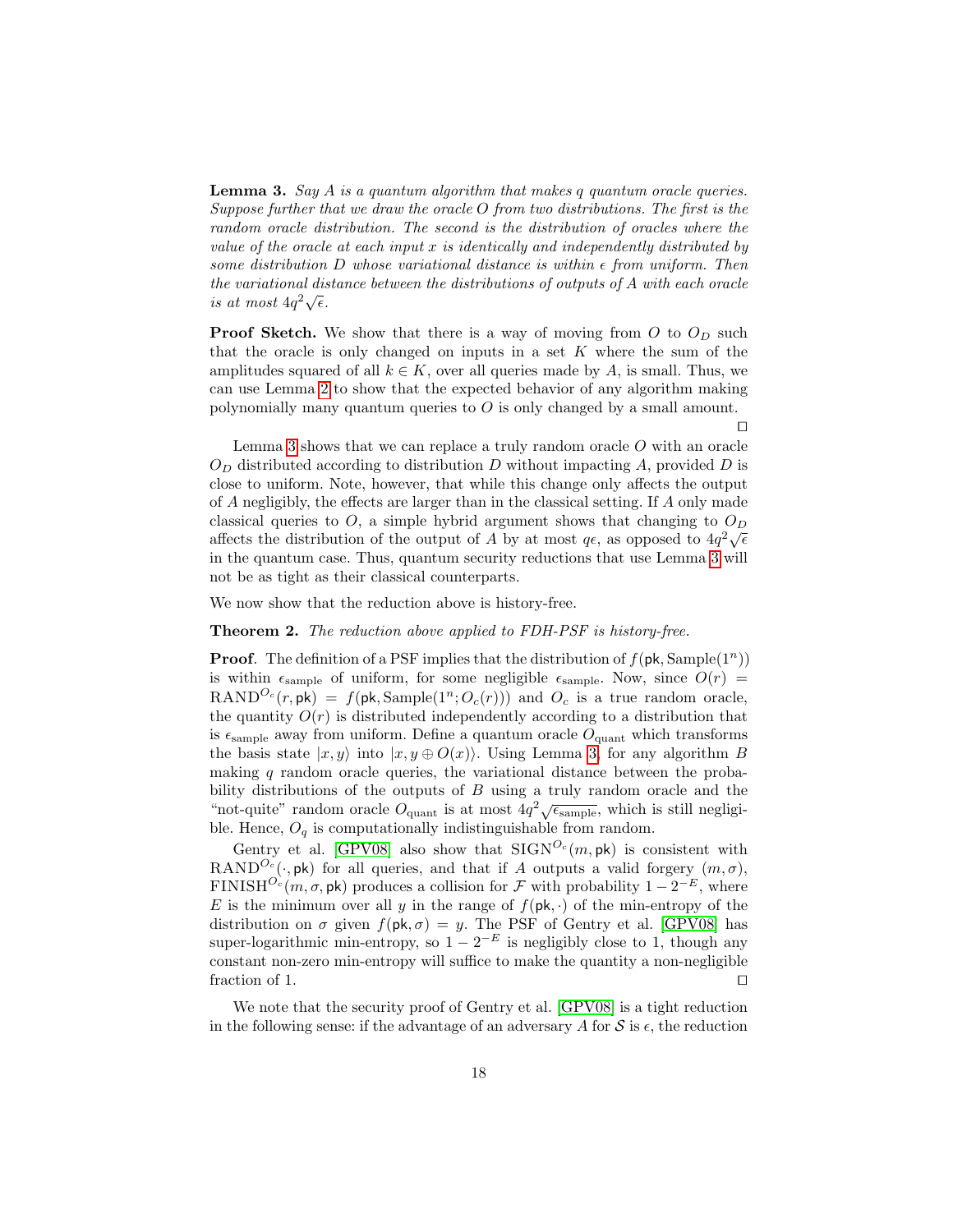**Lemma 3.** *Say $A$ is a quantum algorithm that makes $q$ quantum oracle queries. Suppose further that we draw the oracle $O$ from two distributions. The first is the random oracle distribution. The second is the distribution of oracles where the value of the oracle at each input $x$ is identically and independently distributed by some distribution $D$ whose variational distance is within $\epsilon$ from uniform. Then the variational distance between the distributions of outputs of $A$ with each oracle is at most $4q^2\sqrt{\epsilon}$.*

**Proof Sketch.** We show that there is a way of moving from $O$ to $O_D$ such that the oracle is only changed on inputs in a set $K$ where the sum of the amplitudes squared of all $k \in K$, over all queries made by $A$, is small. Thus, we can use Lemma 2 to show that the expected behavior of any algorithm making polynomially many quantum queries to $O$ is only changed by a small amount. ◻

Lemma 3 shows that we can replace a truly random oracle $O$ with an oracle $O_D$ distributed according to distribution $D$ without impacting $A$, provided $D$ is close to uniform. Note, however, that while this change only affects the output of $A$ negligibly, the effects are larger than in the classical setting. If $A$ only made classical queries to $O$, a simple hybrid argument shows that changing to $O_D$ affects the distribution of the output of $A$ by at most $q\epsilon$, as opposed to $4q^2\sqrt{\epsilon}$ in the quantum case. Thus, quantum security reductions that use Lemma 3 will not be as tight as their classical counterparts.

We now show that the reduction above is history-free.

**Theorem 2.** *The reduction above applied to FDH-PSF is history-free.*

**Proof**. The definition of a PSF implies that the distribution of $f(\mathsf{pk}, \text{Sample}(1^n))$ is within $\epsilon_{\text{sample}}$ of uniform, for some negligible $\epsilon_{\text{sample}}$. Now, since $O(r) = \text{RAND}^{O_c}(r, \mathsf{pk}) = f(\mathsf{pk}, \text{Sample}(1^n; O_c(r)))$ and $O_c$ is a true random oracle, the quantity $O(r)$ is distributed independently according to a distribution that is $\epsilon_{\text{sample}}$ away from uniform. Define a quantum oracle $O_{\text{quant}}$ which transforms the basis state $|x, y\rangle$ into $|x, y \oplus O(x)\rangle$. Using Lemma 3, for any algorithm $B$ making $q$ random oracle queries, the variational distance between the probability distributions of the outputs of $B$ using a truly random oracle and the "not-quite" random oracle $O_{\text{quant}}$ is at most $4q^2\sqrt{\epsilon_{\text{sample}}}$, which is still negligible. Hence, $O_q$ is computationally indistinguishable from random.

Gentry et al. [GPV08] also show that $\text{SIGN}^{O_c}(m, \mathsf{pk})$ is consistent with $\text{RAND}^{O_c}(\cdot, \mathsf{pk})$ for all queries, and that if $A$ outputs a valid forgery $(m, \sigma)$, $\text{FINISH}^{O_c}(m, \sigma, \mathsf{pk})$ produces a collision for $\mathcal{F}$ with probability $1 - 2^{-E}$, where $E$ is the minimum over all $y$ in the range of $f(\mathsf{pk}, \cdot)$ of the min-entropy of the distribution on $\sigma$ given $f(\mathsf{pk}, \sigma) = y$. The PSF of Gentry et al. [GPV08] has super-logarithmic min-entropy, so $1 - 2^{-E}$ is negligibly close to 1, though any constant non-zero min-entropy will suffice to make the quantity a non-negligible fraction of 1. ◻

We note that the security proof of Gentry et al. [GPV08] is a tight reduction in the following sense: if the advantage of an adversary $A$ for $\mathcal{S}$ is $\epsilon$, the reduction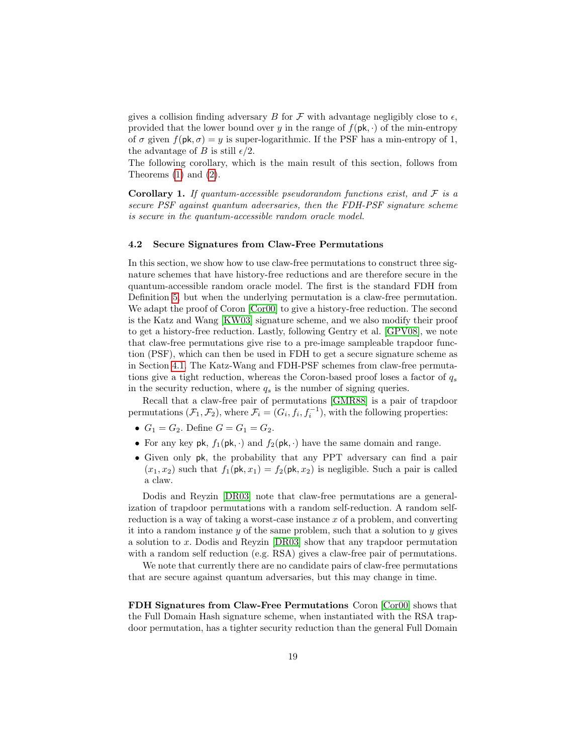gives a collision finding adversary $B$ for $\mathcal{F}$ with advantage negligibly close to $\epsilon$, provided that the lower bound over $y$ in the range of $f(\mathsf{pk}, \cdot)$ of the min-entropy of $\sigma$ given $f(\mathsf{pk}, \sigma) = y$ is super-logarithmic. If the PSF has a min-entropy of 1, the advantage of $B$ is still $\epsilon/2$.

The following corollary, which is the main result of this section, follows from Theorems (1) and (2).

**Corollary 1.** *If quantum-accessible pseudorandom functions exist, and $\mathcal{F}$ is a secure PSF against quantum adversaries, then the FDH-PSF signature scheme is secure in the quantum-accessible random oracle model.*

### 4.2 Secure Signatures from Claw-Free Permutations

In this section, we show how to use claw-free permutations to construct three signature schemes that have history-free reductions and are therefore secure in the quantum-accessible random oracle model. The first is the standard FDH from Definition 5, but when the underlying permutation is a claw-free permutation. We adapt the proof of Coron [Cor00] to give a history-free reduction. The second is the Katz and Wang [KW03] signature scheme, and we also modify their proof to get a history-free reduction. Lastly, following Gentry et al. [GPV08], we note that claw-free permutations give rise to a pre-image sampleable trapdoor function (PSF), which can then be used in FDH to get a secure signature scheme as in Section 4.1. The Katz-Wang and FDH-PSF schemes from claw-free permutations give a tight reduction, whereas the Coron-based proof loses a factor of $q_s$ in the security reduction, where $q_s$ is the number of signing queries.

Recall that a claw-free pair of permutations [GMR88] is a pair of trapdoor permutations $(\mathcal{F}_1, \mathcal{F}_2)$, where $\mathcal{F}_i = (G_i, f_i, f_i^{-1})$, with the following properties:

- $G_1 = G_2$. Define $G = G_1 = G_2$.
- For any key $\mathsf{pk}$, $f_1(\mathsf{pk}, \cdot)$ and $f_2(\mathsf{pk}, \cdot)$ have the same domain and range.
- Given only $\mathsf{pk}$, the probability that any PPT adversary can find a pair $(x_1, x_2)$ such that $f_1(\mathsf{pk}, x_1) = f_2(\mathsf{pk}, x_2)$ is negligible. Such a pair is called a claw.

Dodis and Reyzin [DR03] note that claw-free permutations are a generalization of trapdoor permutations with a random self-reduction. A random self-reduction is a way of taking a worst-case instance $x$ of a problem, and converting it into a random instance $y$ of the same problem, such that a solution to $y$ gives a solution to $x$. Dodis and Reyzin [DR03] show that any trapdoor permutation with a random self reduction (e.g. RSA) gives a claw-free pair of permutations.

We note that currently there are no candidate pairs of claw-free permutations that are secure against quantum adversaries, but this may change in time.

**FDH Signatures from Claw-Free Permutations** Coron [Cor00] shows that the Full Domain Hash signature scheme, when instantiated with the RSA trapdoor permutation, has a tighter security reduction than the general Full Domain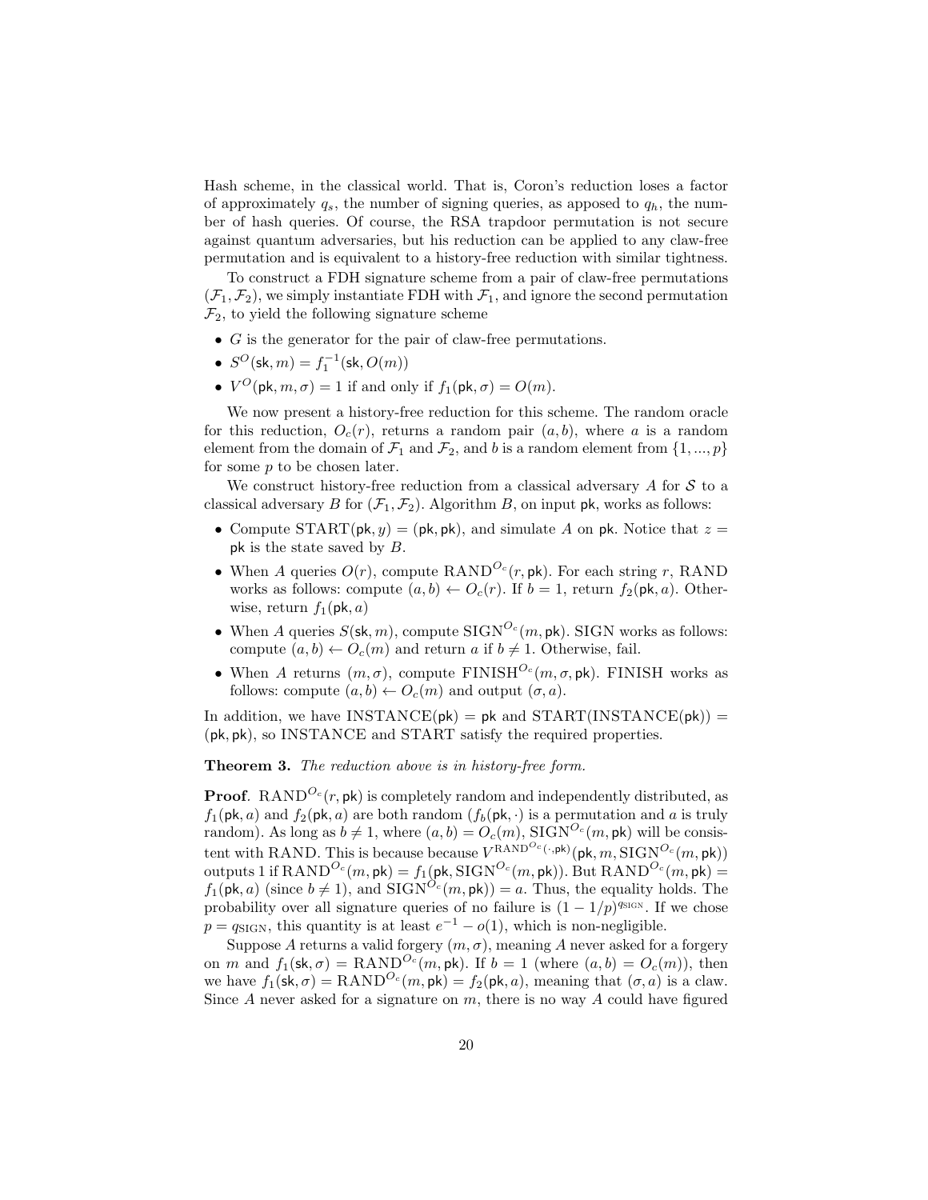Hash scheme, in the classical world. That is, Coron's reduction loses a factor of approximately $q_s$, the number of signing queries, as apposed to $q_h$, the number of hash queries. Of course, the RSA trapdoor permutation is not secure against quantum adversaries, but his reduction can be applied to any claw-free permutation and is equivalent to a history-free reduction with similar tightness.

To construct a FDH signature scheme from a pair of claw-free permutations $(\mathcal{F}_1, \mathcal{F}_2)$, we simply instantiate FDH with $\mathcal{F}_1$, and ignore the second permutation $\mathcal{F}_2$, to yield the following signature scheme

- $G$ is the generator for the pair of claw-free permutations.
- $S^O(\mathsf{sk}, m) = f_1^{-1}(\mathsf{sk}, O(m))$
- $V^O(\mathsf{pk}, m, \sigma) = 1$ if and only if $f_1(\mathsf{pk}, \sigma) = O(m)$.

We now present a history-free reduction for this scheme. The random oracle for this reduction, $O_c(r)$, returns a random pair $(a, b)$, where $a$ is a random element from the domain of $\mathcal{F}_1$ and $\mathcal{F}_2$, and $b$ is a random element from $\{1, ..., p\}$ for some $p$ to be chosen later.

We construct history-free reduction from a classical adversary $A$ for $\mathcal{S}$ to a classical adversary $B$ for $(\mathcal{F}_1, \mathcal{F}_2)$. Algorithm $B$, on input $\mathsf{pk}$, works as follows:

- Compute $\text{START}(\mathsf{pk}, y) = (\mathsf{pk}, \mathsf{pk})$, and simulate $A$ on $\mathsf{pk}$. Notice that $z = \mathsf{pk}$ is the state saved by $B$.
- When $A$ queries $O(r)$, compute $\text{RAND}^{O_c}(r, \mathsf{pk})$. For each string $r$, RAND works as follows: compute $(a, b) \leftarrow O_c(r)$. If $b = 1$, return $f_2(\mathsf{pk}, a)$. Otherwise, return $f_1(\mathsf{pk}, a)$
- When $A$ queries $S(\mathsf{sk}, m)$, compute $\text{SIGN}^{O_c}(m, \mathsf{pk})$. SIGN works as follows: compute $(a, b) \leftarrow O_c(m)$ and return $a$ if $b \neq 1$. Otherwise, fail.
- When $A$ returns $(m, \sigma)$, compute $\text{FINISH}^{O_c}(m, \sigma, \mathsf{pk})$. FINISH works as follows: compute $(a, b) \leftarrow O_c(m)$ and output $(\sigma, a)$.

In addition, we have $\text{INSTANCE}(\mathsf{pk}) = \mathsf{pk}$ and $\text{START}(\text{INSTANCE}(\mathsf{pk})) = (\mathsf{pk}, \mathsf{pk})$, so INSTANCE and START satisfy the required properties.

**Theorem 3.** *The reduction above is in history-free form.*

**Proof**. $\text{RAND}^{O_c}(r, \mathsf{pk})$ is completely random and independently distributed, as $f_1(\mathsf{pk}, a)$ and $f_2(\mathsf{pk}, a)$ are both random ($f_b(\mathsf{pk}, \cdot)$ is a permutation and $a$ is truly random). As long as $b \neq 1$, where $(a, b) = O_c(m)$, $\text{SIGN}^{O_c}(m, \mathsf{pk})$ will be consistent with RAND. This is because because $V^{\text{RAND}^{O_c}(\cdot, \mathsf{pk})}(\mathsf{pk}, m, \text{SIGN}^{O_c}(m, \mathsf{pk}))$ outputs 1 if $\text{RAND}^{O_c}(m, \mathsf{pk}) = f_1(\mathsf{pk}, \text{SIGN}^{O_c}(m, \mathsf{pk}))$. But $\text{RAND}^{O_c}(m, \mathsf{pk}) = f_1(\mathsf{pk}, a)$ (since $b \neq 1$), and $\text{SIGN}^{O_c}(m, \mathsf{pk})) = a$. Thus, the equality holds. The probability over all signature queries of no failure is $(1 - 1/p)^{q_{\text{SIGN}}}$. If we chose $p = q_{\text{SIGN}}$, this quantity is at least $e^{-1} - o(1)$, which is non-negligible.

Suppose $A$ returns a valid forgery $(m, \sigma)$, meaning $A$ never asked for a forgery on $m$ and $f_1(\mathsf{sk}, \sigma) = \text{RAND}^{O_c}(m, \mathsf{pk})$. If $b = 1$ (where $(a, b) = O_c(m)$), then we have $f_1(\mathsf{sk}, \sigma) = \text{RAND}^{O_c}(m, \mathsf{pk}) = f_2(\mathsf{pk}, a)$, meaning that $(\sigma, a)$ is a claw. Since $A$ never asked for a signature on $m$, there is no way $A$ could have figured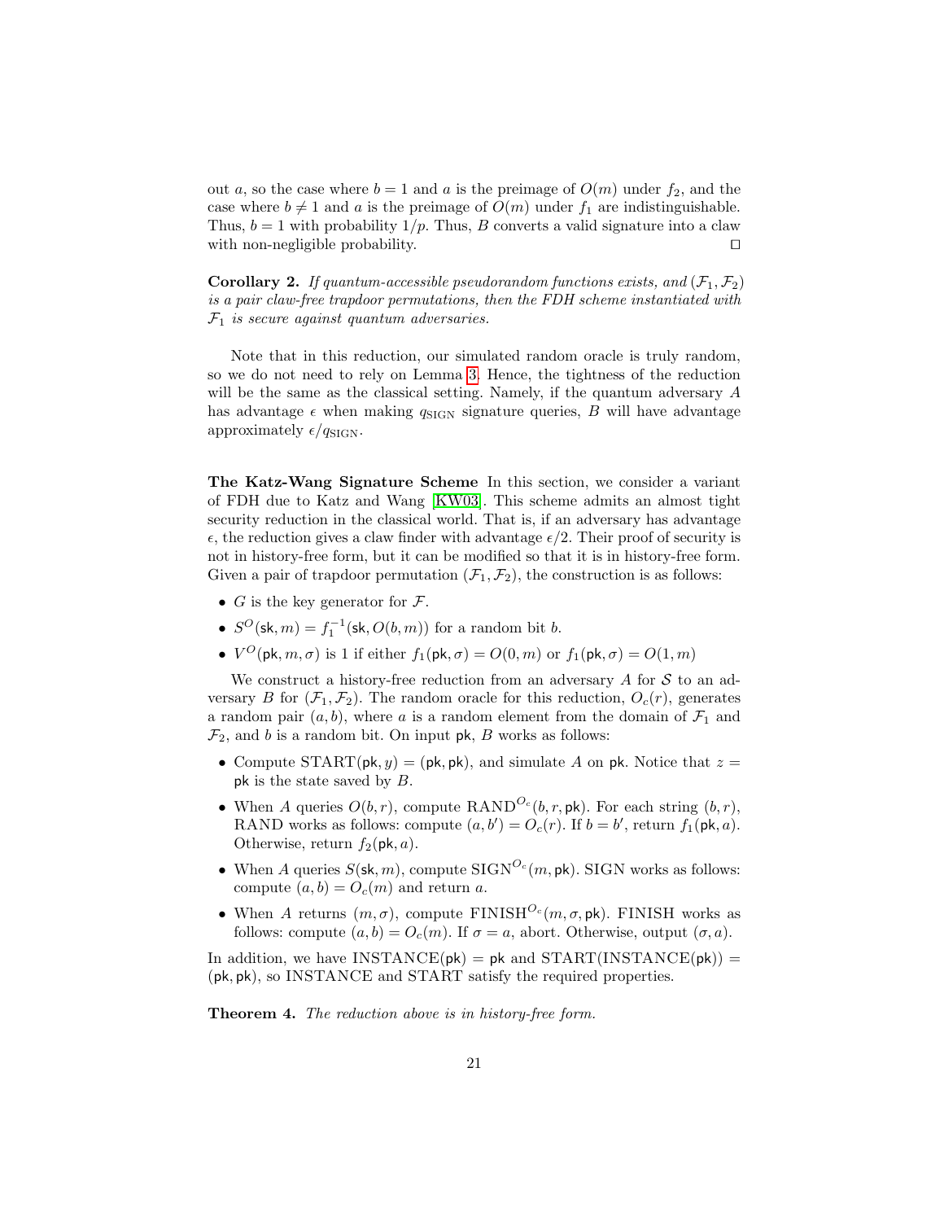out $a$, so the case where $b = 1$ and $a$ is the preimage of $O(m)$ under $f_2$, and the case where $b \neq 1$ and $a$ is the preimage of $O(m)$ under $f_1$ are indistinguishable. Thus, $b = 1$ with probability $1/p$. Thus, $B$ converts a valid signature into a claw with non-negligible probability. $\square$

**Corollary 2.** *If quantum-accessible pseudorandom functions exists, and $(\mathcal{F}_1, \mathcal{F}_2)$ is a pair claw-free trapdoor permutations, then the FDH scheme instantiated with $\mathcal{F}_1$ is secure against quantum adversaries.*

Note that in this reduction, our simulated random oracle is truly random, so we do not need to rely on Lemma 3. Hence, the tightness of the reduction will be the same as the classical setting. Namely, if the quantum adversary $A$ has advantage $\epsilon$ when making $q_{\text{SIGN}}$ signature queries, $B$ will have advantage approximately $\epsilon / q_{\text{SIGN}}$.

**The Katz-Wang Signature Scheme** In this section, we consider a variant of FDH due to Katz and Wang [KW03]. This scheme admits an almost tight security reduction in the classical world. That is, if an adversary has advantage $\epsilon$, the reduction gives a claw finder with advantage $\epsilon/2$. Their proof of security is not in history-free form, but it can be modified so that it is in history-free form. Given a pair of trapdoor permutation $(\mathcal{F}_1, \mathcal{F}_2)$, the construction is as follows:

- $G$ is the key generator for $\mathcal{F}$.
- $S^O(\mathsf{sk}, m) = f_1^{-1}(\mathsf{sk}, O(b, m))$ for a random bit $b$.
- $V^O(\mathsf{pk}, m, \sigma)$ is 1 if either $f_1(\mathsf{pk}, \sigma) = O(0, m)$ or $f_1(\mathsf{pk}, \sigma) = O(1, m)$

We construct a history-free reduction from an adversary $A$ for $\mathcal{S}$ to an adversary $B$ for $(\mathcal{F}_1, \mathcal{F}_2)$. The random oracle for this reduction, $O_c(r)$, generates a random pair $(a, b)$, where $a$ is a random element from the domain of $\mathcal{F}_1$ and $\mathcal{F}_2$, and $b$ is a random bit. On input $\mathsf{pk}$, $B$ works as follows:

- Compute $\text{START}(\mathsf{pk}, y) = (\mathsf{pk}, \mathsf{pk})$, and simulate $A$ on $\mathsf{pk}$. Notice that $z = \mathsf{pk}$ is the state saved by $B$.
- When $A$ queries $O(b, r)$, compute $\text{RAND}^{O_c}(b, r, \mathsf{pk})$. For each string $(b, r)$, RAND works as follows: compute $(a, b') = O_c(r)$. If $b = b'$, return $f_1(\mathsf{pk}, a)$. Otherwise, return $f_2(\mathsf{pk}, a)$.
- When $A$ queries $S(\mathsf{sk}, m)$, compute $\text{SIGN}^{O_c}(m, \mathsf{pk})$. SIGN works as follows: compute $(a, b) = O_c(m)$ and return $a$.
- When $A$ returns $(m, \sigma)$, compute $\text{FINISH}^{O_c}(m, \sigma, \mathsf{pk})$. FINISH works as follows: compute $(a, b) = O_c(m)$. If $\sigma = a$, abort. Otherwise, output $(\sigma, a)$.

In addition, we have $\text{INSTANCE}(\mathsf{pk}) = \mathsf{pk}$ and $\text{START}(\text{INSTANCE}(\mathsf{pk})) = (\mathsf{pk}, \mathsf{pk})$, so INSTANCE and START satisfy the required properties.

**Theorem 4.** *The reduction above is in history-free form.*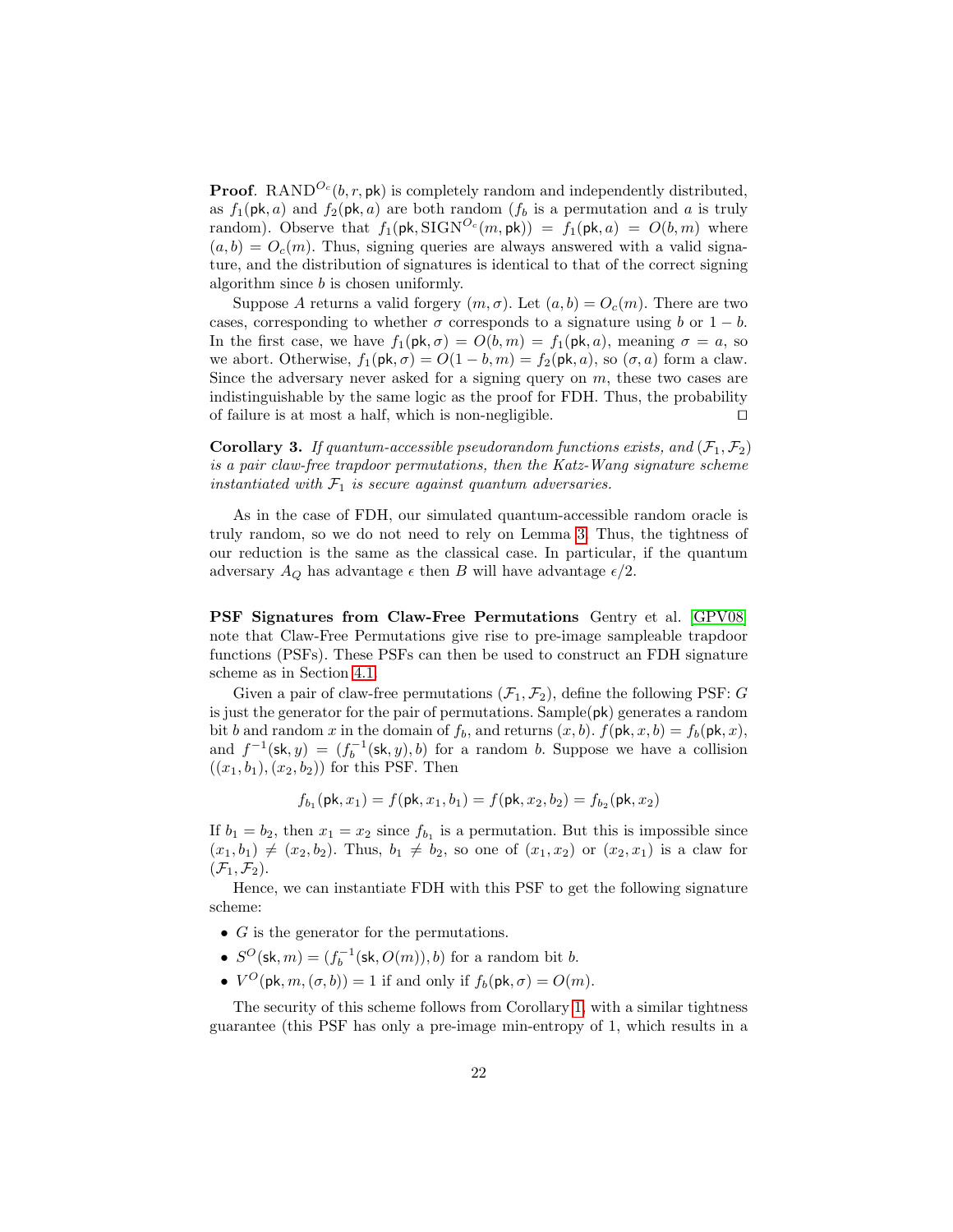**Proof**. $\mathrm{RAND}^{O_c}(b, r, \mathsf{pk})$ is completely random and independently distributed, as $f_1(\mathsf{pk}, a)$ and $f_2(\mathsf{pk}, a)$ are both random ($f_b$ is a permutation and $a$ is truly random). Observe that $f_1(\mathsf{pk}, \mathrm{SIGN}^{O_c}(m, \mathsf{pk})) = f_1(\mathsf{pk}, a) = O(b, m)$ where $(a, b) = O_c(m)$. Thus, signing queries are always answered with a valid signature, and the distribution of signatures is identical to that of the correct signing algorithm since $b$ is chosen uniformly.

Suppose $A$ returns a valid forgery $(m, \sigma)$. Let $(a, b) = O_c(m)$. There are two cases, corresponding to whether $\sigma$ corresponds to a signature using $b$ or $1 - b$. In the first case, we have $f_1(\mathsf{pk}, \sigma) = O(b, m) = f_1(\mathsf{pk}, a)$, meaning $\sigma = a$, so we abort. Otherwise, $f_1(\mathsf{pk}, \sigma) = O(1 - b, m) = f_2(\mathsf{pk}, a)$, so $(\sigma, a)$ form a claw. Since the adversary never asked for a signing query on $m$, these two cases are indistinguishable by the same logic as the proof for FDH. Thus, the probability of failure is at most a half, which is non-negligible. ◻

**Corollary 3.** *If quantum-accessible pseudorandom functions exists, and $(\mathcal{F}_1, \mathcal{F}_2)$ is a pair claw-free trapdoor permutations, then the Katz-Wang signature scheme instantiated with $\mathcal{F}_1$ is secure against quantum adversaries.*

As in the case of FDH, our simulated quantum-accessible random oracle is truly random, so we do not need to rely on Lemma 3. Thus, the tightness of our reduction is the same as the classical case. In particular, if the quantum adversary $A_Q$ has advantage $\epsilon$ then $B$ will have advantage $\epsilon/2$.

**PSF Signatures from Claw-Free Permutations** Gentry et al. [GPV08] note that Claw-Free Permutations give rise to pre-image sampleable trapdoor functions (PSFs). These PSFs can then be used to construct an FDH signature scheme as in Section 4.1.

Given a pair of claw-free permutations $(\mathcal{F}_1, \mathcal{F}_2)$, define the following PSF: $G$ is just the generator for the pair of permutations. $\mathsf{Sample}(\mathsf{pk})$ generates a random bit $b$ and random $x$ in the domain of $f_b$, and returns $(x, b)$. $f(\mathsf{pk}, x, b) = f_b(\mathsf{pk}, x)$, and $f^{-1}(\mathsf{sk}, y) = (f_b^{-1}(\mathsf{sk}, y), b)$ for a random $b$. Suppose we have a collision $((x_1, b_1), (x_2, b_2))$ for this PSF. Then

$$f_{b_1}(\mathsf{pk}, x_1) = f(\mathsf{pk}, x_1, b_1) = f(\mathsf{pk}, x_2, b_2) = f_{b_2}(\mathsf{pk}, x_2)$$

If $b_1 = b_2$, then $x_1 = x_2$ since $f_{b_1}$ is a permutation. But this is impossible since $(x_1, b_1) \neq (x_2, b_2)$. Thus, $b_1 \neq b_2$, so one of $(x_1, x_2)$ or $(x_2, x_1)$ is a claw for $(\mathcal{F}_1, \mathcal{F}_2)$.

Hence, we can instantiate FDH with this PSF to get the following signature scheme:

- $G$ is the generator for the permutations.
- $S^O(\mathsf{sk}, m) = (f_b^{-1}(\mathsf{sk}, O(m)), b)$ for a random bit $b$.
- $V^O(\mathsf{pk}, m, (\sigma, b)) = 1$ if and only if $f_b(\mathsf{pk}, \sigma) = O(m)$.

The security of this scheme follows from Corollary 1, with a similar tightness guarantee (this PSF has only a pre-image min-entropy of 1, which results in a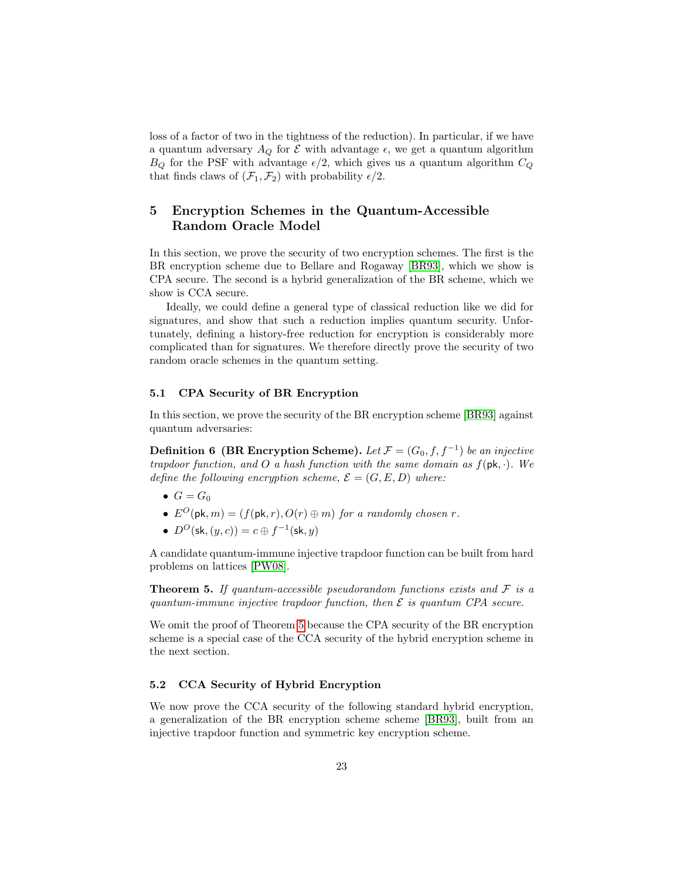loss of a factor of two in the tightness of the reduction). In particular, if we have a quantum adversary $A_Q$ for $\mathcal{E}$ with advantage $\epsilon$, we get a quantum algorithm $B_Q$ for the PSF with advantage $\epsilon/2$, which gives us a quantum algorithm $C_Q$ that finds claws of $(\mathcal{F}_1, \mathcal{F}_2)$ with probability $\epsilon/2$.

## 5 Encryption Schemes in the Quantum-Accessible Random Oracle Model

In this section, we prove the security of two encryption schemes. The first is the BR encryption scheme due to Bellare and Rogaway [BR93], which we show is CPA secure. The second is a hybrid generalization of the BR scheme, which we show is CCA secure.

Ideally, we could define a general type of classical reduction like we did for signatures, and show that such a reduction implies quantum security. Unfortunately, defining a history-free reduction for encryption is considerably more complicated than for signatures. We therefore directly prove the security of two random oracle schemes in the quantum setting.

### 5.1 CPA Security of BR Encryption

In this section, we prove the security of the BR encryption scheme [BR93] against quantum adversaries:

**Definition 6 (BR Encryption Scheme).** *Let $\mathcal{F} = (G_0, f, f^{-1})$ be an injective trapdoor function, and $O$ a hash function with the same domain as $f(\mathsf{pk}, \cdot)$. We define the following encryption scheme, $\mathcal{E} = (G, E, D)$ where:*

- $G = G_0$
- $E^O(\mathsf{pk}, m) = (f(\mathsf{pk}, r), O(r) \oplus m)$ *for a randomly chosen $r$.*
- $D^O(\mathsf{sk}, (y, c)) = c \oplus f^{-1}(\mathsf{sk}, y)$

A candidate quantum-immune injective trapdoor function can be built from hard problems on lattices [PW08].

**Theorem 5.** *If quantum-accessible pseudorandom functions exists and $\mathcal{F}$ is a quantum-immune injective trapdoor function, then $\mathcal{E}$ is quantum CPA secure.*

We omit the proof of Theorem 5 because the CPA security of the BR encryption scheme is a special case of the CCA security of the hybrid encryption scheme in the next section.

### 5.2 CCA Security of Hybrid Encryption

We now prove the CCA security of the following standard hybrid encryption, a generalization of the BR encryption scheme scheme [BR93], built from an injective trapdoor function and symmetric key encryption scheme.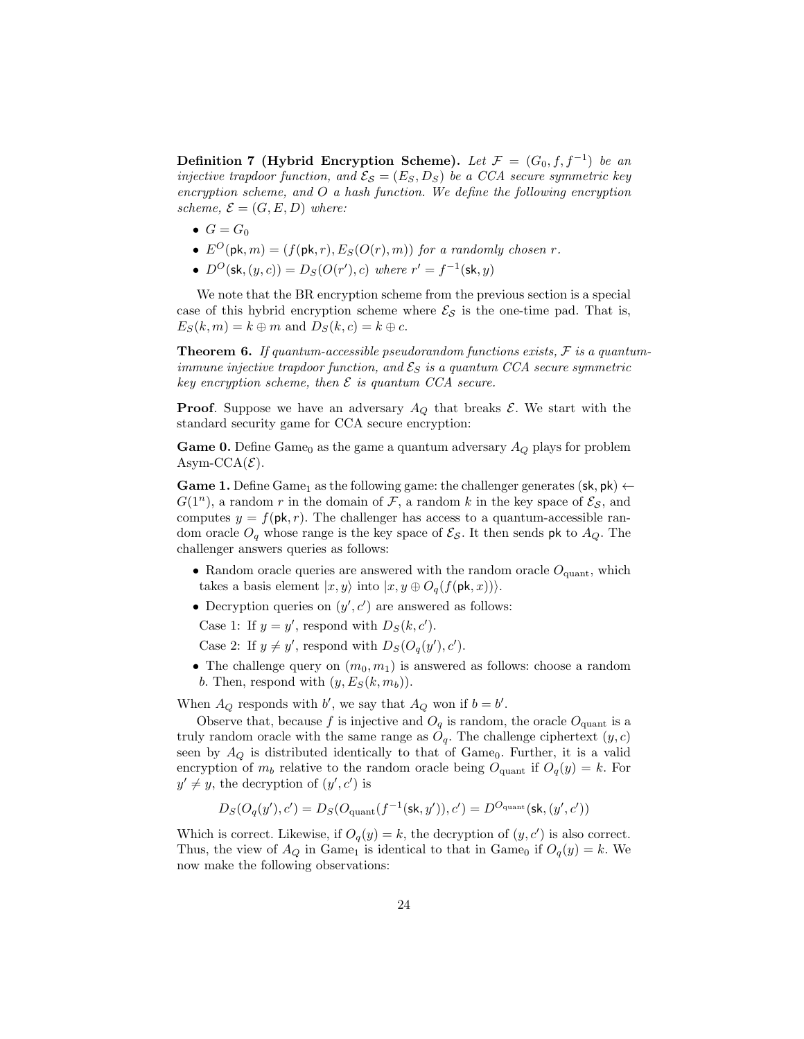**Definition 7 (Hybrid Encryption Scheme).** *Let $\mathcal{F} = (G_0, f, f^{-1})$ be an injective trapdoor function, and $\mathcal{E}_\mathcal{S} = (E_S, D_S)$ be a CCA secure symmetric key encryption scheme, and $O$ a hash function. We define the following encryption scheme, $\mathcal{E} = (G, E, D)$ where:*

- $G = G_0$
- $E^O(\mathsf{pk}, m) = (f(\mathsf{pk}, r), E_S(O(r), m))$ *for a randomly chosen* $r$.
- $D^O(\mathsf{sk}, (y, c)) = D_S(O(r'), c)$ *where* $r' = f^{-1}(\mathsf{sk}, y)$

We note that the BR encryption scheme from the previous section is a special case of this hybrid encryption scheme where $\mathcal{E}_\mathcal{S}$ is the one-time pad. That is, $E_S(k, m) = k \oplus m$ and $D_S(k, c) = k \oplus c$.

**Theorem 6.** *If quantum-accessible pseudorandom functions exists, $\mathcal{F}$ is a quantum-immune injective trapdoor function, and $\mathcal{E}_S$ is a quantum CCA secure symmetric key encryption scheme, then $\mathcal{E}$ is quantum CCA secure.*

**Proof**. Suppose we have an adversary $A_Q$ that breaks $\mathcal{E}$. We start with the standard security game for CCA secure encryption:

**Game 0.** Define $\text{Game}_0$ as the game a quantum adversary $A_Q$ plays for problem Asym-CCA($\mathcal{E}$).

**Game 1.** Define $\text{Game}_1$ as the following game: the challenger generates $(\mathsf{sk}, \mathsf{pk}) \leftarrow G(1^n)$, a random $r$ in the domain of $\mathcal{F}$, a random $k$ in the key space of $\mathcal{E}_\mathcal{S}$, and computes $y = f(\mathsf{pk}, r)$. The challenger has access to a quantum-accessible random oracle $O_q$ whose range is the key space of $\mathcal{E}_\mathcal{S}$. It then sends $\mathsf{pk}$ to $A_Q$. The challenger answers queries as follows:

- Random oracle queries are answered with the random oracle $O_{\text{quant}}$, which takes a basis element $|x, y\rangle$ into $|x, y \oplus O_q(f(\mathsf{pk}, x))\rangle$.
- Decryption queries on $(y', c')$ are answered as follows:

  Case 1: If $y = y'$, respond with $D_S(k, c')$.

  Case 2: If $y \neq y'$, respond with $D_S(O_q(y'), c')$.
- The challenge query on $(m_0, m_1)$ is answered as follows: choose a random $b$. Then, respond with $(y, E_S(k, m_b))$.

When $A_Q$ responds with $b'$, we say that $A_Q$ won if $b = b'$.

Observe that, because $f$ is injective and $O_q$ is random, the oracle $O_{\text{quant}}$ is a truly random oracle with the same range as $O_q$. The challenge ciphertext $(y, c)$ seen by $A_Q$ is distributed identically to that of $\text{Game}_0$. Further, it is a valid encryption of $m_b$ relative to the random oracle being $O_{\text{quant}}$ if $O_q(y) = k$. For $y' \neq y$, the decryption of $(y', c')$ is

$$D_S(O_q(y'), c') = D_S(O_{\text{quant}}(f^{-1}(\mathsf{sk}, y')), c') = D^{O_{\text{quant}}}(\mathsf{sk}, (y', c'))$$

Which is correct. Likewise, if $O_q(y) = k$, the decryption of $(y, c')$ is also correct. Thus, the view of $A_Q$ in $\text{Game}_1$ is identical to that in $\text{Game}_0$ if $O_q(y) = k$. We now make the following observations: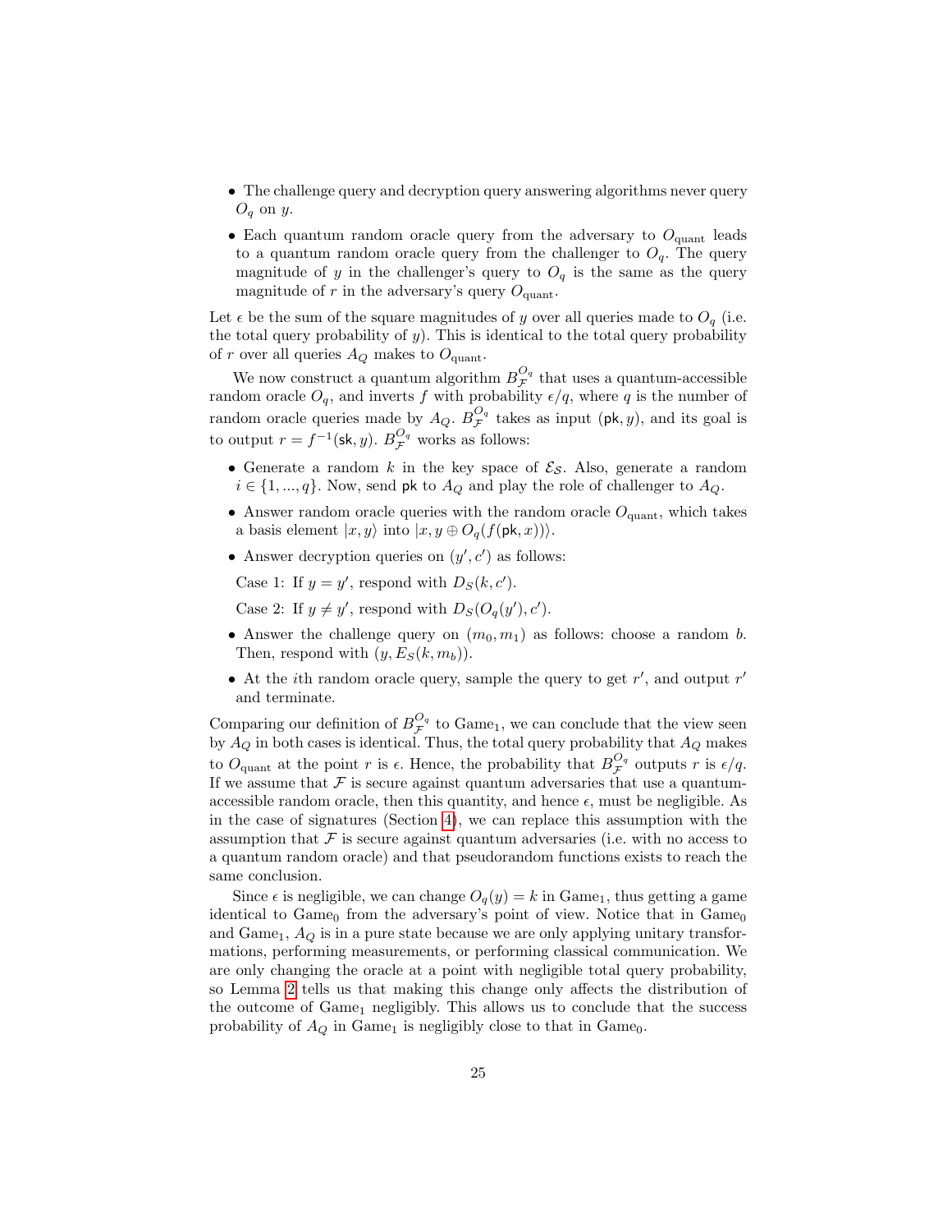- The challenge query and decryption query answering algorithms never query $O_q$ on $y$.
- Each quantum random oracle query from the adversary to $O_{\text{quant}}$ leads to a quantum random oracle query from the challenger to $O_q$. The query magnitude of $y$ in the challenger's query to $O_q$ is the same as the query magnitude of $r$ in the adversary's query $O_{\text{quant}}$.

Let $\epsilon$ be the sum of the square magnitudes of $y$ over all queries made to $O_q$ (i.e. the total query probability of $y$). This is identical to the total query probability of $r$ over all queries $A_Q$ makes to $O_{\text{quant}}$.

We now construct a quantum algorithm $B_{\mathcal{F}}^{O_q}$ that uses a quantum-accessible random oracle $O_q$, and inverts $f$ with probability $\epsilon/q$, where $q$ is the number of random oracle queries made by $A_Q$. $B_{\mathcal{F}}^{O_q}$ takes as input $(\mathsf{pk}, y)$, and its goal is to output $r = f^{-1}(\mathsf{sk}, y)$. $B_{\mathcal{F}}^{O_q}$ works as follows:

- Generate a random $k$ in the key space of $\mathcal{E}_{\mathcal{S}}$. Also, generate a random $i \in \{1, ..., q\}$. Now, send $\mathsf{pk}$ to $A_Q$ and play the role of challenger to $A_Q$.
- Answer random oracle queries with the random oracle $O_{\text{quant}}$, which takes a basis element $|x, y\rangle$ into $|x, y \oplus O_q(f(\mathsf{pk}, x))\rangle$.
- Answer decryption queries on $(y', c')$ as follows:

  Case 1: If $y = y'$, respond with $D_S(k, c')$.

  Case 2: If $y \neq y'$, respond with $D_S(O_q(y'), c')$.
- Answer the challenge query on $(m_0, m_1)$ as follows: choose a random $b$. Then, respond with $(y, E_S(k, m_b))$.
- At the $i$th random oracle query, sample the query to get $r'$, and output $r'$ and terminate.

Comparing our definition of $B_{\mathcal{F}}^{O_q}$ to $\text{Game}_1$, we can conclude that the view seen by $A_Q$ in both cases is identical. Thus, the total query probability that $A_Q$ makes to $O_{\text{quant}}$ at the point $r$ is $\epsilon$. Hence, the probability that $B_{\mathcal{F}}^{O_q}$ outputs $r$ is $\epsilon/q$. If we assume that $\mathcal{F}$ is secure against quantum adversaries that use a quantum-accessible random oracle, then this quantity, and hence $\epsilon$, must be negligible. As in the case of signatures (Section 4), we can replace this assumption with the assumption that $\mathcal{F}$ is secure against quantum adversaries (i.e. with no access to a quantum random oracle) and that pseudorandom functions exists to reach the same conclusion.

Since $\epsilon$ is negligible, we can change $O_q(y) = k$ in $\text{Game}_1$, thus getting a game identical to $\text{Game}_0$ from the adversary's point of view. Notice that in $\text{Game}_0$ and $\text{Game}_1$, $A_Q$ is in a pure state because we are only applying unitary transformations, performing measurements, or performing classical communication. We are only changing the oracle at a point with negligible total query probability, so Lemma 2 tells us that making this change only affects the distribution of the outcome of $\text{Game}_1$ negligibly. This allows us to conclude that the success probability of $A_Q$ in $\text{Game}_1$ is negligibly close to that in $\text{Game}_0$.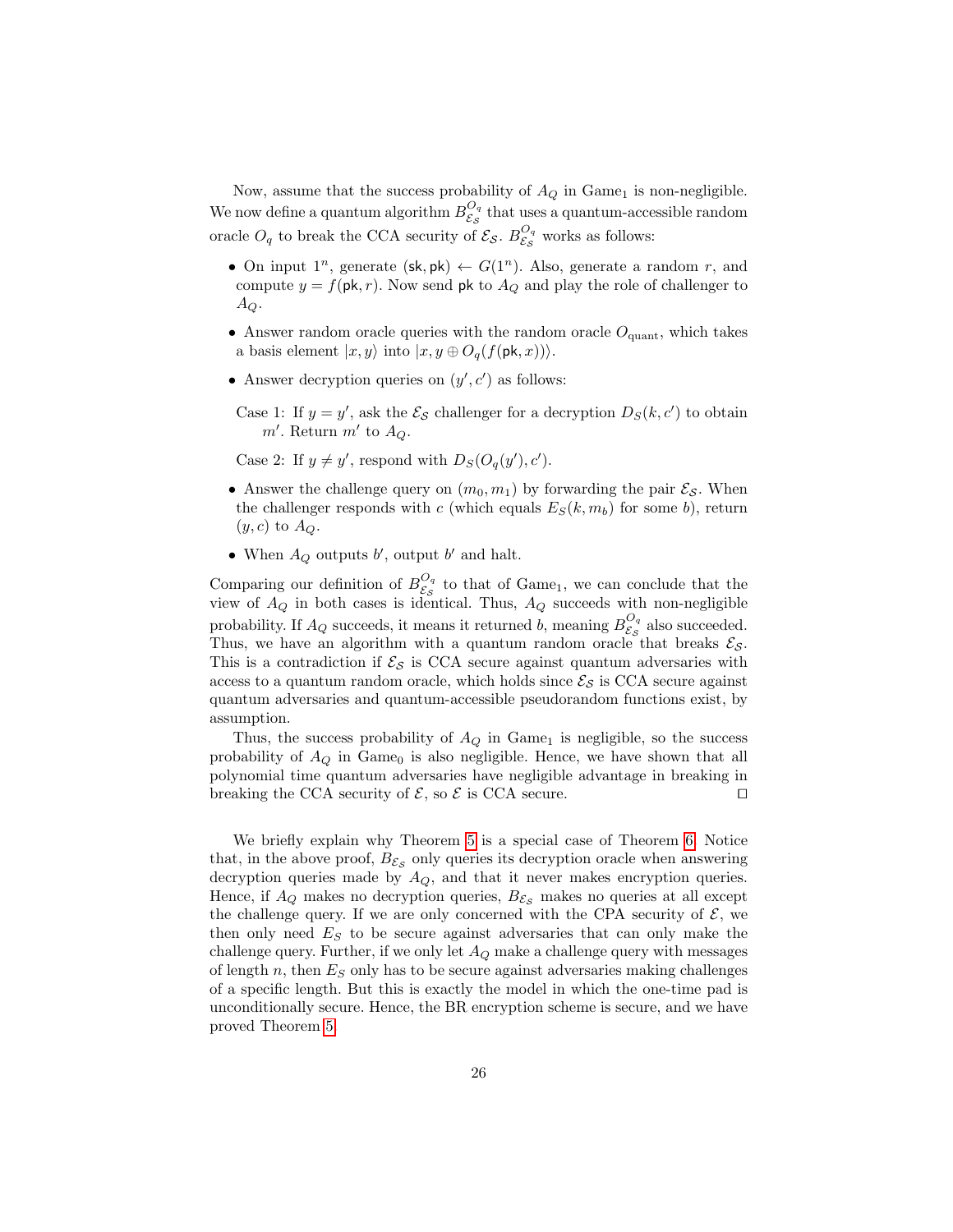Now, assume that the success probability of $A_Q$ in $\text{Game}_1$ is non-negligible. We now define a quantum algorithm $B_{\mathcal{E}_S}^{O_q}$ that uses a quantum-accessible random oracle $O_q$ to break the CCA security of $\mathcal{E}_S$. $B_{\mathcal{E}_S}^{O_q}$ works as follows:

- On input $1^n$, generate $(\mathsf{sk}, \mathsf{pk}) \leftarrow G(1^n)$. Also, generate a random $r$, and compute $y = f(\mathsf{pk}, r)$. Now send $\mathsf{pk}$ to $A_Q$ and play the role of challenger to $A_Q$.
- Answer random oracle queries with the random oracle $O_{\text{quant}}$, which takes a basis element $|x, y\rangle$ into $|x, y \oplus O_q(f(\mathsf{pk}, x))\rangle$.
- Answer decryption queries on $(y', c')$ as follows:

  Case 1: If $y = y'$, ask the $\mathcal{E}_S$ challenger for a decryption $D_S(k, c')$ to obtain $m'$. Return $m'$ to $A_Q$.

  Case 2: If $y \neq y'$, respond with $D_S(O_q(y'), c')$.
- Answer the challenge query on $(m_0, m_1)$ by forwarding the pair $\mathcal{E}_S$. When the challenger responds with $c$ (which equals $E_S(k, m_b)$ for some $b$), return $(y, c)$ to $A_Q$.
- When $A_Q$ outputs $b'$, output $b'$ and halt.

Comparing our definition of $B_{\mathcal{E}_S}^{O_q}$ to that of $\text{Game}_1$, we can conclude that the view of $A_Q$ in both cases is identical. Thus, $A_Q$ succeeds with non-negligible probability. If $A_Q$ succeeds, it means it returned $b$, meaning $B_{\mathcal{E}_S}^{O_q}$ also succeeded. Thus, we have an algorithm with a quantum random oracle that breaks $\mathcal{E}_S$. This is a contradiction if $\mathcal{E}_S$ is CCA secure against quantum adversaries with access to a quantum random oracle, which holds since $\mathcal{E}_S$ is CCA secure against quantum adversaries and quantum-accessible pseudorandom functions exist, by assumption.

Thus, the success probability of $A_Q$ in $\text{Game}_1$ is negligible, so the success probability of $A_Q$ in $\text{Game}_0$ is also negligible. Hence, we have shown that all polynomial time quantum adversaries have negligible advantage in breaking in breaking the CCA security of $\mathcal{E}$, so $\mathcal{E}$ is CCA secure. □

We briefly explain why Theorem 5 is a special case of Theorem 6. Notice that, in the above proof, $B_{\mathcal{E}_S}$ only queries its decryption oracle when answering decryption queries made by $A_Q$, and that it never makes encryption queries. Hence, if $A_Q$ makes no decryption queries, $B_{\mathcal{E}_S}$ makes no queries at all except the challenge query. If we are only concerned with the CPA security of $\mathcal{E}$, we then only need $E_S$ to be secure against adversaries that can only make the challenge query. Further, if we only let $A_Q$ make a challenge query with messages of length $n$, then $E_S$ only has to be secure against adversaries making challenges of a specific length. But this is exactly the model in which the one-time pad is unconditionally secure. Hence, the BR encryption scheme is secure, and we have proved Theorem 5.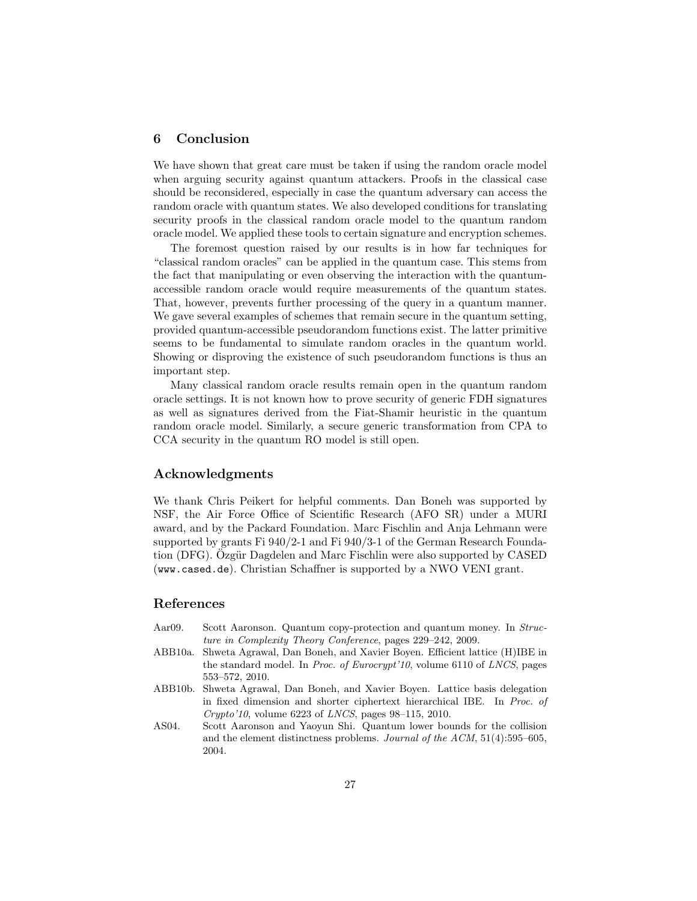## 6 Conclusion

We have shown that great care must be taken if using the random oracle model when arguing security against quantum attackers. Proofs in the classical case should be reconsidered, especially in case the quantum adversary can access the random oracle with quantum states. We also developed conditions for translating security proofs in the classical random oracle model to the quantum random oracle model. We applied these tools to certain signature and encryption schemes.

The foremost question raised by our results is in how far techniques for "classical random oracles" can be applied in the quantum case. This stems from the fact that manipulating or even observing the interaction with the quantum-accessible random oracle would require measurements of the quantum states. That, however, prevents further processing of the query in a quantum manner. We gave several examples of schemes that remain secure in the quantum setting, provided quantum-accessible pseudorandom functions exist. The latter primitive seems to be fundamental to simulate random oracles in the quantum world. Showing or disproving the existence of such pseudorandom functions is thus an important step.

Many classical random oracle results remain open in the quantum random oracle settings. It is not known how to prove security of generic FDH signatures as well as signatures derived from the Fiat-Shamir heuristic in the quantum random oracle model. Similarly, a secure generic transformation from CPA to CCA security in the quantum RO model is still open.

## Acknowledgments

We thank Chris Peikert for helpful comments. Dan Boneh was supported by NSF, the Air Force Office of Scientific Research (AFO SR) under a MURI award, and by the Packard Foundation. Marc Fischlin and Anja Lehmann were supported by grants Fi 940/2-1 and Fi 940/3-1 of the German Research Foundation (DFG). Özgür Dagdelen and Marc Fischlin were also supported by CASED (`www.cased.de`). Christian Schaffner is supported by a NWO VENI grant.

## References

- Aar09. Scott Aaronson. Quantum copy-protection and quantum money. In *Structure in Complexity Theory Conference*, pages 229–242, 2009.
- ABB10a. Shweta Agrawal, Dan Boneh, and Xavier Boyen. Efficient lattice (H)IBE in the standard model. In *Proc. of Eurocrypt'10*, volume 6110 of *LNCS*, pages 553–572, 2010.
- ABB10b. Shweta Agrawal, Dan Boneh, and Xavier Boyen. Lattice basis delegation in fixed dimension and shorter ciphertext hierarchical IBE. In *Proc. of Crypto'10*, volume 6223 of *LNCS*, pages 98–115, 2010.
- AS04. Scott Aaronson and Yaoyun Shi. Quantum lower bounds for the collision and the element distinctness problems. *Journal of the ACM*, 51(4):595–605, 2004.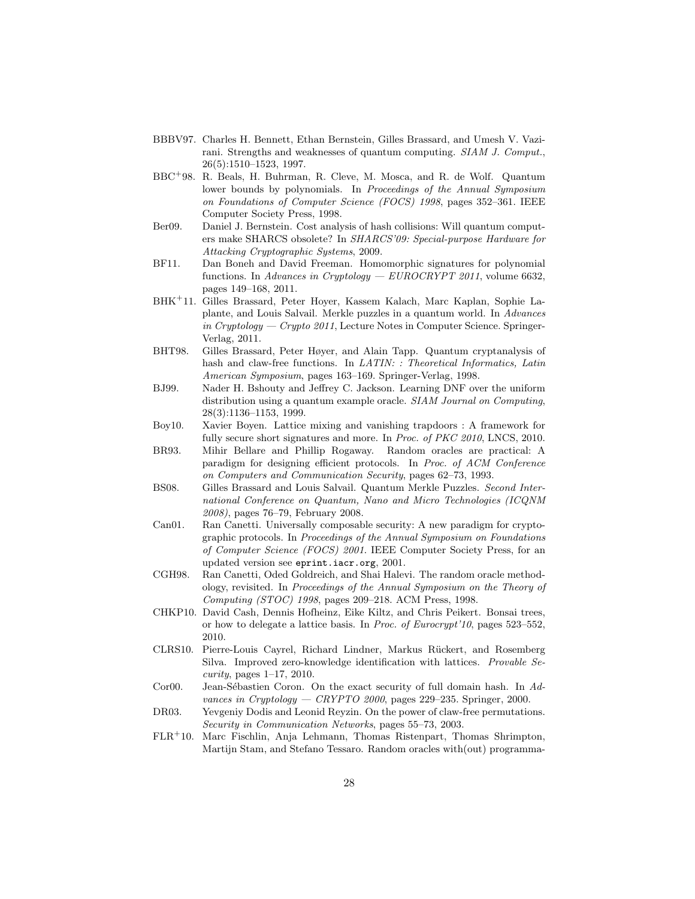- BBBV97. Charles H. Bennett, Ethan Bernstein, Gilles Brassard, and Umesh V. Vazirani. Strengths and weaknesses of quantum computing. *SIAM J. Comput.*, 26(5):1510–1523, 1997.
- BBC[+]98. R. Beals, H. Buhrman, R. Cleve, M. Mosca, and R. de Wolf. Quantum lower bounds by polynomials. In *Proceedings of the Annual Symposium on Foundations of Computer Science (FOCS) 1998*, pages 352–361. IEEE Computer Society Press, 1998.
- Ber09. Daniel J. Bernstein. Cost analysis of hash collisions: Will quantum computers make SHARCS obsolete? In *SHARCS'09: Special-purpose Hardware for Attacking Cryptographic Systems*, 2009.
- BF11. Dan Boneh and David Freeman. Homomorphic signatures for polynomial functions. In *Advances in Cryptology — EUROCRYPT 2011*, volume 6632, pages 149–168, 2011.
- BHK[+]11. Gilles Brassard, Peter Hoyer, Kassem Kalach, Marc Kaplan, Sophie Laplante, and Louis Salvail. Merkle puzzles in a quantum world. In *Advances in Cryptology — Crypto 2011*, Lecture Notes in Computer Science. Springer-Verlag, 2011.
- BHT98. Gilles Brassard, Peter Høyer, and Alain Tapp. Quantum cryptanalysis of hash and claw-free functions. In *LATIN: : Theoretical Informatics, Latin American Symposium*, pages 163–169. Springer-Verlag, 1998.
- BJ99. Nader H. Bshouty and Jeffrey C. Jackson. Learning DNF over the uniform distribution using a quantum example oracle. *SIAM Journal on Computing*, 28(3):1136–1153, 1999.
- Boy10. Xavier Boyen. Lattice mixing and vanishing trapdoors : A framework for fully secure short signatures and more. In *Proc. of PKC 2010*, LNCS, 2010.
- BR93. Mihir Bellare and Phillip Rogaway. Random oracles are practical: A paradigm for designing efficient protocols. In *Proc. of ACM Conference on Computers and Communication Security*, pages 62–73, 1993.
- BS08. Gilles Brassard and Louis Salvail. Quantum Merkle Puzzles. *Second International Conference on Quantum, Nano and Micro Technologies (ICQNM 2008)*, pages 76–79, February 2008.
- Can01. Ran Canetti. Universally composable security: A new paradigm for cryptographic protocols. In *Proceedings of the Annual Symposium on Foundations of Computer Science (FOCS) 2001*. IEEE Computer Society Press, for an updated version see `eprint.iacr.org`, 2001.
- CGH98. Ran Canetti, Oded Goldreich, and Shai Halevi. The random oracle methodology, revisited. In *Proceedings of the Annual Symposium on the Theory of Computing (STOC) 1998*, pages 209–218. ACM Press, 1998.
- CHKP10. David Cash, Dennis Hofheinz, Eike Kiltz, and Chris Peikert. Bonsai trees, or how to delegate a lattice basis. In *Proc. of Eurocrypt'10*, pages 523–552, 2010.
- CLRS10. Pierre-Louis Cayrel, Richard Lindner, Markus Rückert, and Rosemberg Silva. Improved zero-knowledge identification with lattices. *Provable Security*, pages 1–17, 2010.
- Cor00. Jean-Sébastien Coron. On the exact security of full domain hash. In *Advances in Cryptology — CRYPTO 2000*, pages 229–235. Springer, 2000.
- DR03. Yevgeniy Dodis and Leonid Reyzin. On the power of claw-free permutations. *Security in Communication Networks*, pages 55–73, 2003.
- FLR[+]10. Marc Fischlin, Anja Lehmann, Thomas Ristenpart, Thomas Shrimpton, Martijn Stam, and Stefano Tessaro. Random oracles with(out) programma-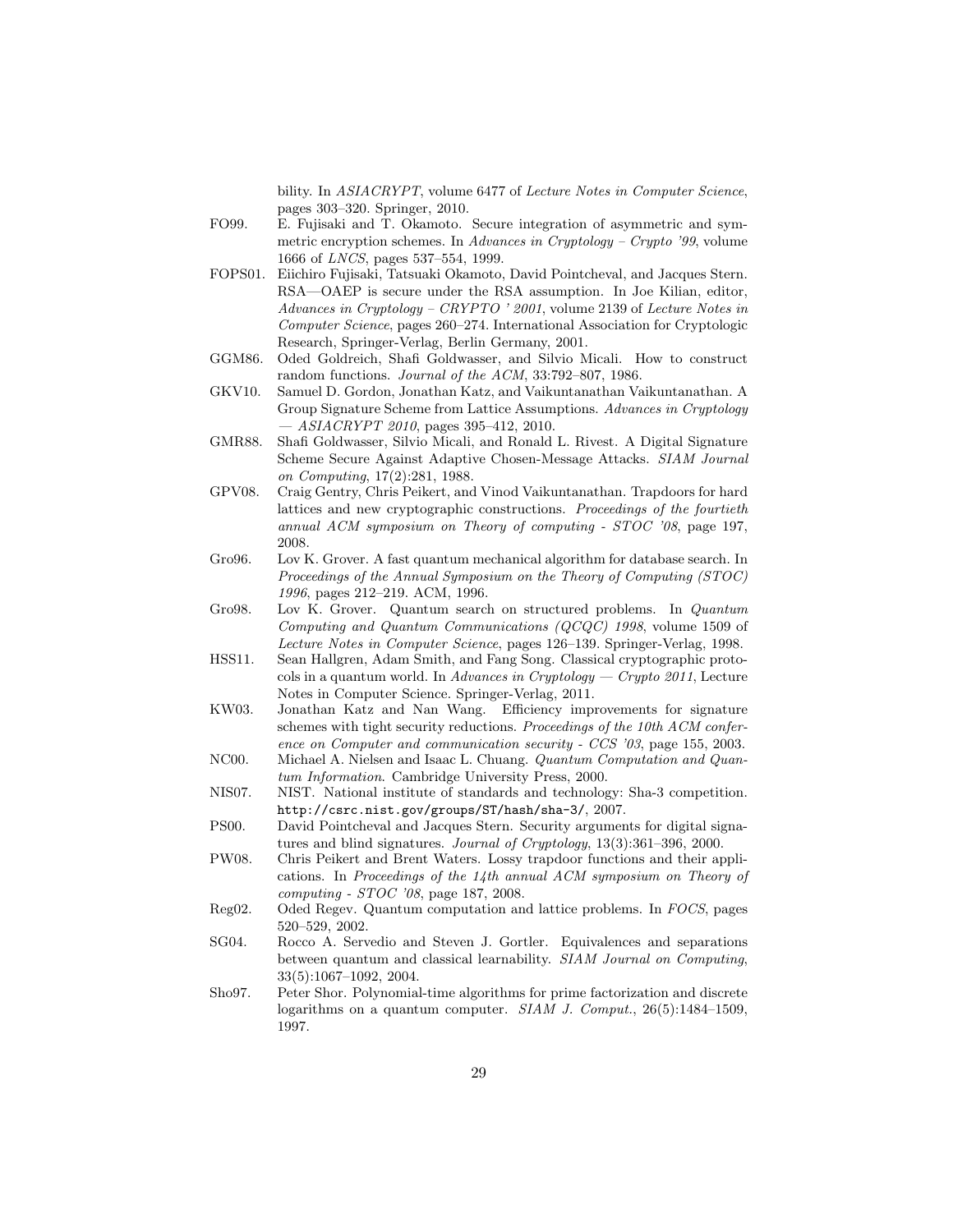bility. In *ASIACRYPT*, volume 6477 of *Lecture Notes in Computer Science*, pages 303–320. Springer, 2010.

FO99. E. Fujisaki and T. Okamoto. Secure integration of asymmetric and symmetric encryption schemes. In *Advances in Cryptology – Crypto '99*, volume 1666 of *LNCS*, pages 537–554, 1999.

FOPS01. Eiichiro Fujisaki, Tatsuaki Okamoto, David Pointcheval, and Jacques Stern. RSA—OAEP is secure under the RSA assumption. In Joe Kilian, editor, *Advances in Cryptology – CRYPTO ' 2001*, volume 2139 of *Lecture Notes in Computer Science*, pages 260–274. International Association for Cryptologic Research, Springer-Verlag, Berlin Germany, 2001.

GGM86. Oded Goldreich, Shafi Goldwasser, and Silvio Micali. How to construct random functions. *Journal of the ACM*, 33:792–807, 1986.

GKV10. Samuel D. Gordon, Jonathan Katz, and Vaikuntanathan Vaikuntanathan. A Group Signature Scheme from Lattice Assumptions. *Advances in Cryptology — ASIACRYPT 2010*, pages 395–412, 2010.

GMR88. Shafi Goldwasser, Silvio Micali, and Ronald L. Rivest. A Digital Signature Scheme Secure Against Adaptive Chosen-Message Attacks. *SIAM Journal on Computing*, 17(2):281, 1988.

GPV08. Craig Gentry, Chris Peikert, and Vinod Vaikuntanathan. Trapdoors for hard lattices and new cryptographic constructions. *Proceedings of the fourtieth annual ACM symposium on Theory of computing - STOC '08*, page 197, 2008.

Gro96. Lov K. Grover. A fast quantum mechanical algorithm for database search. In *Proceedings of the Annual Symposium on the Theory of Computing (STOC) 1996*, pages 212–219. ACM, 1996.

Gro98. Lov K. Grover. Quantum search on structured problems. In *Quantum Computing and Quantum Communications (QCQC) 1998*, volume 1509 of *Lecture Notes in Computer Science*, pages 126–139. Springer-Verlag, 1998.

HSS11. Sean Hallgren, Adam Smith, and Fang Song. Classical cryptographic protocols in a quantum world. In *Advances in Cryptology — Crypto 2011*, Lecture Notes in Computer Science. Springer-Verlag, 2011.

KW03. Jonathan Katz and Nan Wang. Efficiency improvements for signature schemes with tight security reductions. *Proceedings of the 10th ACM conference on Computer and communication security - CCS '03*, page 155, 2003.

NC00. Michael A. Nielsen and Isaac L. Chuang. *Quantum Computation and Quantum Information*. Cambridge University Press, 2000.

NIS07. NIST. National institute of standards and technology: Sha-3 competition. `http://csrc.nist.gov/groups/ST/hash/sha-3/`, 2007.

PS00. David Pointcheval and Jacques Stern. Security arguments for digital signatures and blind signatures. *Journal of Cryptology*, 13(3):361–396, 2000.

PW08. Chris Peikert and Brent Waters. Lossy trapdoor functions and their applications. In *Proceedings of the 14th annual ACM symposium on Theory of computing - STOC '08*, page 187, 2008.

Reg02. Oded Regev. Quantum computation and lattice problems. In *FOCS*, pages 520–529, 2002.

SG04. Rocco A. Servedio and Steven J. Gortler. Equivalences and separations between quantum and classical learnability. *SIAM Journal on Computing*, 33(5):1067–1092, 2004.

Sho97. Peter Shor. Polynomial-time algorithms for prime factorization and discrete logarithms on a quantum computer. *SIAM J. Comput.*, 26(5):1484–1509, 1997.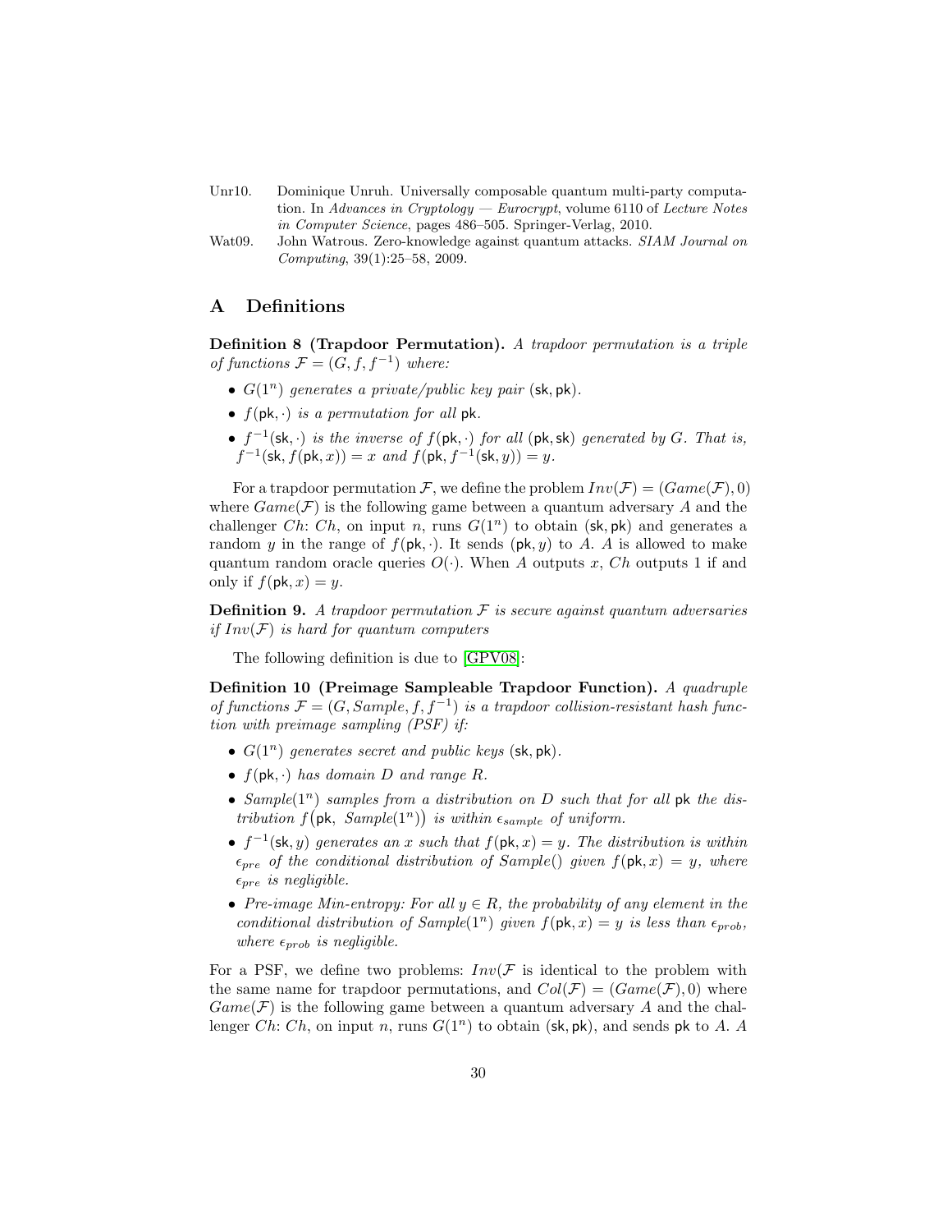Unr10. Dominique Unruh. Universally composable quantum multi-party computation. In *Advances in Cryptology — Eurocrypt*, volume 6110 of *Lecture Notes in Computer Science*, pages 486–505. Springer-Verlag, 2010.

Wat09. John Watrous. Zero-knowledge against quantum attacks. *SIAM Journal on Computing*, 39(1):25–58, 2009.

# A Definitions

**Definition 8 (Trapdoor Permutation).** *A trapdoor permutation is a triple of functions $\mathcal{F} = (G, f, f^{-1})$ where:*

- *$G(1^n)$ generates a private/public key pair $(\mathsf{sk}, \mathsf{pk})$.*
- *$f(\mathsf{pk}, \cdot)$ is a permutation for all $\mathsf{pk}$.*
- *$f^{-1}(\mathsf{sk}, \cdot)$ is the inverse of $f(\mathsf{pk}, \cdot)$ for all $(\mathsf{pk}, \mathsf{sk})$ generated by $G$. That is, $f^{-1}(\mathsf{sk}, f(\mathsf{pk}, x)) = x$ and $f(\mathsf{pk}, f^{-1}(\mathsf{sk}, y)) = y$.*

For a trapdoor permutation $\mathcal{F}$, we define the problem $Inv(\mathcal{F}) = (Game(\mathcal{F}), 0)$ where $Game(\mathcal{F})$ is the following game between a quantum adversary $A$ and the challenger $Ch$: $Ch$, on input $n$, runs $G(1^n)$ to obtain $(\mathsf{sk}, \mathsf{pk})$ and generates a random $y$ in the range of $f(\mathsf{pk}, \cdot)$. It sends $(\mathsf{pk}, y)$ to $A$. $A$ is allowed to make quantum random oracle queries $O(\cdot)$. When $A$ outputs $x$, $Ch$ outputs 1 if and only if $f(\mathsf{pk}, x) = y$.

**Definition 9.** *A trapdoor permutation $\mathcal{F}$ is secure against quantum adversaries if $Inv(\mathcal{F})$ is hard for quantum computers*

The following definition is due to [GPV08]:

**Definition 10 (Preimage Sampleable Trapdoor Function).** *A quadruple of functions $\mathcal{F} = (G, Sample, f, f^{-1})$ is a trapdoor collision-resistant hash function with preimage sampling (PSF) if:*

- *$G(1^n)$ generates secret and public keys $(\mathsf{sk}, \mathsf{pk})$.*
- *$f(\mathsf{pk}, \cdot)$ has domain $D$ and range $R$.*
- *$Sample(1^n)$ samples from a distribution on $D$ such that for all $\mathsf{pk}$ the distribution $f\big(\mathsf{pk},\ Sample(1^n)\big)$ is within $\epsilon_{sample}$ of uniform.*
- *$f^{-1}(\mathsf{sk}, y)$ generates an $x$ such that $f(\mathsf{pk}, x) = y$. The distribution is within $\epsilon_{pre}$ of the conditional distribution of $Sample()$ given $f(\mathsf{pk}, x) = y$, where $\epsilon_{pre}$ is negligible.*
- *Pre-image Min-entropy: For all $y \in R$, the probability of any element in the conditional distribution of $Sample(1^n)$ given $f(\mathsf{pk}, x) = y$ is less than $\epsilon_{prob}$, where $\epsilon_{prob}$ is negligible.*

For a PSF, we define two problems: $Inv(\mathcal{F}$ is identical to the problem with the same name for trapdoor permutations, and $Col(\mathcal{F}) = (Game(\mathcal{F}), 0)$ where $Game(\mathcal{F})$ is the following game between a quantum adversary $A$ and the challenger $Ch$: $Ch$, on input $n$, runs $G(1^n)$ to obtain $(\mathsf{sk}, \mathsf{pk})$, and sends $\mathsf{pk}$ to $A$. $A$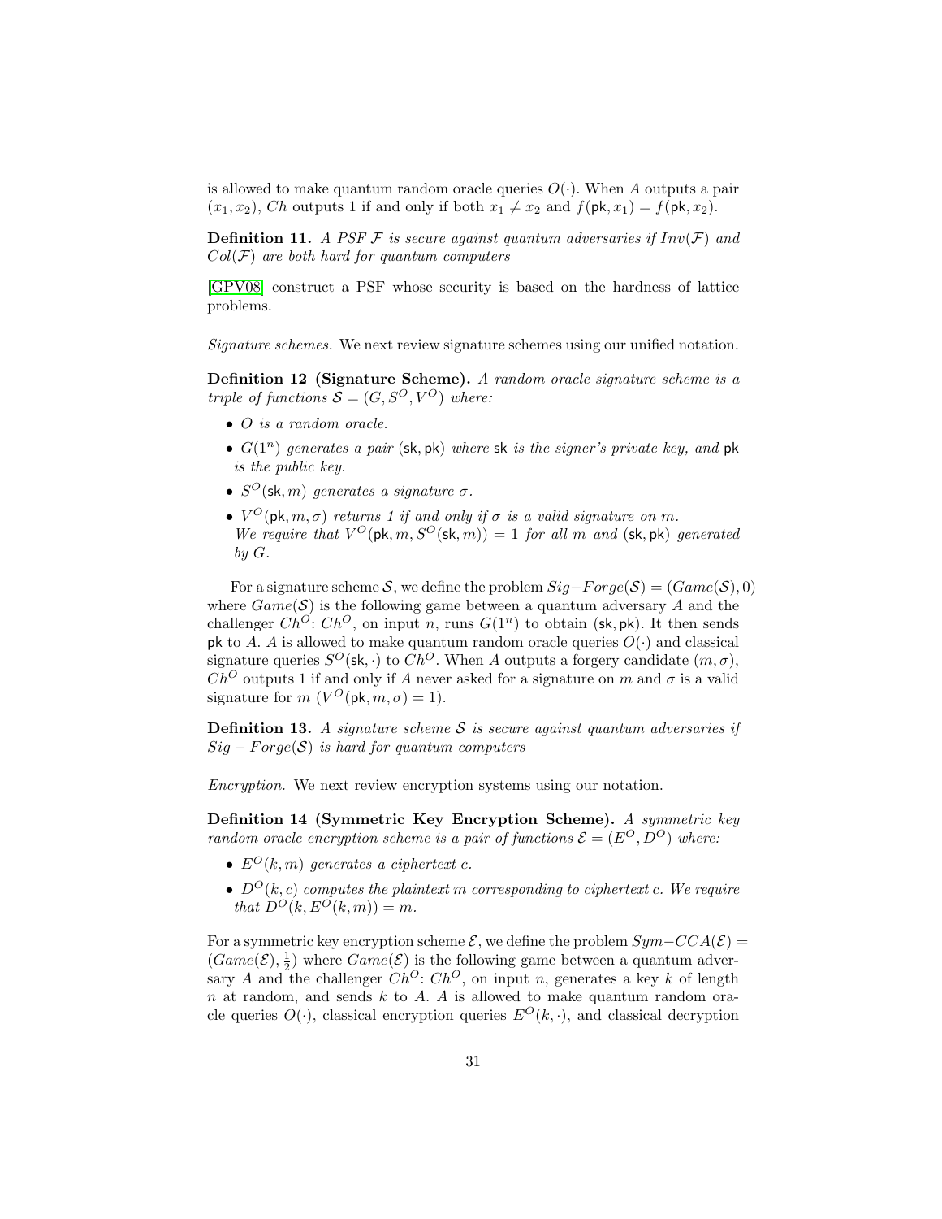is allowed to make quantum random oracle queries $O(\cdot)$. When $A$ outputs a pair $(x_1, x_2)$, $Ch$ outputs 1 if and only if both $x_1 \neq x_2$ and $f(\mathsf{pk}, x_1) = f(\mathsf{pk}, x_2)$.

**Definition 11.** *A PSF $\mathcal{F}$ is secure against quantum adversaries if $Inv(\mathcal{F})$ and $Col(\mathcal{F})$ are both hard for quantum computers*

[GPV08] construct a PSF whose security is based on the hardness of lattice problems.

*Signature schemes.* We next review signature schemes using our unified notation.

**Definition 12 (Signature Scheme).** *A random oracle signature scheme is a triple of functions $\mathcal{S} = (G, S^O, V^O)$ where:*

- *$O$ is a random oracle.*
- *$G(1^n)$ generates a pair $(\mathsf{sk}, \mathsf{pk})$ where $\mathsf{sk}$ is the signer's private key, and $\mathsf{pk}$ is the public key.*
- *$S^O(\mathsf{sk}, m)$ generates a signature $\sigma$.*
- *$V^O(\mathsf{pk}, m, \sigma)$ returns 1 if and only if $\sigma$ is a valid signature on $m$. We require that $V^O(\mathsf{pk}, m, S^O(\mathsf{sk}, m)) = 1$ for all $m$ and $(\mathsf{sk}, \mathsf{pk})$ generated by $G$.*

For a signature scheme $\mathcal{S}$, we define the problem $Sig{-}Forge(\mathcal{S}) = (Game(\mathcal{S}), 0)$ where $Game(\mathcal{S})$ is the following game between a quantum adversary $A$ and the challenger $Ch^O$: $Ch^O$, on input $n$, runs $G(1^n)$ to obtain $(\mathsf{sk}, \mathsf{pk})$. It then sends $\mathsf{pk}$ to $A$. $A$ is allowed to make quantum random oracle queries $O(\cdot)$ and classical signature queries $S^O(\mathsf{sk}, \cdot)$ to $Ch^O$. When $A$ outputs a forgery candidate $(m, \sigma)$, $Ch^O$ outputs 1 if and only if $A$ never asked for a signature on $m$ and $\sigma$ is a valid signature for $m$ ($V^O(\mathsf{pk}, m, \sigma) = 1$).

**Definition 13.** *A signature scheme $\mathcal{S}$ is secure against quantum adversaries if $Sig - Forge(\mathcal{S})$ is hard for quantum computers*

*Encryption.* We next review encryption systems using our notation.

**Definition 14 (Symmetric Key Encryption Scheme).** *A symmetric key random oracle encryption scheme is a pair of functions $\mathcal{E} = (E^O, D^O)$ where:*

- *$E^O(k, m)$ generates a ciphertext $c$.*
- *$D^O(k, c)$ computes the plaintext $m$ corresponding to ciphertext $c$. We require that $D^O(k, E^O(k, m)) = m$.*

For a symmetric key encryption scheme $\mathcal{E}$, we define the problem $Sym{-}CCA(\mathcal{E}) = (Game(\mathcal{E}), \frac{1}{2})$ where $Game(\mathcal{E})$ is the following game between a quantum adversary $A$ and the challenger $Ch^O$: $Ch^O$, on input $n$, generates a key $k$ of length $n$ at random, and sends $k$ to $A$. $A$ is allowed to make quantum random oracle queries $O(\cdot)$, classical encryption queries $E^O(k, \cdot)$, and classical decryption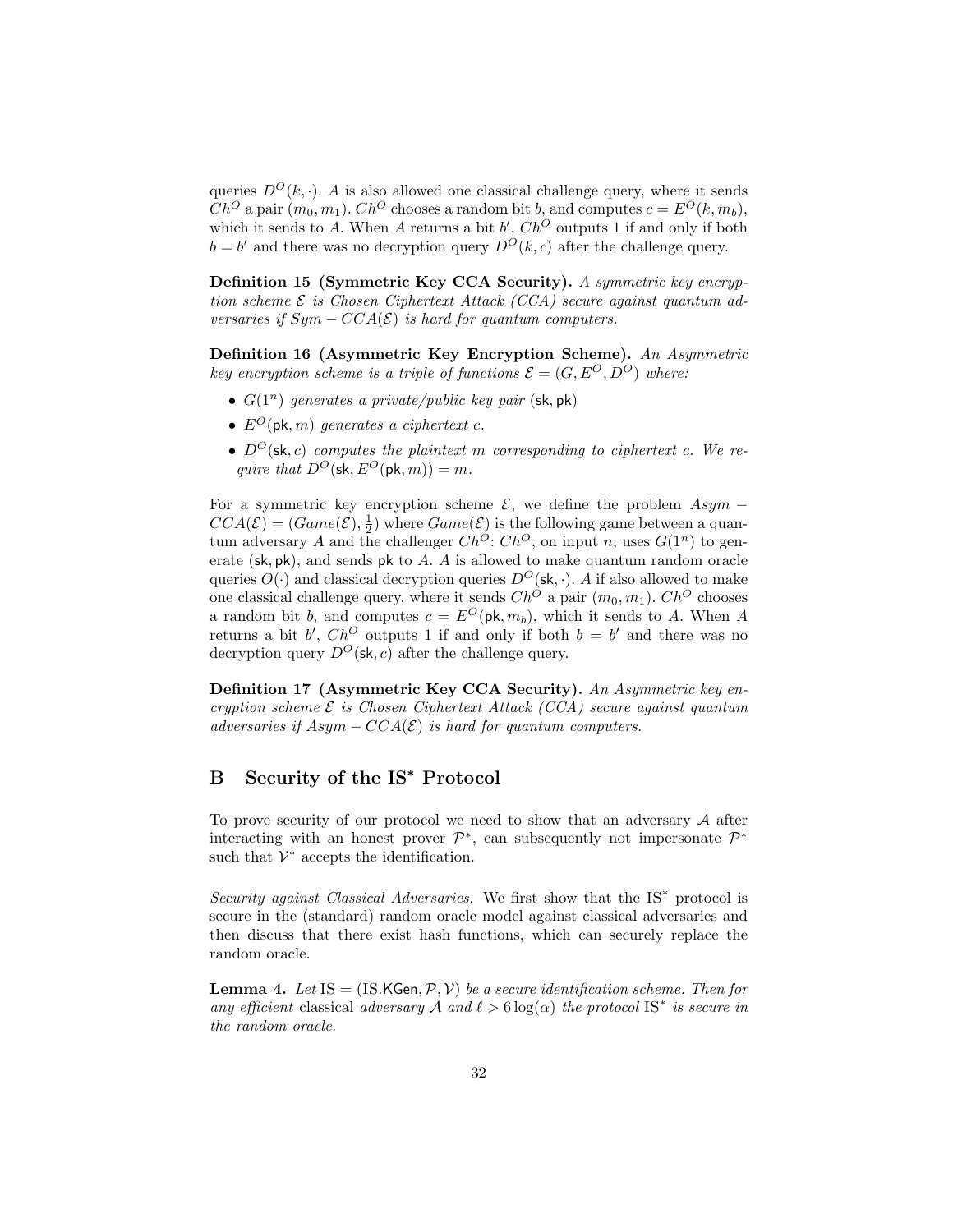queries $D^O(k, \cdot)$. $A$ is also allowed one classical challenge query, where it sends $Ch^O$ a pair $(m_0, m_1)$. $Ch^O$ chooses a random bit $b$, and computes $c = E^O(k, m_b)$, which it sends to $A$. When $A$ returns a bit $b'$, $Ch^O$ outputs 1 if and only if both $b = b'$ and there was no decryption query $D^O(k, c)$ after the challenge query.

**Definition 15 (Symmetric Key CCA Security).** *A symmetric key encryption scheme $\mathcal{E}$ is Chosen Ciphertext Attack (CCA) secure against quantum adversaries if $Sym - CCA(\mathcal{E})$ is hard for quantum computers.*

**Definition 16 (Asymmetric Key Encryption Scheme).** *An Asymmetric key encryption scheme is a triple of functions $\mathcal{E} = (G, E^O, D^O)$ where:*

- *$G(1^n)$ generates a private/public key pair $(\mathsf{sk}, \mathsf{pk})$*
- *$E^O(\mathsf{pk}, m)$ generates a ciphertext $c$.*
- *$D^O(\mathsf{sk}, c)$ computes the plaintext $m$ corresponding to ciphertext $c$. We require that $D^O(\mathsf{sk}, E^O(\mathsf{pk}, m)) = m$.*

For a symmetric key encryption scheme $\mathcal{E}$, we define the problem $Asym - CCA(\mathcal{E}) = (Game(\mathcal{E}), \frac{1}{2})$ where $Game(\mathcal{E})$ is the following game between a quantum adversary $A$ and the challenger $Ch^O$: $Ch^O$, on input $n$, uses $G(1^n)$ to generate $(\mathsf{sk}, \mathsf{pk})$, and sends $\mathsf{pk}$ to $A$. $A$ is allowed to make quantum random oracle queries $O(\cdot)$ and classical decryption queries $D^O(\mathsf{sk}, \cdot)$. $A$ if also allowed to make one classical challenge query, where it sends $Ch^O$ a pair $(m_0, m_1)$. $Ch^O$ chooses a random bit $b$, and computes $c = E^O(\mathsf{pk}, m_b)$, which it sends to $A$. When $A$ returns a bit $b'$, $Ch^O$ outputs 1 if and only if both $b = b'$ and there was no decryption query $D^O(\mathsf{sk}, c)$ after the challenge query.

**Definition 17 (Asymmetric Key CCA Security).** *An Asymmetric key encryption scheme $\mathcal{E}$ is Chosen Ciphertext Attack (CCA) secure against quantum adversaries if $Asym - CCA(\mathcal{E})$ is hard for quantum computers.*

# B Security of the IS* Protocol

To prove security of our protocol we need to show that an adversary $\mathcal{A}$ after interacting with an honest prover $\mathcal{P}^*$, can subsequently not impersonate $\mathcal{P}^*$ such that $\mathcal{V}^*$ accepts the identification.

*Security against Classical Adversaries.* We first show that the IS* protocol is secure in the (standard) random oracle model against classical adversaries and then discuss that there exist hash functions, which can securely replace the random oracle.

**Lemma 4.** *Let $\mathrm{IS} = (\mathrm{IS}.\mathsf{KGen}, \mathcal{P}, \mathcal{V})$ be a secure identification scheme. Then for any efficient* classical *adversary $\mathcal{A}$ and $\ell > 6 \log(\alpha)$ the protocol $\mathrm{IS}^*$ is secure in the random oracle.*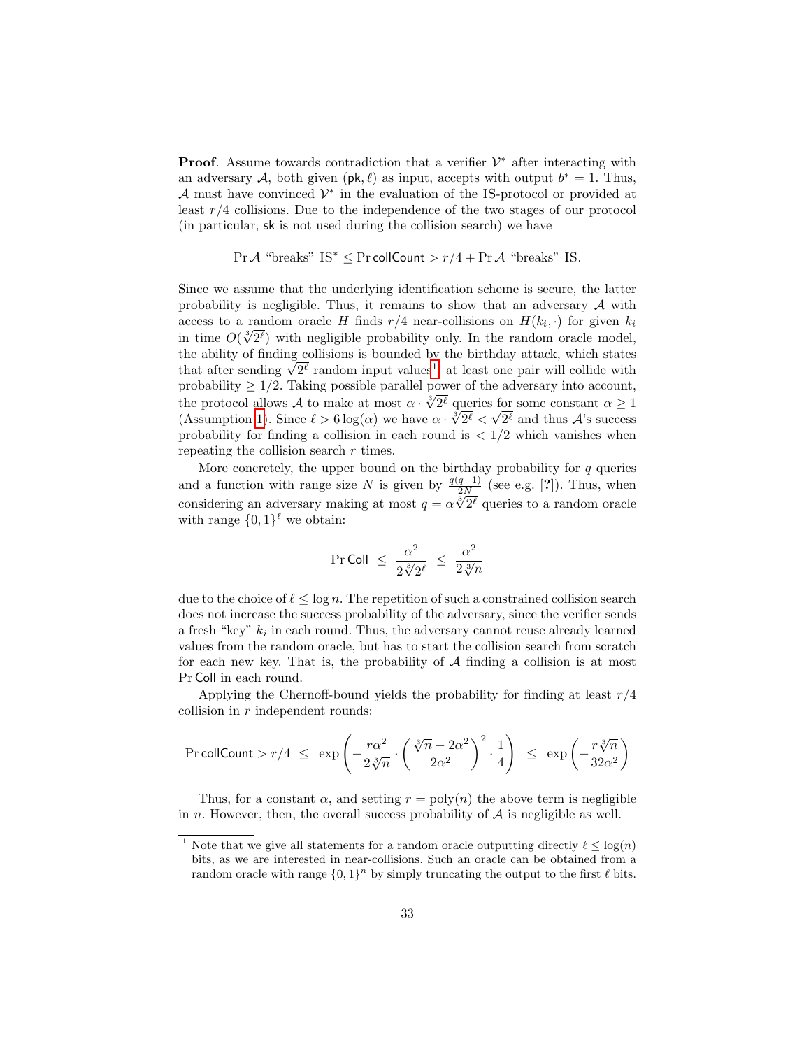**Proof**. Assume towards contradiction that a verifier $\mathcal{V}^*$ after interacting with an adversary $\mathcal{A}$, both given $(\mathsf{pk}, \ell)$ as input, accepts with output $b^* = 1$. Thus, $\mathcal{A}$ must have convinced $\mathcal{V}^*$ in the evaluation of the IS-protocol or provided at least $r/4$ collisions. Due to the independence of the two stages of our protocol (in particular, $\mathsf{sk}$ is not used during the collision search) we have

$$\Pr \mathcal{A} \text{ "breaks" IS}^* \leq \Pr \mathsf{collCount} > r/4 + \Pr \mathcal{A} \text{ "breaks" IS}.$$

Since we assume that the underlying identification scheme is secure, the latter probability is negligible. Thus, it remains to show that an adversary $\mathcal{A}$ with access to a random oracle $H$ finds $r/4$ near-collisions on $H(k_i, \cdot)$ for given $k_i$ in time $O(\sqrt[3]{2^\ell})$ with negligible probability only. In the random oracle model, the ability of finding collisions is bounded by the birthday attack, which states that after sending $\sqrt{2^\ell}$ random input values[1], at least one pair will collide with probability $\geq 1/2$. Taking possible parallel power of the adversary into account, the protocol allows $\mathcal{A}$ to make at most $\alpha \cdot \sqrt[3]{2^\ell}$ queries for some constant $\alpha \geq 1$ (Assumption 1). Since $\ell > 6 \log(\alpha)$ we have $\alpha \cdot \sqrt[3]{2^\ell} < \sqrt{2^\ell}$ and thus $\mathcal{A}$'s success probability for finding a collision in each round is $< 1/2$ which vanishes when repeating the collision search $r$ times.

More concretely, the upper bound on the birthday probability for $q$ queries and a function with range size $N$ is given by $\frac{q(q-1)}{2N}$ (see e.g. [?]). Thus, when considering an adversary making at most $q = \alpha \sqrt[3]{2^\ell}$ queries to a random oracle with range $\{0, 1\}^\ell$ we obtain:

$$\Pr \mathsf{Coll} \;\leq\; \frac{\alpha^2}{2\sqrt[3]{2^\ell}} \;\leq\; \frac{\alpha^2}{2\sqrt[3]{n}}$$

due to the choice of $\ell \leq \log n$. The repetition of such a constrained collision search does not increase the success probability of the adversary, since the verifier sends a fresh "key" $k_i$ in each round. Thus, the adversary cannot reuse already learned values from the random oracle, but has to start the collision search from scratch for each new key. That is, the probability of $\mathcal{A}$ finding a collision is at most $\Pr \mathsf{Coll}$ in each round.

Applying the Chernoff-bound yields the probability for finding at least $r/4$ collision in $r$ independent rounds:

$$\Pr \mathsf{collCount} > r/4 \;\leq\; \exp\left(-\frac{r\alpha^2}{2\sqrt[3]{n}} \cdot \left(\frac{\sqrt[3]{n} - 2\alpha^2}{2\alpha^2}\right)^2 \cdot \frac{1}{4}\right) \;\leq\; \exp\left(-\frac{r\sqrt[3]{n}}{32\alpha^2}\right)$$

Thus, for a constant $\alpha$, and setting $r = \mathrm{poly}(n)$ the above term is negligible in $n$. However, then, the overall success probability of $\mathcal{A}$ is negligible as well.

[1] Note that we give all statements for a random oracle outputting directly $\ell \leq \log(n)$ bits, as we are interested in near-collisions. Such an oracle can be obtained from a random oracle with range $\{0, 1\}^n$ by simply truncating the output to the first $\ell$ bits.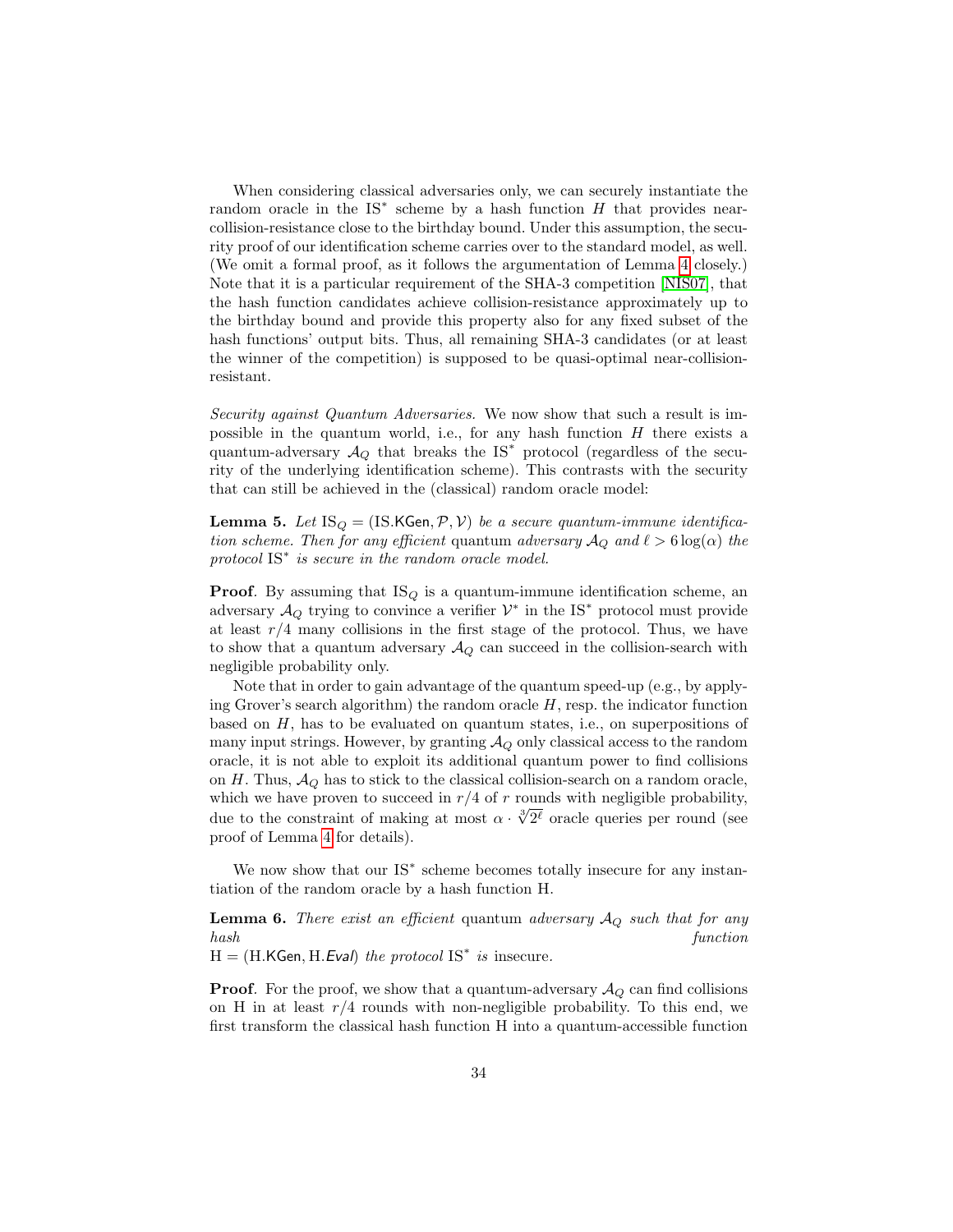When considering classical adversaries only, we can securely instantiate the random oracle in the $\mathrm{IS}^*$ scheme by a hash function $H$ that provides near-collision-resistance close to the birthday bound. Under this assumption, the security proof of our identification scheme carries over to the standard model, as well. (We omit a formal proof, as it follows the argumentation of Lemma 4 closely.) Note that it is a particular requirement of the SHA-3 competition [NIS07], that the hash function candidates achieve collision-resistance approximately up to the birthday bound and provide this property also for any fixed subset of the hash functions' output bits. Thus, all remaining SHA-3 candidates (or at least the winner of the competition) is supposed to be quasi-optimal near-collision-resistant.

*Security against Quantum Adversaries.* We now show that such a result is impossible in the quantum world, i.e., for any hash function $H$ there exists a quantum-adversary $\mathcal{A}_Q$ that breaks the $\mathrm{IS}^*$ protocol (regardless of the security of the underlying identification scheme). This contrasts with the security that can still be achieved in the (classical) random oracle model:

**Lemma 5.** *Let $\mathrm{IS}_Q = (\mathrm{IS}.\mathsf{KGen}, \mathcal{P}, \mathcal{V})$ be a secure quantum-immune identification scheme. Then for any efficient* quantum *adversary $\mathcal{A}_Q$ and $\ell > 6\log(\alpha)$ the protocol $\mathrm{IS}^*$ is secure in the random oracle model.*

**Proof**. By assuming that $\mathrm{IS}_Q$ is a quantum-immune identification scheme, an adversary $\mathcal{A}_Q$ trying to convince a verifier $\mathcal{V}^*$ in the $\mathrm{IS}^*$ protocol must provide at least $r/4$ many collisions in the first stage of the protocol. Thus, we have to show that a quantum adversary $\mathcal{A}_Q$ can succeed in the collision-search with negligible probability only.

Note that in order to gain advantage of the quantum speed-up (e.g., by applying Grover's search algorithm) the random oracle $H$, resp. the indicator function based on $H$, has to be evaluated on quantum states, i.e., on superpositions of many input strings. However, by granting $\mathcal{A}_Q$ only classical access to the random oracle, it is not able to exploit its additional quantum power to find collisions on $H$. Thus, $\mathcal{A}_Q$ has to stick to the classical collision-search on a random oracle, which we have proven to succeed in $r/4$ of $r$ rounds with negligible probability, due to the constraint of making at most $\alpha \cdot \sqrt[3]{2^\ell}$ oracle queries per round (see proof of Lemma 4 for details).

We now show that our $\mathrm{IS}^*$ scheme becomes totally insecure for any instantiation of the random oracle by a hash function H.

**Lemma 6.** *There exist an efficient* quantum *adversary $\mathcal{A}_Q$ such that for any hash function $\mathrm{H} = (\mathrm{H}.\mathsf{KGen}, \mathrm{H}.\mathsf{Eval})$ the protocol $\mathrm{IS}^*$ is* insecure.

**Proof**. For the proof, we show that a quantum-adversary $\mathcal{A}_Q$ can find collisions on H in at least $r/4$ rounds with non-negligible probability. To this end, we first transform the classical hash function H into a quantum-accessible function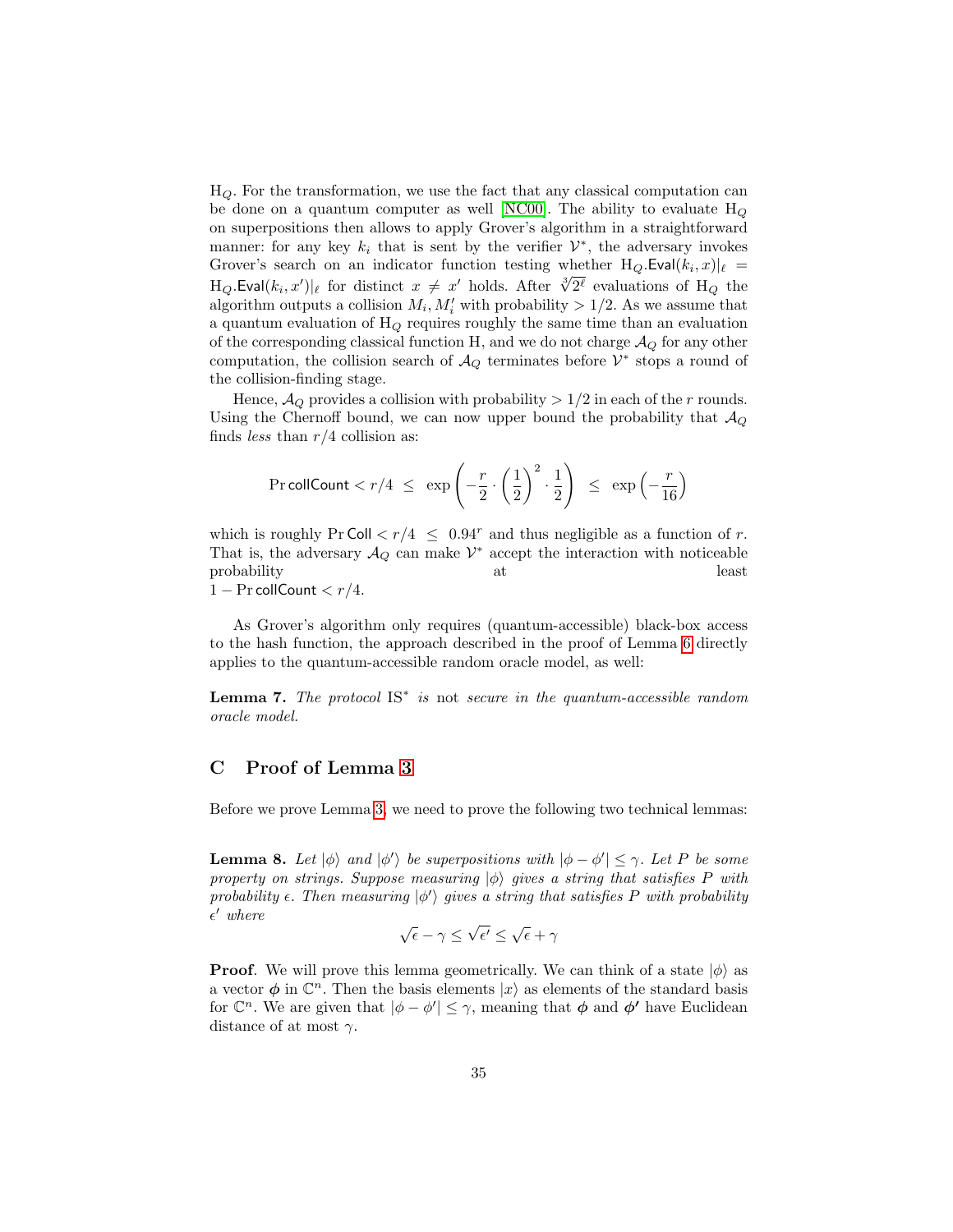$\mathrm{H}_Q$. For the transformation, we use the fact that any classical computation can be done on a quantum computer as well [NC00]. The ability to evaluate $\mathrm{H}_Q$ on superpositions then allows to apply Grover's algorithm in a straightforward manner: for any key $k_i$ that is sent by the verifier $\mathcal{V}^*$, the adversary invokes Grover's search on an indicator function testing whether $\mathrm{H}_Q.\mathsf{Eval}(k_i, x)|_\ell = \mathrm{H}_Q.\mathsf{Eval}(k_i, x')|_\ell$ for distinct $x \neq x'$ holds. After $\sqrt[3]{2^\ell}$ evaluations of $\mathrm{H}_Q$ the algorithm outputs a collision $M_i, M_i'$ with probability $> 1/2$. As we assume that a quantum evaluation of $\mathrm{H}_Q$ requires roughly the same time than an evaluation of the corresponding classical function H, and we do not charge $\mathcal{A}_Q$ for any other computation, the collision search of $\mathcal{A}_Q$ terminates before $\mathcal{V}^*$ stops a round of the collision-finding stage.

Hence, $\mathcal{A}_Q$ provides a collision with probability $> 1/2$ in each of the $r$ rounds. Using the Chernoff bound, we can now upper bound the probability that $\mathcal{A}_Q$ finds *less* than $r/4$ collision as:

$$\Pr \mathsf{collCount} < r/4 \;\leq\; \exp\left(-\frac{r}{2} \cdot \left(\frac{1}{2}\right)^2 \cdot \frac{1}{2}\right) \;\leq\; \exp\left(-\frac{r}{16}\right)$$

which is roughly $\Pr \mathsf{Coll} < r/4 \;\leq\; 0.94^r$ and thus negligible as a function of $r$. That is, the adversary $\mathcal{A}_Q$ can make $\mathcal{V}^*$ accept the interaction with noticeable probability at least $1 - \Pr \mathsf{collCount} < r/4$.

As Grover's algorithm only requires (quantum-accessible) black-box access to the hash function, the approach described in the proof of Lemma 6 directly applies to the quantum-accessible random oracle model, as well:

**Lemma 7.** *The protocol* $\mathrm{IS}^*$ *is* not *secure in the quantum-accessible random oracle model.*

## C Proof of Lemma 3

Before we prove Lemma 3, we need to prove the following two technical lemmas:

**Lemma 8.** *Let $|\phi\rangle$ and $|\phi'\rangle$ be superpositions with $|\phi - \phi'| \leq \gamma$. Let $P$ be some property on strings. Suppose measuring $|\phi\rangle$ gives a string that satisfies $P$ with probability $\epsilon$. Then measuring $|\phi'\rangle$ gives a string that satisfies $P$ with probability $\epsilon'$ where*

$$\sqrt{\epsilon} - \gamma \leq \sqrt{\epsilon'} \leq \sqrt{\epsilon} + \gamma$$

**Proof**. We will prove this lemma geometrically. We can think of a state $|\phi\rangle$ as a vector $\boldsymbol{\phi}$ in $\mathbb{C}^n$. Then the basis elements $|x\rangle$ as elements of the standard basis for $\mathbb{C}^n$. We are given that $|\phi - \phi'| \leq \gamma$, meaning that $\boldsymbol{\phi}$ and $\boldsymbol{\phi'}$ have Euclidean distance of at most $\gamma$.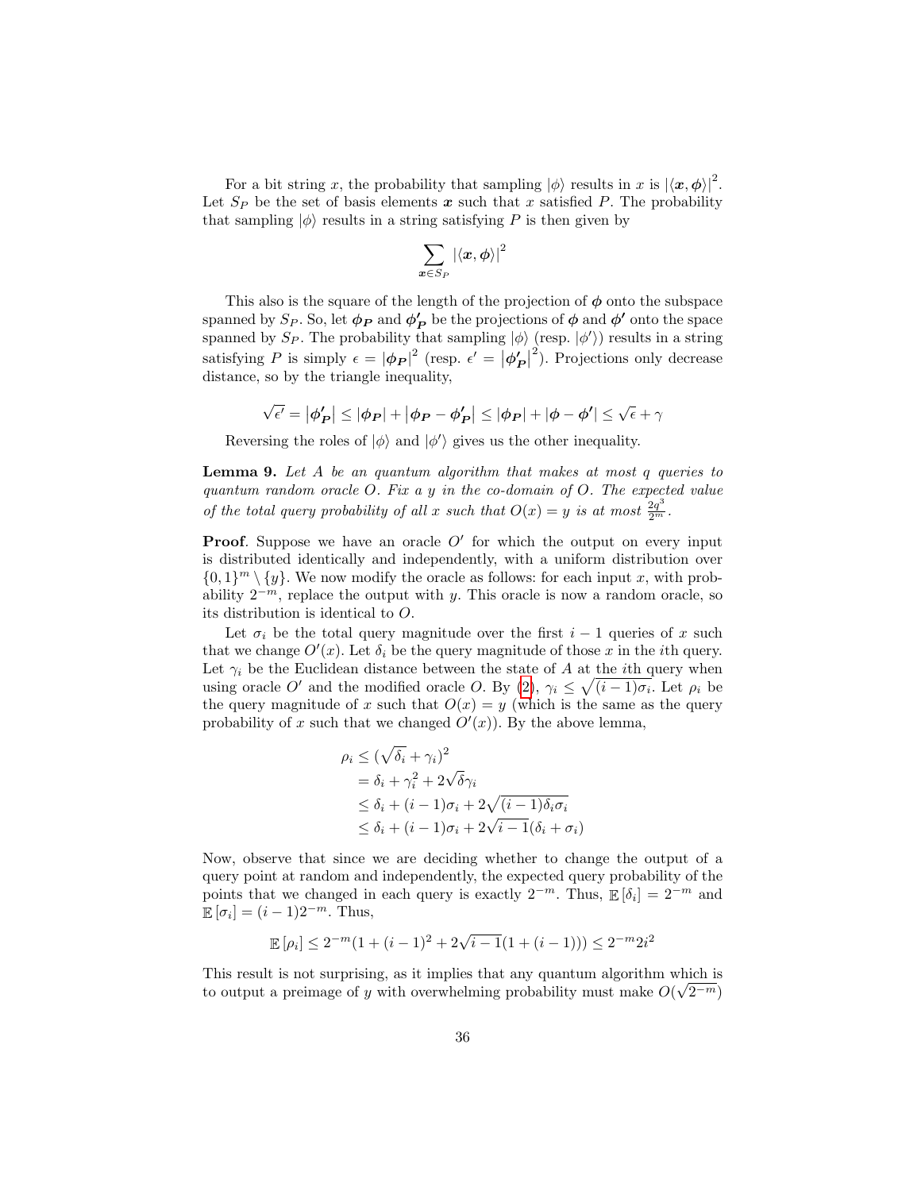For a bit string $x$, the probability that sampling $|\phi\rangle$ results in $x$ is $|\langle \boldsymbol{x}, \boldsymbol{\phi} \rangle|^2$. Let $S_P$ be the set of basis elements $\boldsymbol{x}$ such that $x$ satisfied $P$. The probability that sampling $|\phi\rangle$ results in a string satisfying $P$ is then given by

$$\sum_{\boldsymbol{x} \in S_P} |\langle \boldsymbol{x}, \boldsymbol{\phi} \rangle|^2$$

This also is the square of the length of the projection of $\boldsymbol{\phi}$ onto the subspace spanned by $S_P$. So, let $\boldsymbol{\phi_P}$ and $\boldsymbol{\phi'_P}$ be the projections of $\boldsymbol{\phi}$ and $\boldsymbol{\phi'}$ onto the space spanned by $S_P$. The probability that sampling $|\phi\rangle$ (resp. $|\phi'\rangle$) results in a string satisfying $P$ is simply $\epsilon = |\boldsymbol{\phi_P}|^2$ (resp. $\epsilon' = |\boldsymbol{\phi'_P}|^2$). Projections only decrease distance, so by the triangle inequality,

$$\sqrt{\epsilon'} = |\boldsymbol{\phi'_P}| \leq |\boldsymbol{\phi_P}| + |\boldsymbol{\phi_P} - \boldsymbol{\phi'_P}| \leq |\boldsymbol{\phi_P}| + |\boldsymbol{\phi} - \boldsymbol{\phi'}| \leq \sqrt{\epsilon} + \gamma$$

Reversing the roles of $|\phi\rangle$ and $|\phi'\rangle$ gives us the other inequality.

**Lemma 9.** *Let $A$ be an quantum algorithm that makes at most $q$ queries to quantum random oracle $O$. Fix a $y$ in the co-domain of $O$. The expected value of the total query probability of all $x$ such that $O(x) = y$ is at most $\frac{2q^3}{2^m}$.*

**Proof**. Suppose we have an oracle $O'$ for which the output on every input is distributed identically and independently, with a uniform distribution over $\{0,1\}^m \setminus \{y\}$. We now modify the oracle as follows: for each input $x$, with probability $2^{-m}$, replace the output with $y$. This oracle is now a random oracle, so its distribution is identical to $O$.

Let $\sigma_i$ be the total query magnitude over the first $i-1$ queries of $x$ such that we change $O'(x)$. Let $\delta_i$ be the query magnitude of those $x$ in the $i$th query. Let $\gamma_i$ be the Euclidean distance between the state of $A$ at the $i$th query when using oracle $O'$ and the modified oracle $O$. By (2), $\gamma_i \leq \sqrt{(i-1)\sigma_i}$. Let $\rho_i$ be the query magnitude of $x$ such that $O(x) = y$ (which is the same as the query probability of $x$ such that we changed $O'(x)$). By the above lemma,

$$\begin{aligned}
\rho_i &\leq (\sqrt{\delta_i} + \gamma_i)^2 \\
&= \delta_i + \gamma_i^2 + 2\sqrt{\delta}\gamma_i \\
&\leq \delta_i + (i-1)\sigma_i + 2\sqrt{(i-1)\delta_i\sigma_i} \\
&\leq \delta_i + (i-1)\sigma_i + 2\sqrt{i-1}(\delta_i + \sigma_i)
\end{aligned}$$

Now, observe that since we are deciding whether to change the output of a query point at random and independently, the expected query probability of the points that we changed in each query is exactly $2^{-m}$. Thus, $\mathbb{E}[\delta_i] = 2^{-m}$ and $\mathbb{E}[\sigma_i] = (i-1)2^{-m}$. Thus,

$$\mathbb{E}[\rho_i] \leq 2^{-m}(1 + (i-1)^2 + 2\sqrt{i-1}(1 + (i-1))) \leq 2^{-m}2i^2$$

This result is not surprising, as it implies that any quantum algorithm which is to output a preimage of $y$ with overwhelming probability must make $O(\sqrt{2^{-m}})$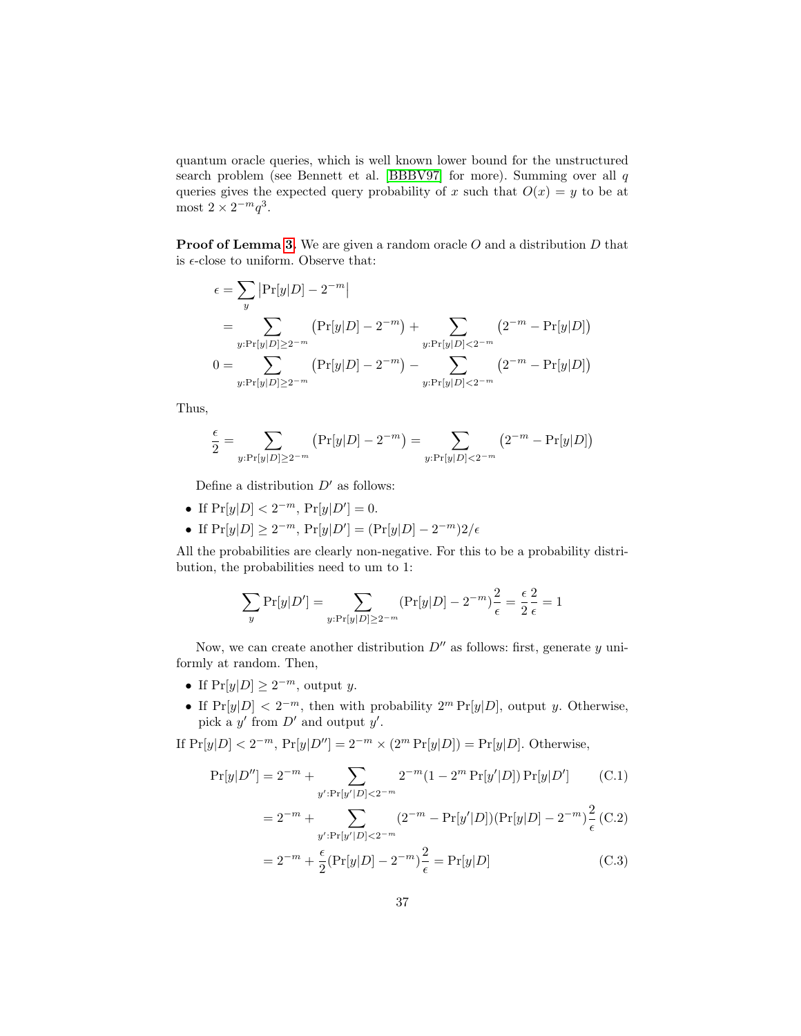quantum oracle queries, which is well known lower bound for the unstructured search problem (see Bennett et al. [BBBV97] for more). Summing over all $q$ queries gives the expected query probability of $x$ such that $O(x) = y$ to be at most $2 \times 2^{-m} q^3$.

**Proof of Lemma 3.** We are given a random oracle $O$ and a distribution $D$ that is $\epsilon$-close to uniform. Observe that:

$$
\begin{aligned}
\epsilon &= \sum_y \left|\Pr[y|D] - 2^{-m}\right| \\
&= \sum_{y:\Pr[y|D]\geq 2^{-m}} \left(\Pr[y|D] - 2^{-m}\right) + \sum_{y:\Pr[y|D]<2^{-m}} \left(2^{-m} - \Pr[y|D]\right) \\
0 &= \sum_{y:\Pr[y|D]\geq 2^{-m}} \left(\Pr[y|D] - 2^{-m}\right) - \sum_{y:\Pr[y|D]<2^{-m}} \left(2^{-m} - \Pr[y|D]\right)
\end{aligned}
$$

Thus,

$$
\frac{\epsilon}{2} = \sum_{y:\Pr[y|D]\geq 2^{-m}} \left(\Pr[y|D] - 2^{-m}\right) = \sum_{y:\Pr[y|D]<2^{-m}} \left(2^{-m} - \Pr[y|D]\right)
$$

Define a distribution $D'$ as follows:

- If $\Pr[y|D] < 2^{-m}$, $\Pr[y|D'] = 0$.
- If $\Pr[y|D] \geq 2^{-m}$, $\Pr[y|D'] = (\Pr[y|D] - 2^{-m})2/\epsilon$

All the probabilities are clearly non-negative. For this to be a probability distribution, the probabilities need to um to 1:

$$
\sum_y \Pr[y|D'] = \sum_{y:\Pr[y|D]\geq 2^{-m}} (\Pr[y|D] - 2^{-m})\frac{2}{\epsilon} = \frac{\epsilon}{2}\frac{2}{\epsilon} = 1
$$

Now, we can create another distribution $D''$ as follows: first, generate $y$ uniformly at random. Then,

- If $\Pr[y|D] \geq 2^{-m}$, output $y$.
- If $\Pr[y|D] < 2^{-m}$, then with probability $2^m \Pr[y|D]$, output $y$. Otherwise, pick a $y'$ from $D'$ and output $y'$.

If $\Pr[y|D] < 2^{-m}$, $\Pr[y|D''] = 2^{-m} \times (2^m \Pr[y|D]) = \Pr[y|D]$. Otherwise,

$$
\begin{aligned}
\Pr[y|D''] &= 2^{-m} + \sum_{y':\Pr[y'|D]<2^{-m}} 2^{-m}(1 - 2^m \Pr[y'|D]) \Pr[y|D'] && \text{(C.1)} \\
&= 2^{-m} + \sum_{y':\Pr[y'|D]<2^{-m}} (2^{-m} - \Pr[y'|D])(\Pr[y|D] - 2^{-m})\frac{2}{\epsilon} && \text{(C.2)} \\
&= 2^{-m} + \frac{\epsilon}{2}(\Pr[y|D] - 2^{-m})\frac{2}{\epsilon} = \Pr[y|D] && \text{(C.3)}
\end{aligned}
$$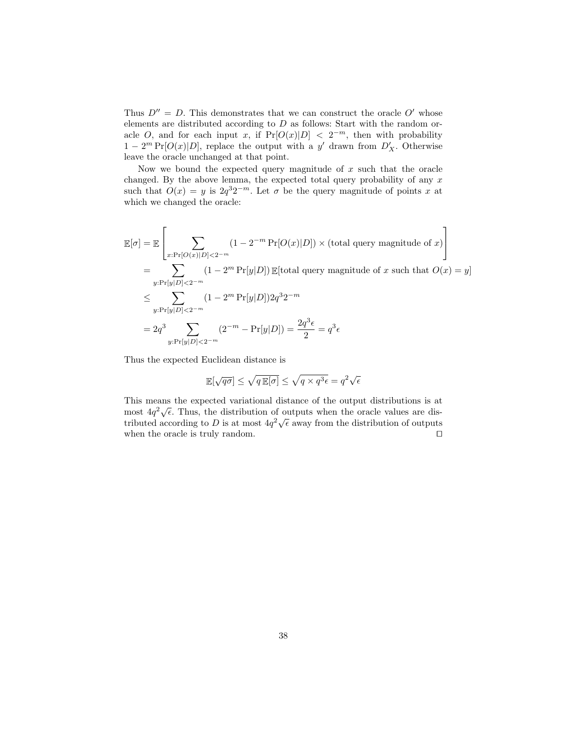Thus $D'' = D$. This demonstrates that we can construct the oracle $O'$ whose elements are distributed according to $D$ as follows: Start with the random oracle $O$, and for each input $x$, if $\Pr[O(x)|D] < 2^{-m}$, then with probability $1 - 2^m \Pr[O(x)|D]$, replace the output with a $y'$ drawn from $D'_X$. Otherwise leave the oracle unchanged at that point.

Now we bound the expected query magnitude of $x$ such that the oracle changed. By the above lemma, the expected total query probability of any $x$ such that $O(x) = y$ is $2q^3 2^{-m}$. Let $\sigma$ be the query magnitude of points $x$ at which we changed the oracle:

$$
\begin{aligned}
\mathbb{E}[\sigma] &= \mathbb{E}\left[\sum_{x:\Pr[O(x)|D]<2^{-m}} (1 - 2^{-m}\Pr[O(x)|D]) \times (\text{total query magnitude of } x)\right] \\
&= \sum_{y:\Pr[y|D]<2^{-m}} (1 - 2^m \Pr[y|D])\, \mathbb{E}[\text{total query magnitude of } x \text{ such that } O(x) = y] \\
&\le \sum_{y:\Pr[y|D]<2^{-m}} (1 - 2^m \Pr[y|D]) 2q^3 2^{-m} \\
&= 2q^3 \sum_{y:\Pr[y|D]<2^{-m}} (2^{-m} - \Pr[y|D]) = \frac{2q^3\epsilon}{2} = q^3\epsilon
\end{aligned}
$$

Thus the expected Euclidean distance is

$$
\mathbb{E}[\sqrt{q\sigma}] \le \sqrt{q\,\mathbb{E}[\sigma]} \le \sqrt{q \times q^3\epsilon} = q^2\sqrt{\epsilon}
$$

This means the expected variational distance of the output distributions is at most $4q^2\sqrt{\epsilon}$. Thus, the distribution of outputs when the oracle values are distributed according to $D$ is at most $4q^2\sqrt{\epsilon}$ away from the distribution of outputs when the oracle is truly random. $\square$